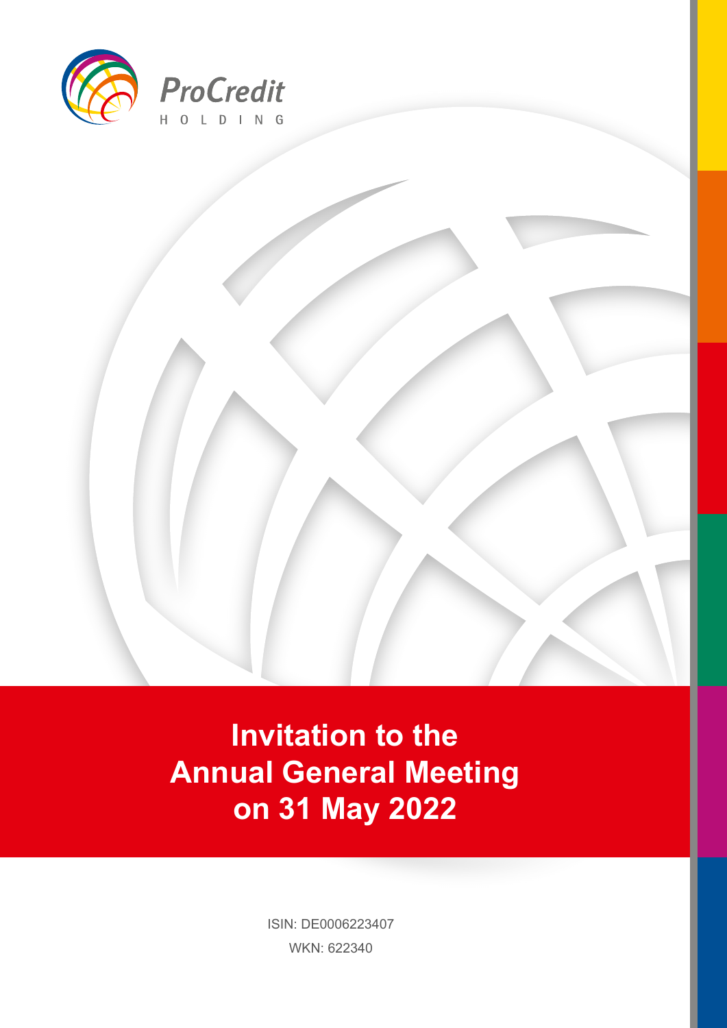ProCredit

HOLDING

# Invitation to the Annual General Meeting on 31 May 2022

ISIN: DE0006223407

WKN: 622340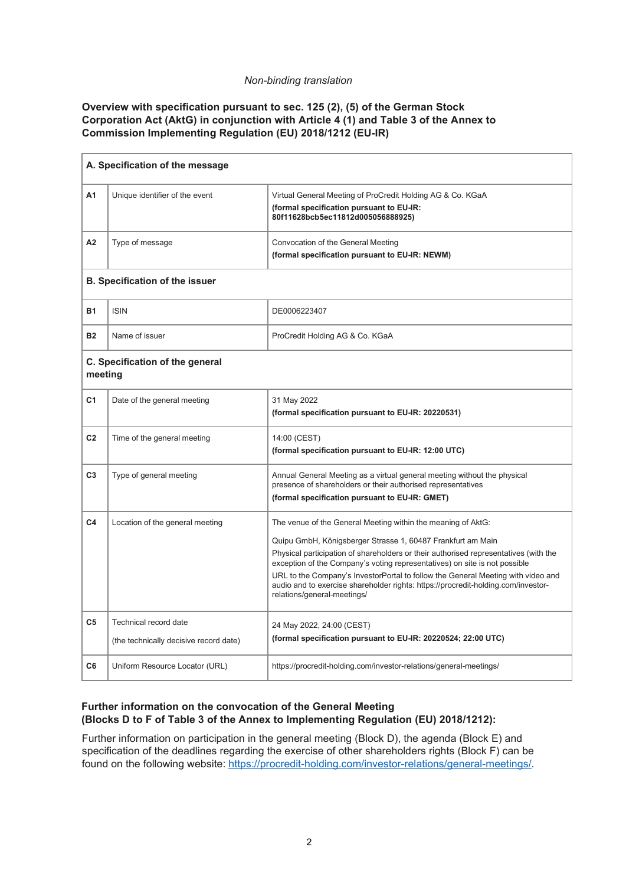*Non-binding translation*

**Overview with specification pursuant to sec. 125 (2), (5) of the German Stock Corporation Act (AktG) in conjunction with Article 4 (1) and Table 3 of the Annex to Commission Implementing Regulation (EU) 2018/1212 (EU-IR)**

| **A. Specification of the message** | | |
|---|---|---|
| **A1** | Unique identifier of the event | Virtual General Meeting of ProCredit Holding AG & Co. KGaA<br>**(formal specification pursuant to EU-IR: 80f11628bcb5ec11812d005056888925)** |
| **A2** | Type of message | Convocation of the General Meeting<br>**(formal specification pursuant to EU-IR: NEWM)** |
| **B. Specification of the issuer** | | |
| **B1** | ISIN | DE0006223407 |
| **B2** | Name of issuer | ProCredit Holding AG & Co. KGaA |
| **C. Specification of the general meeting** | | |
| **C1** | Date of the general meeting | 31 May 2022<br>**(formal specification pursuant to EU-IR: 20220531)** |
| **C2** | Time of the general meeting | 14:00 (CEST)<br>**(formal specification pursuant to EU-IR: 12:00 UTC)** |
| **C3** | Type of general meeting | Annual General Meeting as a virtual general meeting without the physical presence of shareholders or their authorised representatives<br>**(formal specification pursuant to EU-IR: GMET)** |
| **C4** | Location of the general meeting | The venue of the General Meeting within the meaning of AktG:<br>Quipu GmbH, Königsberger Strasse 1, 60487 Frankfurt am Main<br>Physical participation of shareholders or their authorised representatives (with the exception of the Company's voting representatives) on site is not possible<br>URL to the Company's InvestorPortal to follow the General Meeting with video and audio and to exercise shareholder rights: https://procredit-holding.com/investor-relations/general-meetings/ |
| **C5** | Technical record date<br>(the technically decisive record date) | 24 May 2022, 24:00 (CEST)<br>**(formal specification pursuant to EU-IR: 20220524; 22:00 UTC)** |
| **C6** | Uniform Resource Locator (URL) | https://procredit-holding.com/investor-relations/general-meetings/ |

**Further information on the convocation of the General Meeting (Blocks D to F of Table 3 of the Annex to Implementing Regulation (EU) 2018/1212):**

Further information on participation in the general meeting (Block D), the agenda (Block E) and specification of the deadlines regarding the exercise of other shareholders rights (Block F) can be found on the following website: https://procredit-holding.com/investor-relations/general-meetings/.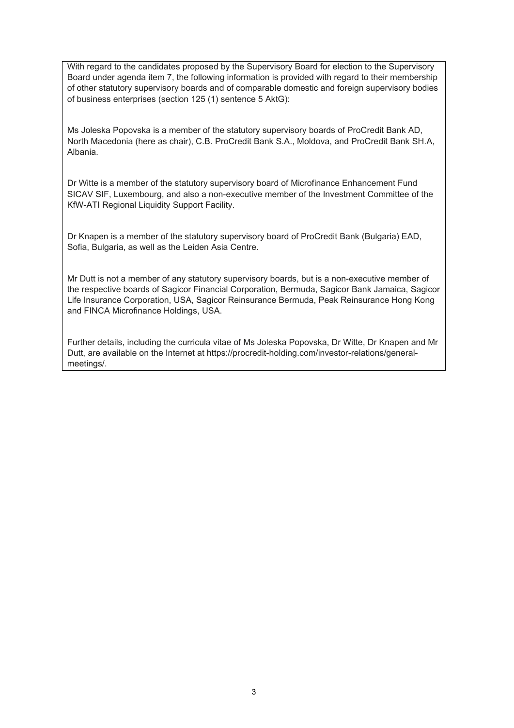With regard to the candidates proposed by the Supervisory Board for election to the Supervisory Board under agenda item 7, the following information is provided with regard to their membership of other statutory supervisory boards and of comparable domestic and foreign supervisory bodies of business enterprises (section 125 (1) sentence 5 AktG):

Ms Joleska Popovska is a member of the statutory supervisory boards of ProCredit Bank AD, North Macedonia (here as chair), C.B. ProCredit Bank S.A., Moldova, and ProCredit Bank SH.A, Albania.

Dr Witte is a member of the statutory supervisory board of Microfinance Enhancement Fund SICAV SIF, Luxembourg, and also a non-executive member of the Investment Committee of the KfW-ATI Regional Liquidity Support Facility.

Dr Knapen is a member of the statutory supervisory board of ProCredit Bank (Bulgaria) EAD, Sofia, Bulgaria, as well as the Leiden Asia Centre.

Mr Dutt is not a member of any statutory supervisory boards, but is a non-executive member of the respective boards of Sagicor Financial Corporation, Bermuda, Sagicor Bank Jamaica, Sagicor Life Insurance Corporation, USA, Sagicor Reinsurance Bermuda, Peak Reinsurance Hong Kong and FINCA Microfinance Holdings, USA.

Further details, including the curricula vitae of Ms Joleska Popovska, Dr Witte, Dr Knapen and Mr Dutt, are available on the Internet at https://procredit-holding.com/investor-relations/general-meetings/.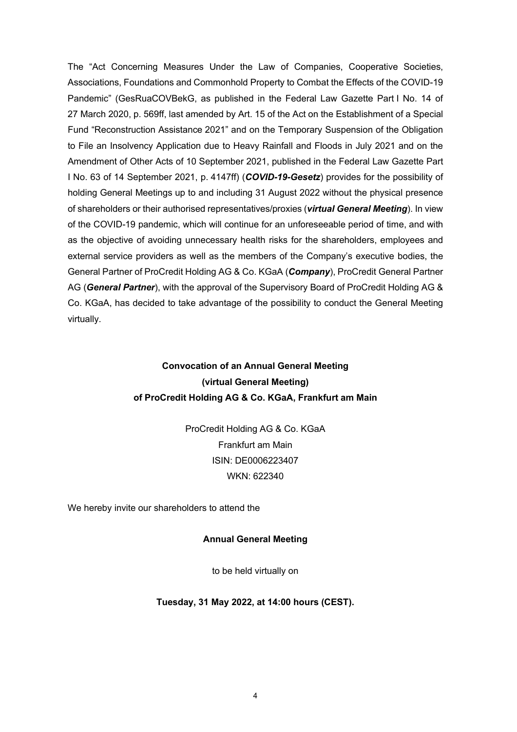The "Act Concerning Measures Under the Law of Companies, Cooperative Societies, Associations, Foundations and Commonhold Property to Combat the Effects of the COVID-19 Pandemic" (GesRuaCOVBekG, as published in the Federal Law Gazette Part I No. 14 of 27 March 2020, p. 569ff, last amended by Art. 15 of the Act on the Establishment of a Special Fund "Reconstruction Assistance 2021" and on the Temporary Suspension of the Obligation to File an Insolvency Application due to Heavy Rainfall and Floods in July 2021 and on the Amendment of Other Acts of 10 September 2021, published in the Federal Law Gazette Part I No. 63 of 14 September 2021, p. 4147ff) (***COVID-19-Gesetz***) provides for the possibility of holding General Meetings up to and including 31 August 2022 without the physical presence of shareholders or their authorised representatives/proxies (***virtual General Meeting***). In view of the COVID-19 pandemic, which will continue for an unforeseeable period of time, and with as the objective of avoiding unnecessary health risks for the shareholders, employees and external service providers as well as the members of the Company's executive bodies, the General Partner of ProCredit Holding AG & Co. KGaA (***Company***), ProCredit General Partner AG (***General Partner***), with the approval of the Supervisory Board of ProCredit Holding AG & Co. KGaA, has decided to take advantage of the possibility to conduct the General Meeting virtually.

# Convocation of an Annual General Meeting (virtual General Meeting) of ProCredit Holding AG & Co. KGaA, Frankfurt am Main

ProCredit Holding AG & Co. KGaA
Frankfurt am Main
ISIN: DE0006223407
WKN: 622340

We hereby invite our shareholders to attend the

**Annual General Meeting**

to be held virtually on

**Tuesday, 31 May 2022, at 14:00 hours (CEST).**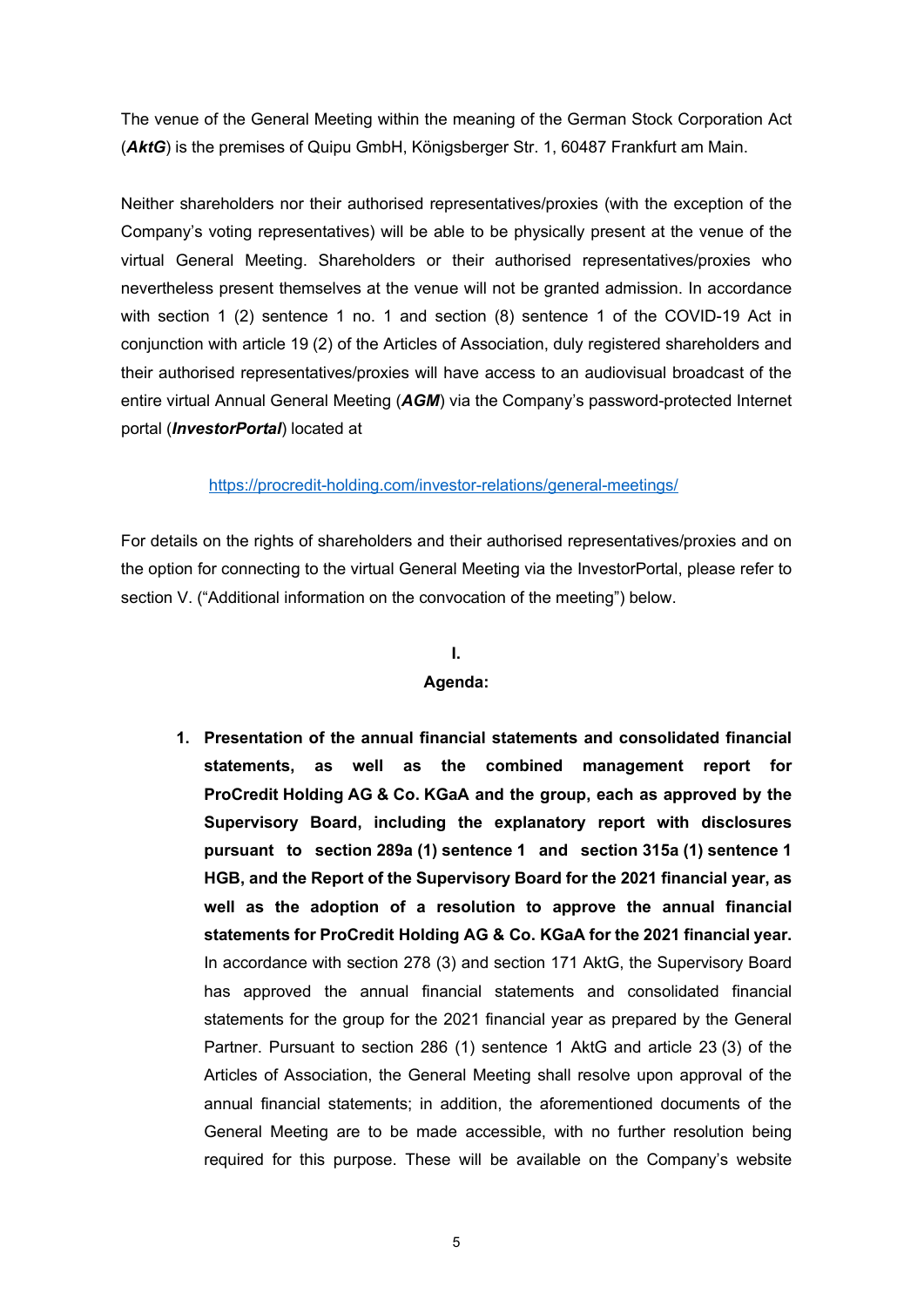The venue of the General Meeting within the meaning of the German Stock Corporation Act (***AktG***) is the premises of Quipu GmbH, Königsberger Str. 1, 60487 Frankfurt am Main.

Neither shareholders nor their authorised representatives/proxies (with the exception of the Company's voting representatives) will be able to be physically present at the venue of the virtual General Meeting. Shareholders or their authorised representatives/proxies who nevertheless present themselves at the venue will not be granted admission. In accordance with section 1 (2) sentence 1 no. 1 and section (8) sentence 1 of the COVID-19 Act in conjunction with article 19 (2) of the Articles of Association, duly registered shareholders and their authorised representatives/proxies will have access to an audiovisual broadcast of the entire virtual Annual General Meeting (***AGM***) via the Company's password-protected Internet portal (***InvestorPortal***) located at

https://procredit-holding.com/investor-relations/general-meetings/

For details on the rights of shareholders and their authorised representatives/proxies and on the option for connecting to the virtual General Meeting via the InvestorPortal, please refer to section V. ("Additional information on the convocation of the meeting") below.

## I.
## Agenda:

1. **Presentation of the annual financial statements and consolidated financial statements, as well as the combined management report for ProCredit Holding AG & Co. KGaA and the group, each as approved by the Supervisory Board, including the explanatory report with disclosures pursuant to section 289a (1) sentence 1 and section 315a (1) sentence 1 HGB, and the Report of the Supervisory Board for the 2021 financial year, as well as the adoption of a resolution to approve the annual financial statements for ProCredit Holding AG & Co. KGaA for the 2021 financial year.** In accordance with section 278 (3) and section 171 AktG, the Supervisory Board has approved the annual financial statements and consolidated financial statements for the group for the 2021 financial year as prepared by the General Partner. Pursuant to section 286 (1) sentence 1 AktG and article 23 (3) of the Articles of Association, the General Meeting shall resolve upon approval of the annual financial statements; in addition, the aforementioned documents of the General Meeting are to be made accessible, with no further resolution being required for this purpose. These will be available on the Company's website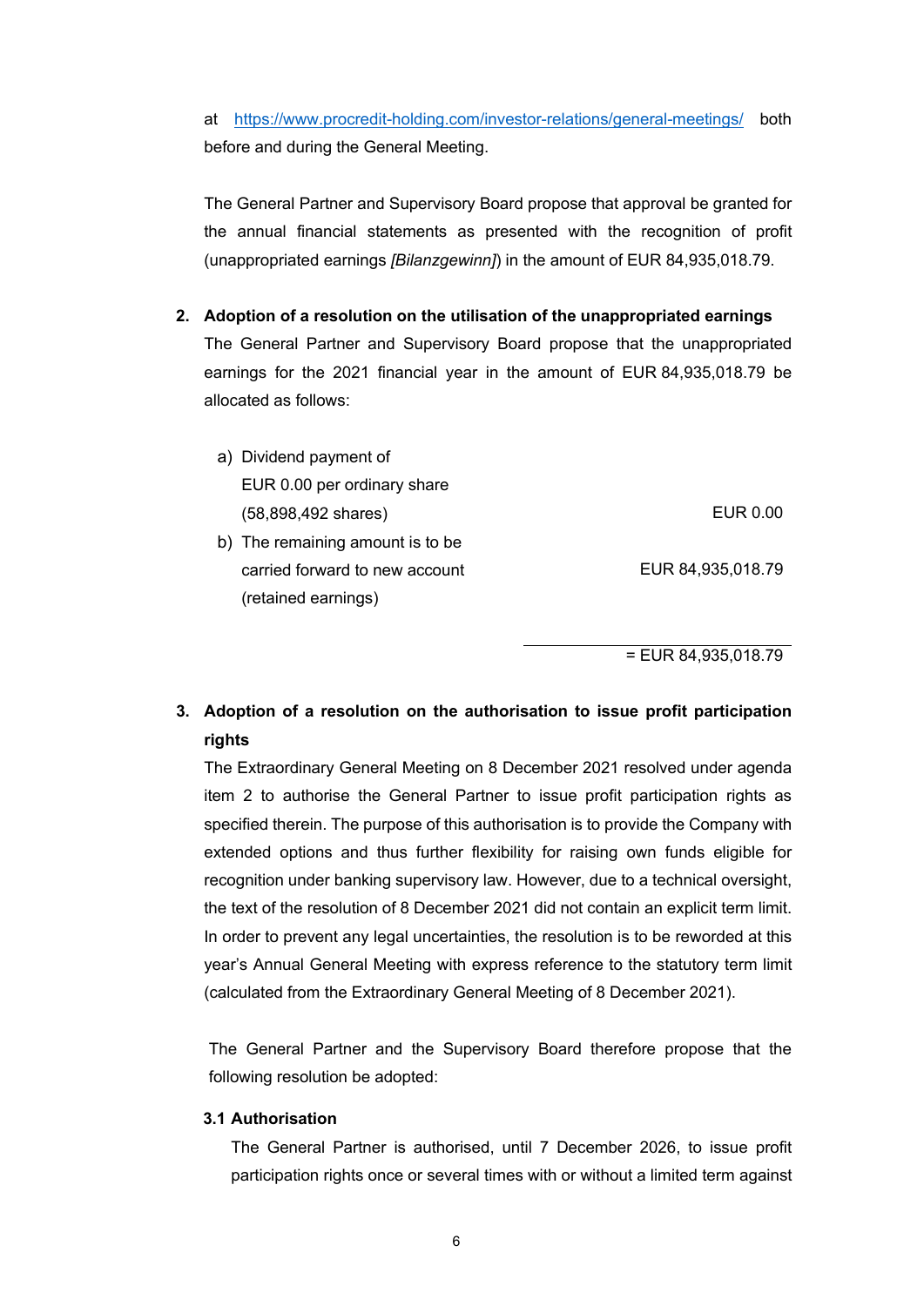at https://www.procredit-holding.com/investor-relations/general-meetings/ both before and during the General Meeting.

The General Partner and Supervisory Board propose that approval be granted for the annual financial statements as presented with the recognition of profit (unappropriated earnings *[Bilanzgewinn]*) in the amount of EUR 84,935,018.79.

**2. Adoption of a resolution on the utilisation of the unappropriated earnings**

The General Partner and Supervisory Board propose that the unappropriated earnings for the 2021 financial year in the amount of EUR 84,935,018.79 be allocated as follows:

| | |
|---|---|
| a) Dividend payment of EUR 0.00 per ordinary share (58,898,492 shares) | EUR 0.00 |
| b) The remaining amount is to be carried forward to new account (retained earnings) | EUR 84,935,018.79 |
| | = EUR 84,935,018.79 |

**3. Adoption of a resolution on the authorisation to issue profit participation rights**

The Extraordinary General Meeting on 8 December 2021 resolved under agenda item 2 to authorise the General Partner to issue profit participation rights as specified therein. The purpose of this authorisation is to provide the Company with extended options and thus further flexibility for raising own funds eligible for recognition under banking supervisory law. However, due to a technical oversight, the text of the resolution of 8 December 2021 did not contain an explicit term limit. In order to prevent any legal uncertainties, the resolution is to be reworded at this year's Annual General Meeting with express reference to the statutory term limit (calculated from the Extraordinary General Meeting of 8 December 2021).

The General Partner and the Supervisory Board therefore propose that the following resolution be adopted:

**3.1 Authorisation**

The General Partner is authorised, until 7 December 2026, to issue profit participation rights once or several times with or without a limited term against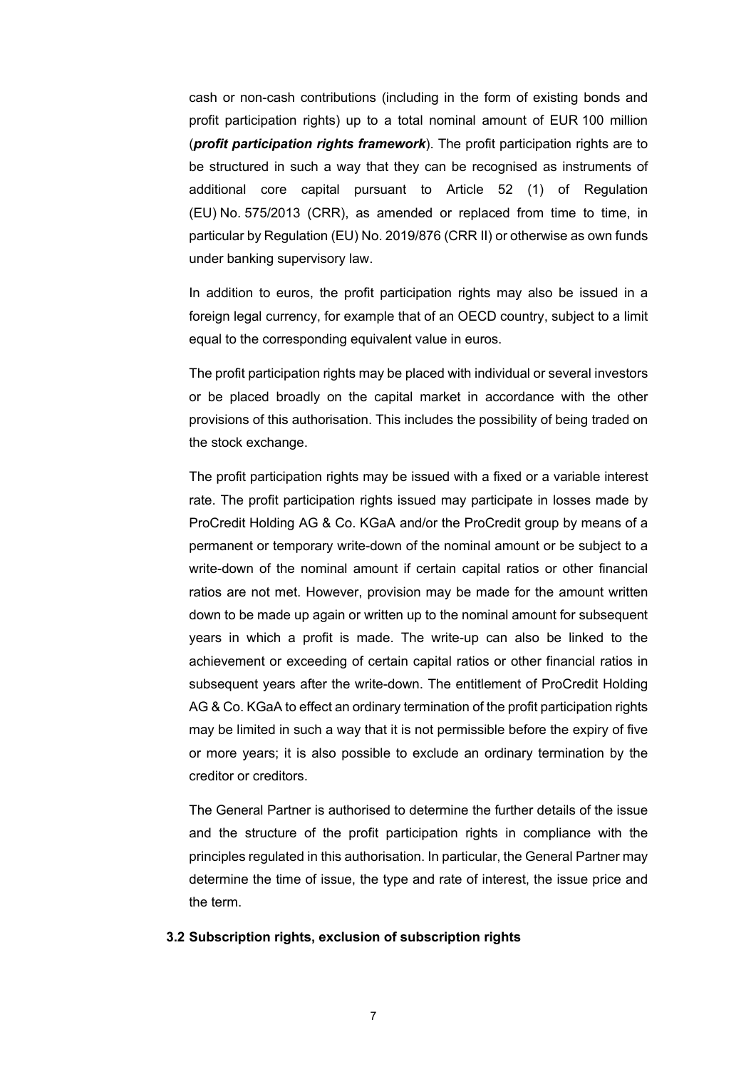cash or non-cash contributions (including in the form of existing bonds and profit participation rights) up to a total nominal amount of EUR 100 million (***profit participation rights framework***). The profit participation rights are to be structured in such a way that they can be recognised as instruments of additional core capital pursuant to Article 52 (1) of Regulation (EU) No. 575/2013 (CRR), as amended or replaced from time to time, in particular by Regulation (EU) No. 2019/876 (CRR II) or otherwise as own funds under banking supervisory law.

In addition to euros, the profit participation rights may also be issued in a foreign legal currency, for example that of an OECD country, subject to a limit equal to the corresponding equivalent value in euros.

The profit participation rights may be placed with individual or several investors or be placed broadly on the capital market in accordance with the other provisions of this authorisation. This includes the possibility of being traded on the stock exchange.

The profit participation rights may be issued with a fixed or a variable interest rate. The profit participation rights issued may participate in losses made by ProCredit Holding AG & Co. KGaA and/or the ProCredit group by means of a permanent or temporary write-down of the nominal amount or be subject to a write-down of the nominal amount if certain capital ratios or other financial ratios are not met. However, provision may be made for the amount written down to be made up again or written up to the nominal amount for subsequent years in which a profit is made. The write-up can also be linked to the achievement or exceeding of certain capital ratios or other financial ratios in subsequent years after the write-down. The entitlement of ProCredit Holding AG & Co. KGaA to effect an ordinary termination of the profit participation rights may be limited in such a way that it is not permissible before the expiry of five or more years; it is also possible to exclude an ordinary termination by the creditor or creditors.

The General Partner is authorised to determine the further details of the issue and the structure of the profit participation rights in compliance with the principles regulated in this authorisation. In particular, the General Partner may determine the time of issue, the type and rate of interest, the issue price and the term.

### 3.2 Subscription rights, exclusion of subscription rights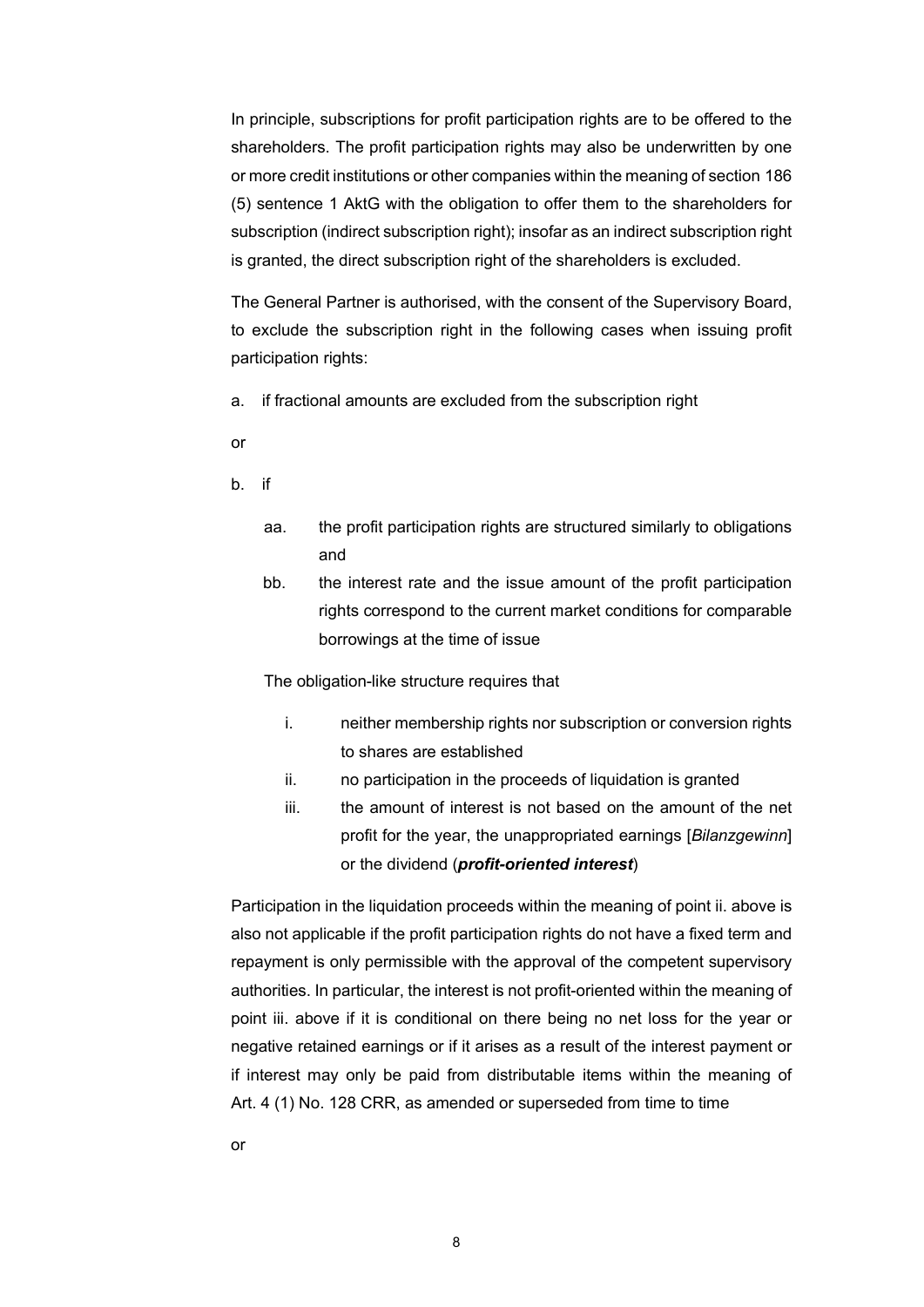In principle, subscriptions for profit participation rights are to be offered to the shareholders. The profit participation rights may also be underwritten by one or more credit institutions or other companies within the meaning of section 186 (5) sentence 1 AktG with the obligation to offer them to the shareholders for subscription (indirect subscription right); insofar as an indirect subscription right is granted, the direct subscription right of the shareholders is excluded.

The General Partner is authorised, with the consent of the Supervisory Board, to exclude the subscription right in the following cases when issuing profit participation rights:

a. if fractional amounts are excluded from the subscription right

or

b. if

   aa. the profit participation rights are structured similarly to obligations and

   bb. the interest rate and the issue amount of the profit participation rights correspond to the current market conditions for comparable borrowings at the time of issue

   The obligation-like structure requires that

   i. neither membership rights nor subscription or conversion rights to shares are established

   ii. no participation in the proceeds of liquidation is granted

   iii. the amount of interest is not based on the amount of the net profit for the year, the unappropriated earnings [*Bilanzgewinn*] or the dividend (***profit-oriented interest***)

Participation in the liquidation proceeds within the meaning of point ii. above is also not applicable if the profit participation rights do not have a fixed term and repayment is only permissible with the approval of the competent supervisory authorities. In particular, the interest is not profit-oriented within the meaning of point iii. above if it is conditional on there being no net loss for the year or negative retained earnings or if it arises as a result of the interest payment or if interest may only be paid from distributable items within the meaning of Art. 4 (1) No. 128 CRR, as amended or superseded from time to time

or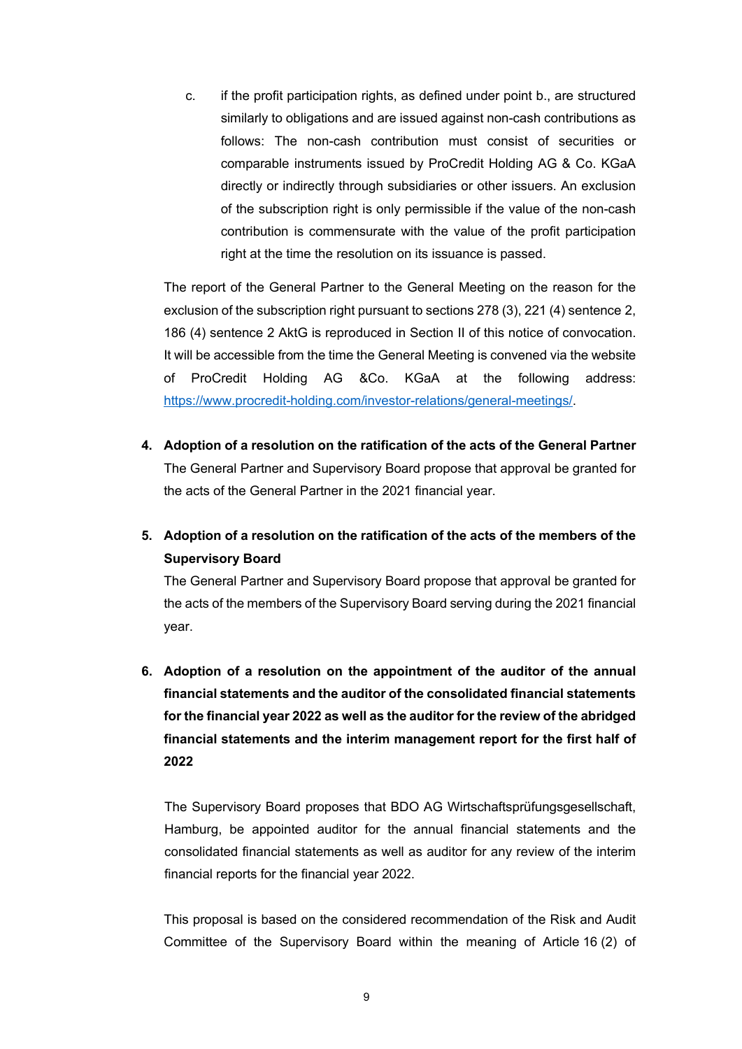c. if the profit participation rights, as defined under point b., are structured similarly to obligations and are issued against non-cash contributions as follows: The non-cash contribution must consist of securities or comparable instruments issued by ProCredit Holding AG & Co. KGaA directly or indirectly through subsidiaries or other issuers. An exclusion of the subscription right is only permissible if the value of the non-cash contribution is commensurate with the value of the profit participation right at the time the resolution on its issuance is passed.

The report of the General Partner to the General Meeting on the reason for the exclusion of the subscription right pursuant to sections 278 (3), 221 (4) sentence 2, 186 (4) sentence 2 AktG is reproduced in Section II of this notice of convocation. It will be accessible from the time the General Meeting is convened via the website of ProCredit Holding AG &Co. KGaA at the following address: https://www.procredit-holding.com/investor-relations/general-meetings/.

4. **Adoption of a resolution on the ratification of the acts of the General Partner**
   The General Partner and Supervisory Board propose that approval be granted for the acts of the General Partner in the 2021 financial year.

5. **Adoption of a resolution on the ratification of the acts of the members of the Supervisory Board**
   The General Partner and Supervisory Board propose that approval be granted for the acts of the members of the Supervisory Board serving during the 2021 financial year.

6. **Adoption of a resolution on the appointment of the auditor of the annual financial statements and the auditor of the consolidated financial statements for the financial year 2022 as well as the auditor for the review of the abridged financial statements and the interim management report for the first half of 2022**

   The Supervisory Board proposes that BDO AG Wirtschaftsprüfungsgesellschaft, Hamburg, be appointed auditor for the annual financial statements and the consolidated financial statements as well as auditor for any review of the interim financial reports for the financial year 2022.

   This proposal is based on the considered recommendation of the Risk and Audit Committee of the Supervisory Board within the meaning of Article 16 (2) of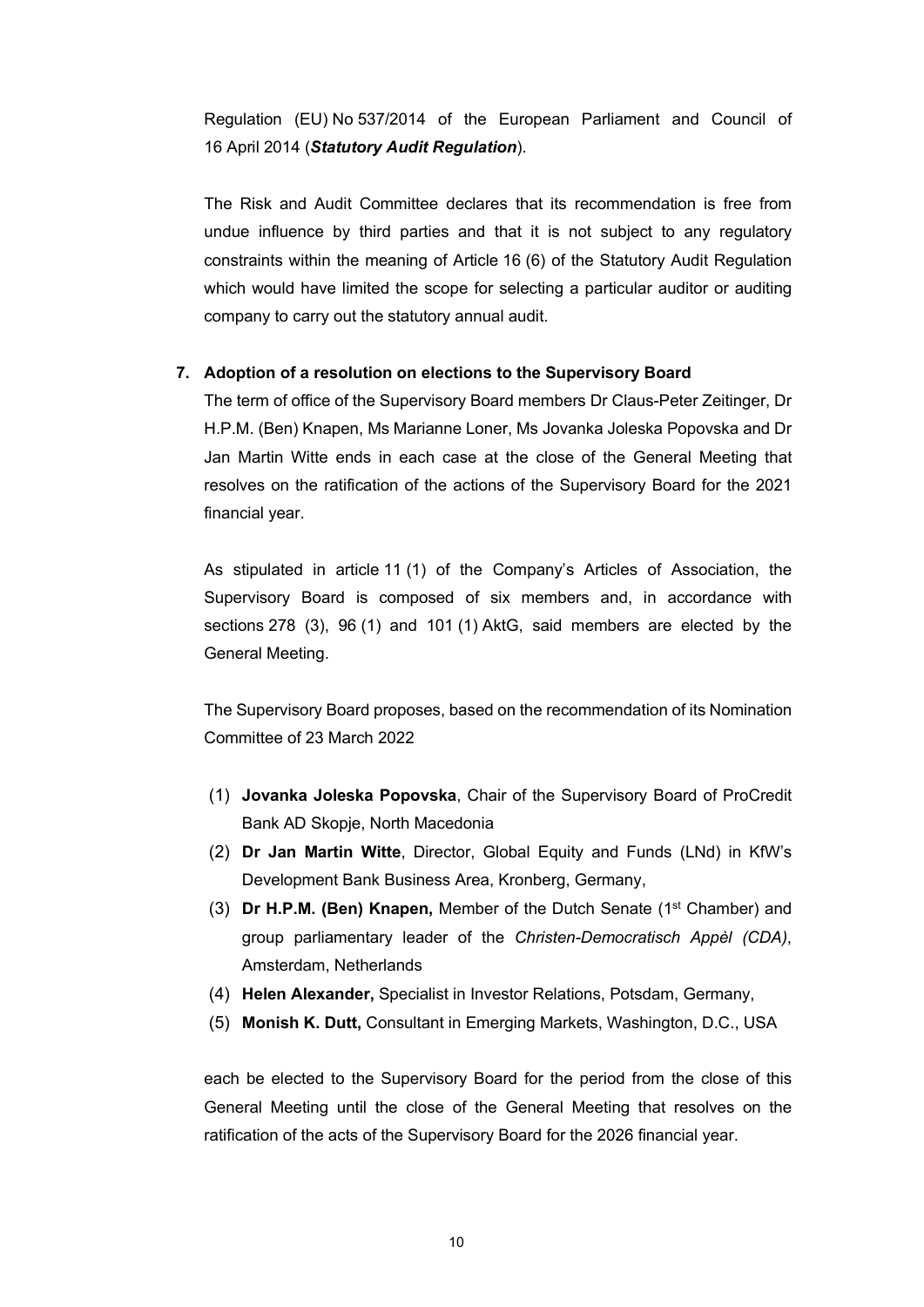Regulation (EU) No 537/2014 of the European Parliament and Council of 16 April 2014 (***Statutory Audit Regulation***).

The Risk and Audit Committee declares that its recommendation is free from undue influence by third parties and that it is not subject to any regulatory constraints within the meaning of Article 16 (6) of the Statutory Audit Regulation which would have limited the scope for selecting a particular auditor or auditing company to carry out the statutory annual audit.

**7. Adoption of a resolution on elections to the Supervisory Board**

The term of office of the Supervisory Board members Dr Claus-Peter Zeitinger, Dr H.P.M. (Ben) Knapen, Ms Marianne Loner, Ms Jovanka Joleska Popovska and Dr Jan Martin Witte ends in each case at the close of the General Meeting that resolves on the ratification of the actions of the Supervisory Board for the 2021 financial year.

As stipulated in article 11 (1) of the Company's Articles of Association, the Supervisory Board is composed of six members and, in accordance with sections 278 (3), 96 (1) and 101 (1) AktG, said members are elected by the General Meeting.

The Supervisory Board proposes, based on the recommendation of its Nomination Committee of 23 March 2022

(1) **Jovanka Joleska Popovska**, Chair of the Supervisory Board of ProCredit Bank AD Skopje, North Macedonia
(2) **Dr Jan Martin Witte**, Director, Global Equity and Funds (LNd) in KfW's Development Bank Business Area, Kronberg, Germany,
(3) **Dr H.P.M. (Ben) Knapen,** Member of the Dutch Senate (1st Chamber) and group parliamentary leader of the *Christen-Democratisch Appèl (CDA)*, Amsterdam, Netherlands
(4) **Helen Alexander,** Specialist in Investor Relations, Potsdam, Germany,
(5) **Monish K. Dutt,** Consultant in Emerging Markets, Washington, D.C., USA

each be elected to the Supervisory Board for the period from the close of this General Meeting until the close of the General Meeting that resolves on the ratification of the acts of the Supervisory Board for the 2026 financial year.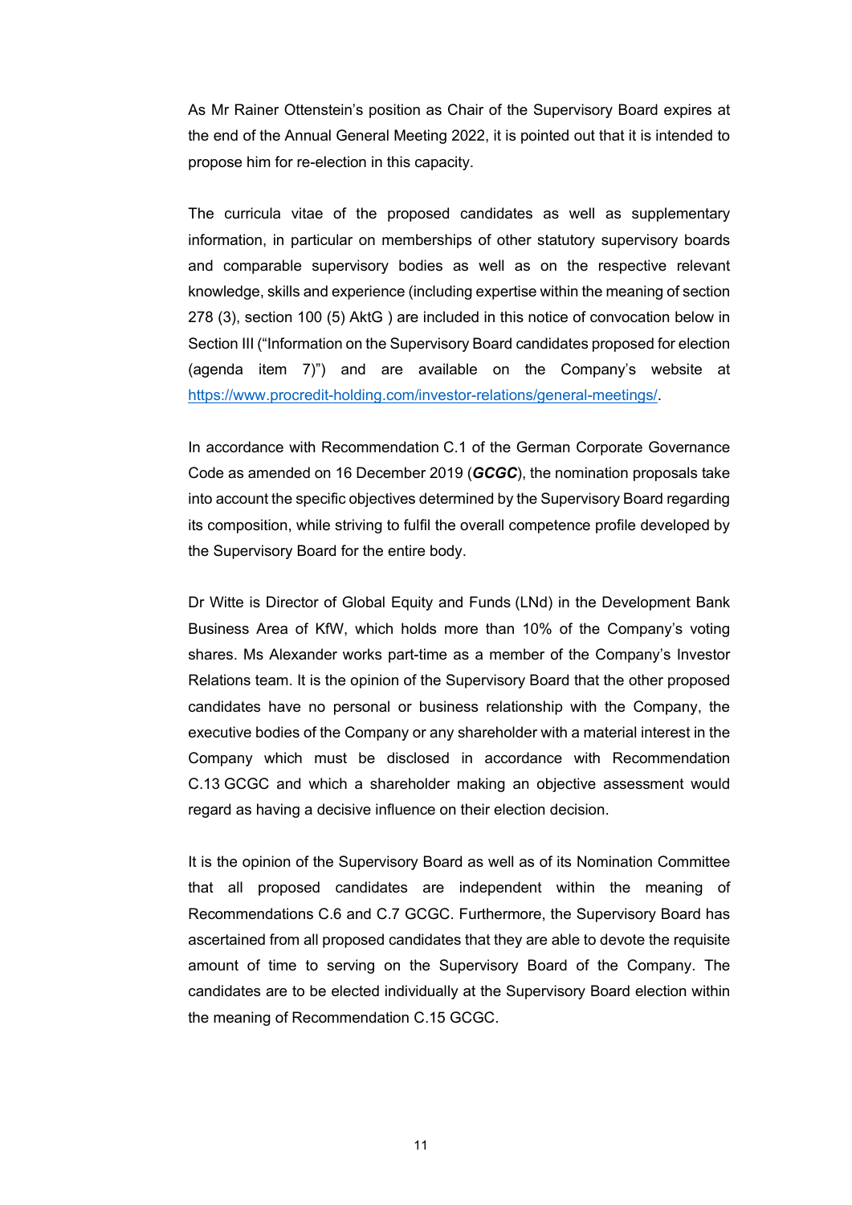As Mr Rainer Ottenstein's position as Chair of the Supervisory Board expires at the end of the Annual General Meeting 2022, it is pointed out that it is intended to propose him for re-election in this capacity.

The curricula vitae of the proposed candidates as well as supplementary information, in particular on memberships of other statutory supervisory boards and comparable supervisory bodies as well as on the respective relevant knowledge, skills and experience (including expertise within the meaning of section 278 (3), section 100 (5) AktG ) are included in this notice of convocation below in Section III ("Information on the Supervisory Board candidates proposed for election (agenda item 7)") and are available on the Company's website at https://www.procredit-holding.com/investor-relations/general-meetings/.

In accordance with Recommendation C.1 of the German Corporate Governance Code as amended on 16 December 2019 (***GCGC***), the nomination proposals take into account the specific objectives determined by the Supervisory Board regarding its composition, while striving to fulfil the overall competence profile developed by the Supervisory Board for the entire body.

Dr Witte is Director of Global Equity and Funds (LNd) in the Development Bank Business Area of KfW, which holds more than 10% of the Company's voting shares. Ms Alexander works part-time as a member of the Company's Investor Relations team. It is the opinion of the Supervisory Board that the other proposed candidates have no personal or business relationship with the Company, the executive bodies of the Company or any shareholder with a material interest in the Company which must be disclosed in accordance with Recommendation C.13 GCGC and which a shareholder making an objective assessment would regard as having a decisive influence on their election decision.

It is the opinion of the Supervisory Board as well as of its Nomination Committee that all proposed candidates are independent within the meaning of Recommendations C.6 and C.7 GCGC. Furthermore, the Supervisory Board has ascertained from all proposed candidates that they are able to devote the requisite amount of time to serving on the Supervisory Board of the Company. The candidates are to be elected individually at the Supervisory Board election within the meaning of Recommendation C.15 GCGC.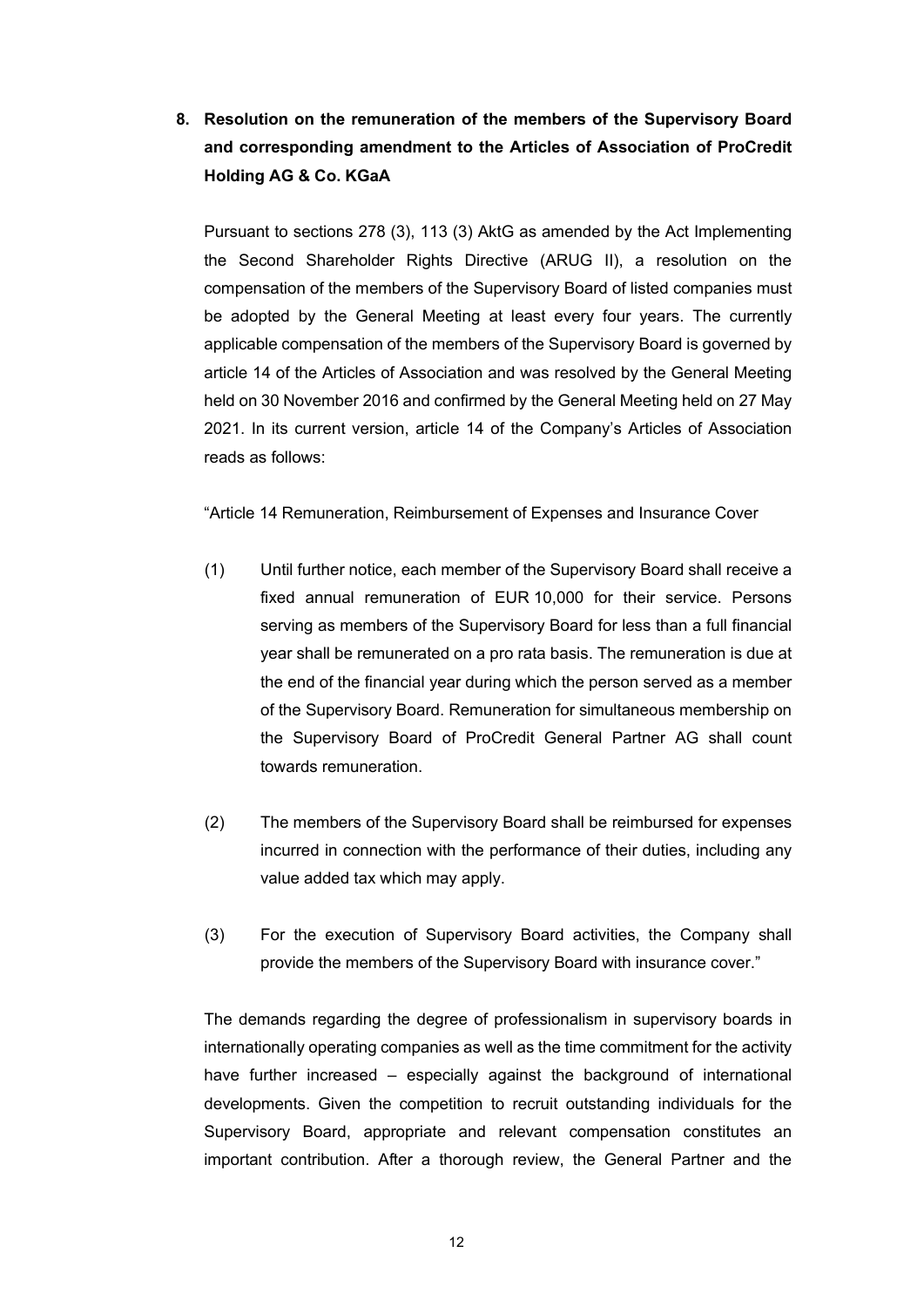## 8. Resolution on the remuneration of the members of the Supervisory Board and corresponding amendment to the Articles of Association of ProCredit Holding AG & Co. KGaA

Pursuant to sections 278 (3), 113 (3) AktG as amended by the Act Implementing the Second Shareholder Rights Directive (ARUG II), a resolution on the compensation of the members of the Supervisory Board of listed companies must be adopted by the General Meeting at least every four years. The currently applicable compensation of the members of the Supervisory Board is governed by article 14 of the Articles of Association and was resolved by the General Meeting held on 30 November 2016 and confirmed by the General Meeting held on 27 May 2021. In its current version, article 14 of the Company's Articles of Association reads as follows:

"Article 14 Remuneration, Reimbursement of Expenses and Insurance Cover

(1) Until further notice, each member of the Supervisory Board shall receive a fixed annual remuneration of EUR 10,000 for their service. Persons serving as members of the Supervisory Board for less than a full financial year shall be remunerated on a pro rata basis. The remuneration is due at the end of the financial year during which the person served as a member of the Supervisory Board. Remuneration for simultaneous membership on the Supervisory Board of ProCredit General Partner AG shall count towards remuneration.

(2) The members of the Supervisory Board shall be reimbursed for expenses incurred in connection with the performance of their duties, including any value added tax which may apply.

(3) For the execution of Supervisory Board activities, the Company shall provide the members of the Supervisory Board with insurance cover."

The demands regarding the degree of professionalism in supervisory boards in internationally operating companies as well as the time commitment for the activity have further increased – especially against the background of international developments. Given the competition to recruit outstanding individuals for the Supervisory Board, appropriate and relevant compensation constitutes an important contribution. After a thorough review, the General Partner and the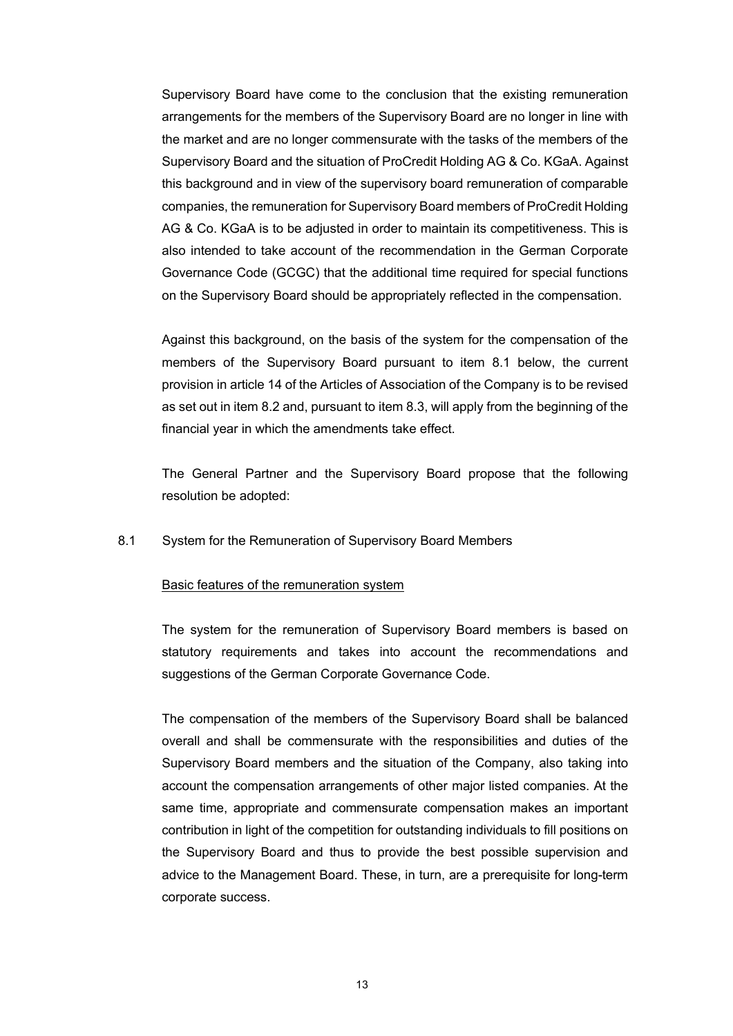Supervisory Board have come to the conclusion that the existing remuneration arrangements for the members of the Supervisory Board are no longer in line with the market and are no longer commensurate with the tasks of the members of the Supervisory Board and the situation of ProCredit Holding AG & Co. KGaA. Against this background and in view of the supervisory board remuneration of comparable companies, the remuneration for Supervisory Board members of ProCredit Holding AG & Co. KGaA is to be adjusted in order to maintain its competitiveness. This is also intended to take account of the recommendation in the German Corporate Governance Code (GCGC) that the additional time required for special functions on the Supervisory Board should be appropriately reflected in the compensation.

Against this background, on the basis of the system for the compensation of the members of the Supervisory Board pursuant to item 8.1 below, the current provision in article 14 of the Articles of Association of the Company is to be revised as set out in item 8.2 and, pursuant to item 8.3, will apply from the beginning of the financial year in which the amendments take effect.

The General Partner and the Supervisory Board propose that the following resolution be adopted:

8.1 System for the Remuneration of Supervisory Board Members

Basic features of the remuneration system

The system for the remuneration of Supervisory Board members is based on statutory requirements and takes into account the recommendations and suggestions of the German Corporate Governance Code.

The compensation of the members of the Supervisory Board shall be balanced overall and shall be commensurate with the responsibilities and duties of the Supervisory Board members and the situation of the Company, also taking into account the compensation arrangements of other major listed companies. At the same time, appropriate and commensurate compensation makes an important contribution in light of the competition for outstanding individuals to fill positions on the Supervisory Board and thus to provide the best possible supervision and advice to the Management Board. These, in turn, are a prerequisite for long-term corporate success.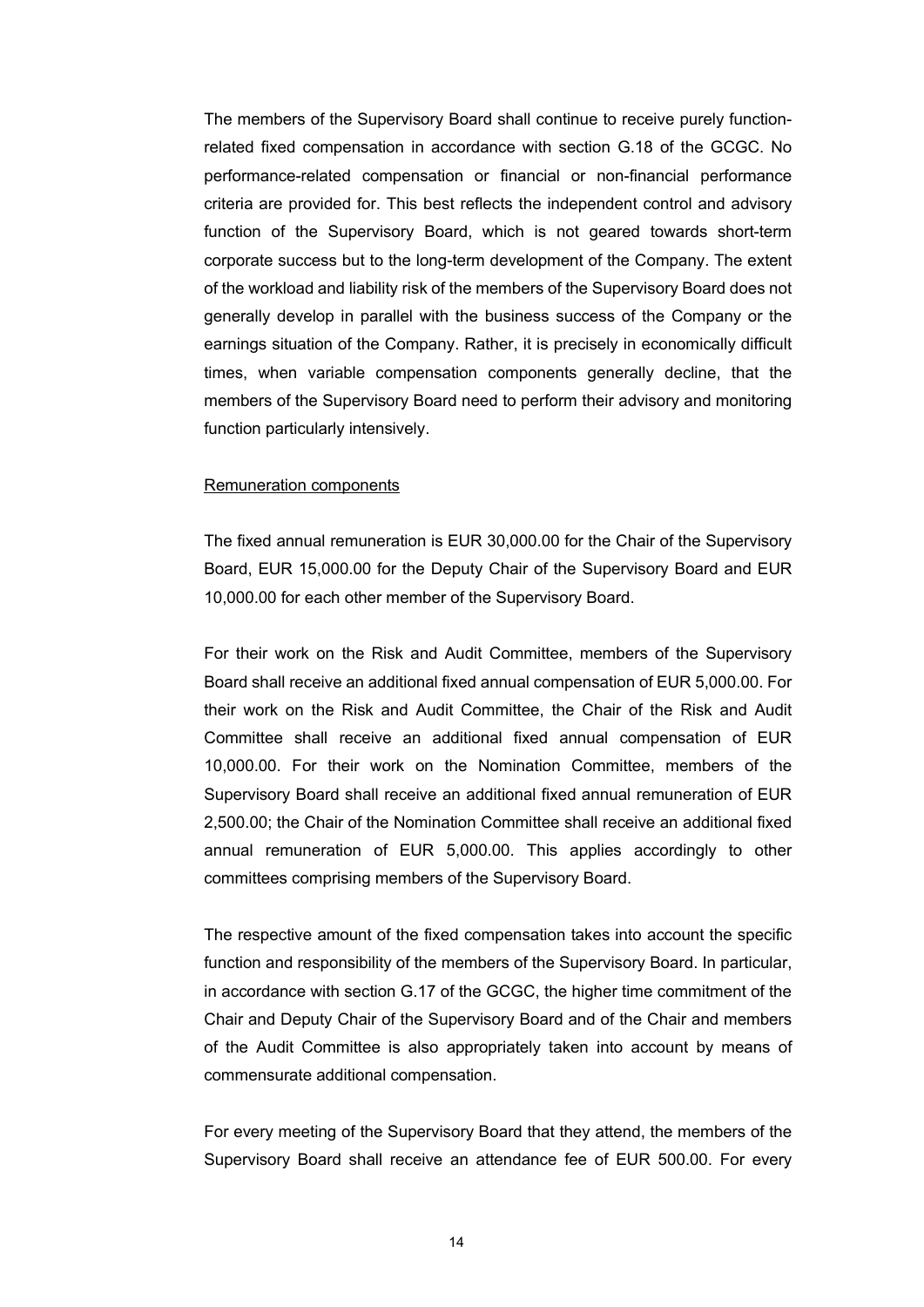The members of the Supervisory Board shall continue to receive purely function-related fixed compensation in accordance with section G.18 of the GCGC. No performance-related compensation or financial or non-financial performance criteria are provided for. This best reflects the independent control and advisory function of the Supervisory Board, which is not geared towards short-term corporate success but to the long-term development of the Company. The extent of the workload and liability risk of the members of the Supervisory Board does not generally develop in parallel with the business success of the Company or the earnings situation of the Company. Rather, it is precisely in economically difficult times, when variable compensation components generally decline, that the members of the Supervisory Board need to perform their advisory and monitoring function particularly intensively.

Remuneration components

The fixed annual remuneration is EUR 30,000.00 for the Chair of the Supervisory Board, EUR 15,000.00 for the Deputy Chair of the Supervisory Board and EUR 10,000.00 for each other member of the Supervisory Board.

For their work on the Risk and Audit Committee, members of the Supervisory Board shall receive an additional fixed annual compensation of EUR 5,000.00. For their work on the Risk and Audit Committee, the Chair of the Risk and Audit Committee shall receive an additional fixed annual compensation of EUR 10,000.00. For their work on the Nomination Committee, members of the Supervisory Board shall receive an additional fixed annual remuneration of EUR 2,500.00; the Chair of the Nomination Committee shall receive an additional fixed annual remuneration of EUR 5,000.00. This applies accordingly to other committees comprising members of the Supervisory Board.

The respective amount of the fixed compensation takes into account the specific function and responsibility of the members of the Supervisory Board. In particular, in accordance with section G.17 of the GCGC, the higher time commitment of the Chair and Deputy Chair of the Supervisory Board and of the Chair and members of the Audit Committee is also appropriately taken into account by means of commensurate additional compensation.

For every meeting of the Supervisory Board that they attend, the members of the Supervisory Board shall receive an attendance fee of EUR 500.00. For every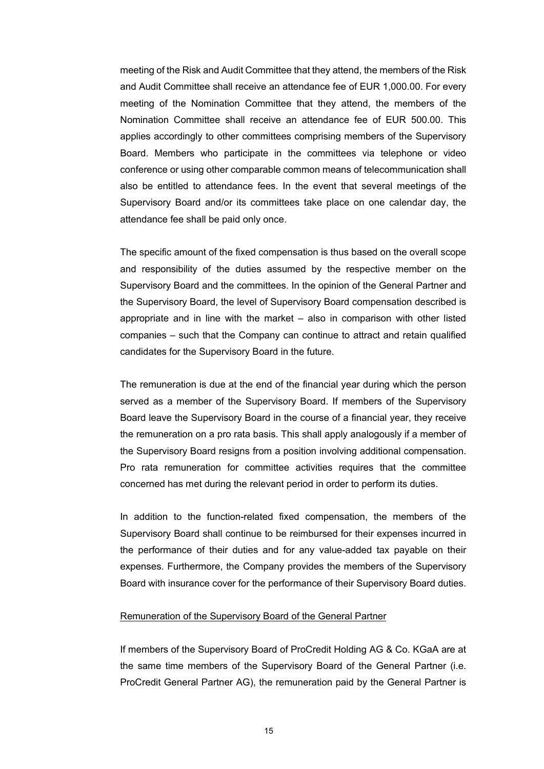meeting of the Risk and Audit Committee that they attend, the members of the Risk and Audit Committee shall receive an attendance fee of EUR 1,000.00. For every meeting of the Nomination Committee that they attend, the members of the Nomination Committee shall receive an attendance fee of EUR 500.00. This applies accordingly to other committees comprising members of the Supervisory Board. Members who participate in the committees via telephone or video conference or using other comparable common means of telecommunication shall also be entitled to attendance fees. In the event that several meetings of the Supervisory Board and/or its committees take place on one calendar day, the attendance fee shall be paid only once.

The specific amount of the fixed compensation is thus based on the overall scope and responsibility of the duties assumed by the respective member on the Supervisory Board and the committees. In the opinion of the General Partner and the Supervisory Board, the level of Supervisory Board compensation described is appropriate and in line with the market – also in comparison with other listed companies – such that the Company can continue to attract and retain qualified candidates for the Supervisory Board in the future.

The remuneration is due at the end of the financial year during which the person served as a member of the Supervisory Board. If members of the Supervisory Board leave the Supervisory Board in the course of a financial year, they receive the remuneration on a pro rata basis. This shall apply analogously if a member of the Supervisory Board resigns from a position involving additional compensation. Pro rata remuneration for committee activities requires that the committee concerned has met during the relevant period in order to perform its duties.

In addition to the function-related fixed compensation, the members of the Supervisory Board shall continue to be reimbursed for their expenses incurred in the performance of their duties and for any value-added tax payable on their expenses. Furthermore, the Company provides the members of the Supervisory Board with insurance cover for the performance of their Supervisory Board duties.

Remuneration of the Supervisory Board of the General Partner

If members of the Supervisory Board of ProCredit Holding AG & Co. KGaA are at the same time members of the Supervisory Board of the General Partner (i.e. ProCredit General Partner AG), the remuneration paid by the General Partner is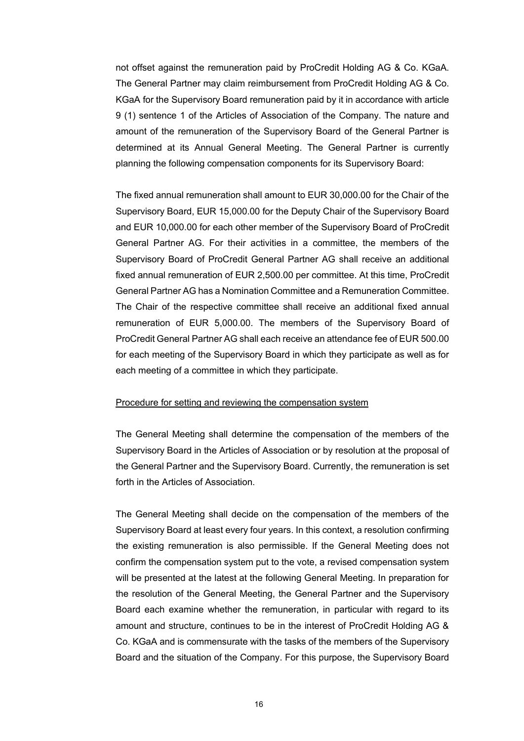not offset against the remuneration paid by ProCredit Holding AG & Co. KGaA. The General Partner may claim reimbursement from ProCredit Holding AG & Co. KGaA for the Supervisory Board remuneration paid by it in accordance with article 9 (1) sentence 1 of the Articles of Association of the Company. The nature and amount of the remuneration of the Supervisory Board of the General Partner is determined at its Annual General Meeting. The General Partner is currently planning the following compensation components for its Supervisory Board:

The fixed annual remuneration shall amount to EUR 30,000.00 for the Chair of the Supervisory Board, EUR 15,000.00 for the Deputy Chair of the Supervisory Board and EUR 10,000.00 for each other member of the Supervisory Board of ProCredit General Partner AG. For their activities in a committee, the members of the Supervisory Board of ProCredit General Partner AG shall receive an additional fixed annual remuneration of EUR 2,500.00 per committee. At this time, ProCredit General Partner AG has a Nomination Committee and a Remuneration Committee. The Chair of the respective committee shall receive an additional fixed annual remuneration of EUR 5,000.00. The members of the Supervisory Board of ProCredit General Partner AG shall each receive an attendance fee of EUR 500.00 for each meeting of the Supervisory Board in which they participate as well as for each meeting of a committee in which they participate.

<u>Procedure for setting and reviewing the compensation system</u>

The General Meeting shall determine the compensation of the members of the Supervisory Board in the Articles of Association or by resolution at the proposal of the General Partner and the Supervisory Board. Currently, the remuneration is set forth in the Articles of Association.

The General Meeting shall decide on the compensation of the members of the Supervisory Board at least every four years. In this context, a resolution confirming the existing remuneration is also permissible. If the General Meeting does not confirm the compensation system put to the vote, a revised compensation system will be presented at the latest at the following General Meeting. In preparation for the resolution of the General Meeting, the General Partner and the Supervisory Board each examine whether the remuneration, in particular with regard to its amount and structure, continues to be in the interest of ProCredit Holding AG & Co. KGaA and is commensurate with the tasks of the members of the Supervisory Board and the situation of the Company. For this purpose, the Supervisory Board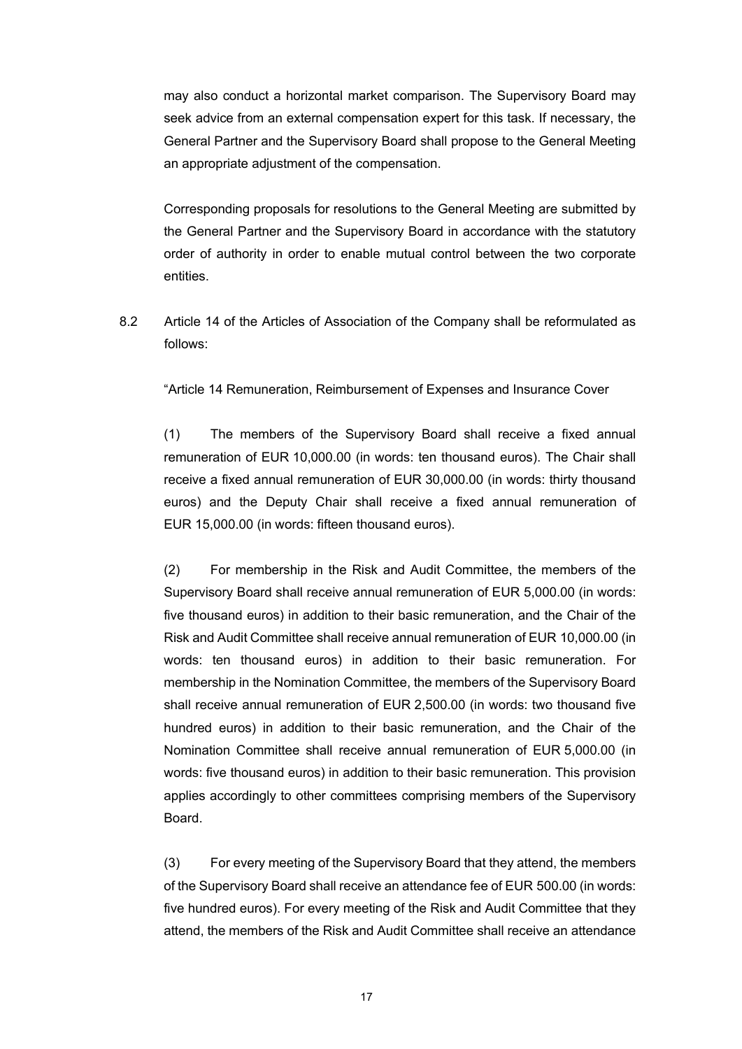may also conduct a horizontal market comparison. The Supervisory Board may seek advice from an external compensation expert for this task. If necessary, the General Partner and the Supervisory Board shall propose to the General Meeting an appropriate adjustment of the compensation.

Corresponding proposals for resolutions to the General Meeting are submitted by the General Partner and the Supervisory Board in accordance with the statutory order of authority in order to enable mutual control between the two corporate entities.

8.2 Article 14 of the Articles of Association of the Company shall be reformulated as follows:

"Article 14 Remuneration, Reimbursement of Expenses and Insurance Cover

(1) The members of the Supervisory Board shall receive a fixed annual remuneration of EUR 10,000.00 (in words: ten thousand euros). The Chair shall receive a fixed annual remuneration of EUR 30,000.00 (in words: thirty thousand euros) and the Deputy Chair shall receive a fixed annual remuneration of EUR 15,000.00 (in words: fifteen thousand euros).

(2) For membership in the Risk and Audit Committee, the members of the Supervisory Board shall receive annual remuneration of EUR 5,000.00 (in words: five thousand euros) in addition to their basic remuneration, and the Chair of the Risk and Audit Committee shall receive annual remuneration of EUR 10,000.00 (in words: ten thousand euros) in addition to their basic remuneration. For membership in the Nomination Committee, the members of the Supervisory Board shall receive annual remuneration of EUR 2,500.00 (in words: two thousand five hundred euros) in addition to their basic remuneration, and the Chair of the Nomination Committee shall receive annual remuneration of EUR 5,000.00 (in words: five thousand euros) in addition to their basic remuneration. This provision applies accordingly to other committees comprising members of the Supervisory Board.

(3) For every meeting of the Supervisory Board that they attend, the members of the Supervisory Board shall receive an attendance fee of EUR 500.00 (in words: five hundred euros). For every meeting of the Risk and Audit Committee that they attend, the members of the Risk and Audit Committee shall receive an attendance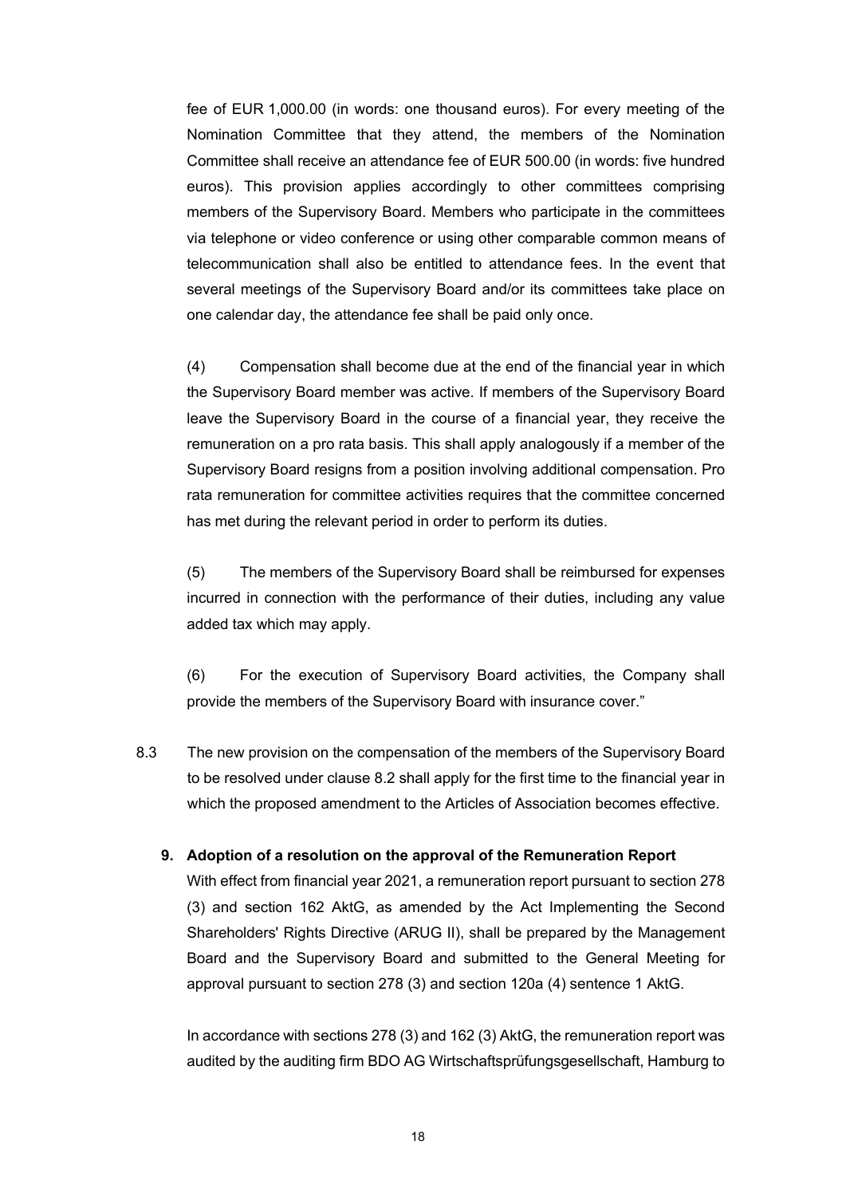fee of EUR 1,000.00 (in words: one thousand euros). For every meeting of the Nomination Committee that they attend, the members of the Nomination Committee shall receive an attendance fee of EUR 500.00 (in words: five hundred euros). This provision applies accordingly to other committees comprising members of the Supervisory Board. Members who participate in the committees via telephone or video conference or using other comparable common means of telecommunication shall also be entitled to attendance fees. In the event that several meetings of the Supervisory Board and/or its committees take place on one calendar day, the attendance fee shall be paid only once.

(4) Compensation shall become due at the end of the financial year in which the Supervisory Board member was active. If members of the Supervisory Board leave the Supervisory Board in the course of a financial year, they receive the remuneration on a pro rata basis. This shall apply analogously if a member of the Supervisory Board resigns from a position involving additional compensation. Pro rata remuneration for committee activities requires that the committee concerned has met during the relevant period in order to perform its duties.

(5) The members of the Supervisory Board shall be reimbursed for expenses incurred in connection with the performance of their duties, including any value added tax which may apply.

(6) For the execution of Supervisory Board activities, the Company shall provide the members of the Supervisory Board with insurance cover."

8.3 The new provision on the compensation of the members of the Supervisory Board to be resolved under clause 8.2 shall apply for the first time to the financial year in which the proposed amendment to the Articles of Association becomes effective.

**9. Adoption of a resolution on the approval of the Remuneration Report**

With effect from financial year 2021, a remuneration report pursuant to section 278 (3) and section 162 AktG, as amended by the Act Implementing the Second Shareholders' Rights Directive (ARUG II), shall be prepared by the Management Board and the Supervisory Board and submitted to the General Meeting for approval pursuant to section 278 (3) and section 120a (4) sentence 1 AktG.

In accordance with sections 278 (3) and 162 (3) AktG, the remuneration report was audited by the auditing firm BDO AG Wirtschaftsprüfungsgesellschaft, Hamburg to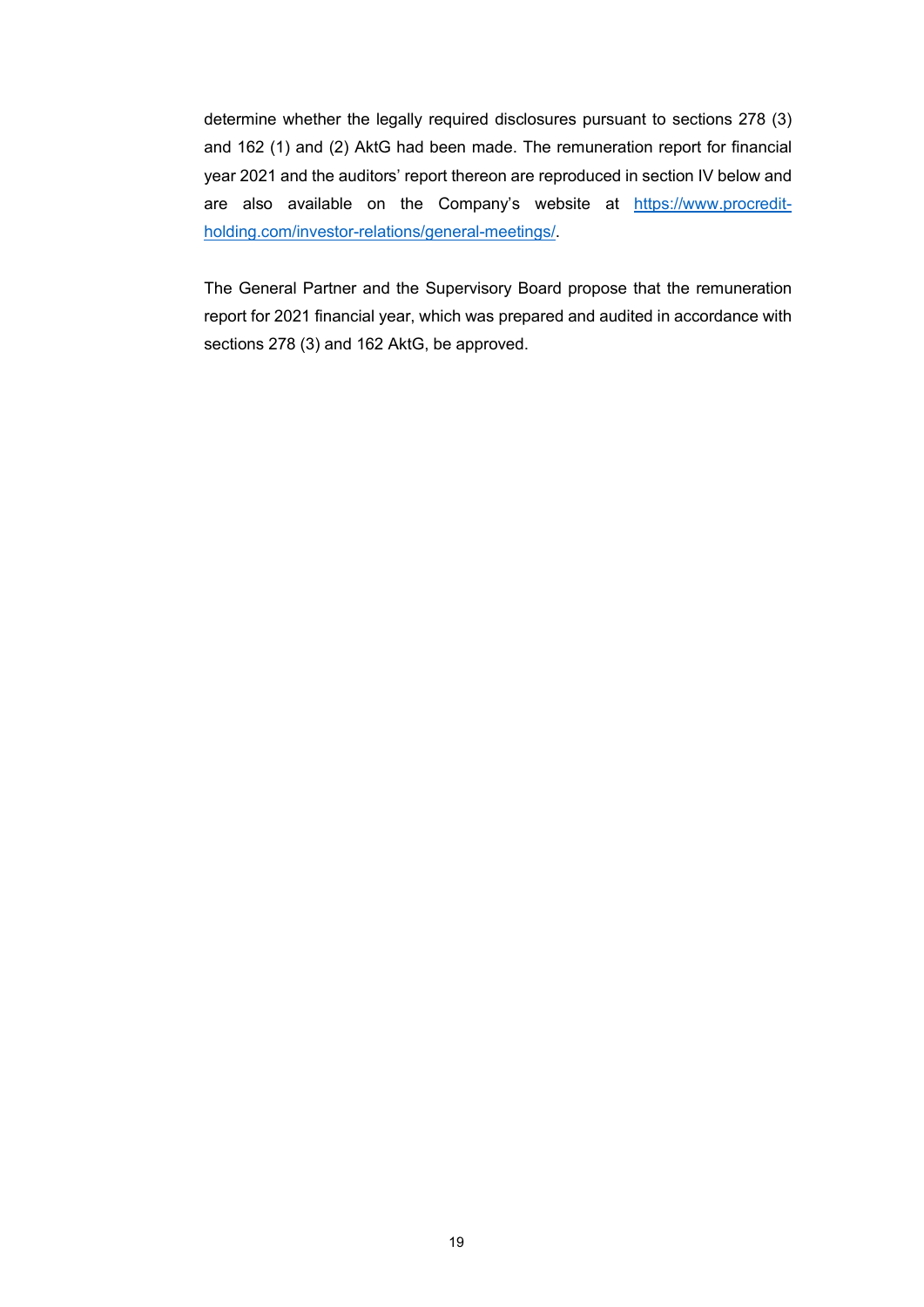determine whether the legally required disclosures pursuant to sections 278 (3) and 162 (1) and (2) AktG had been made. The remuneration report for financial year 2021 and the auditors' report thereon are reproduced in section IV below and are also available on the Company's website at [https://www.procredit-holding.com/investor-relations/general-meetings/](https://www.procredit-holding.com/investor-relations/general-meetings/).

The General Partner and the Supervisory Board propose that the remuneration report for 2021 financial year, which was prepared and audited in accordance with sections 278 (3) and 162 AktG, be approved.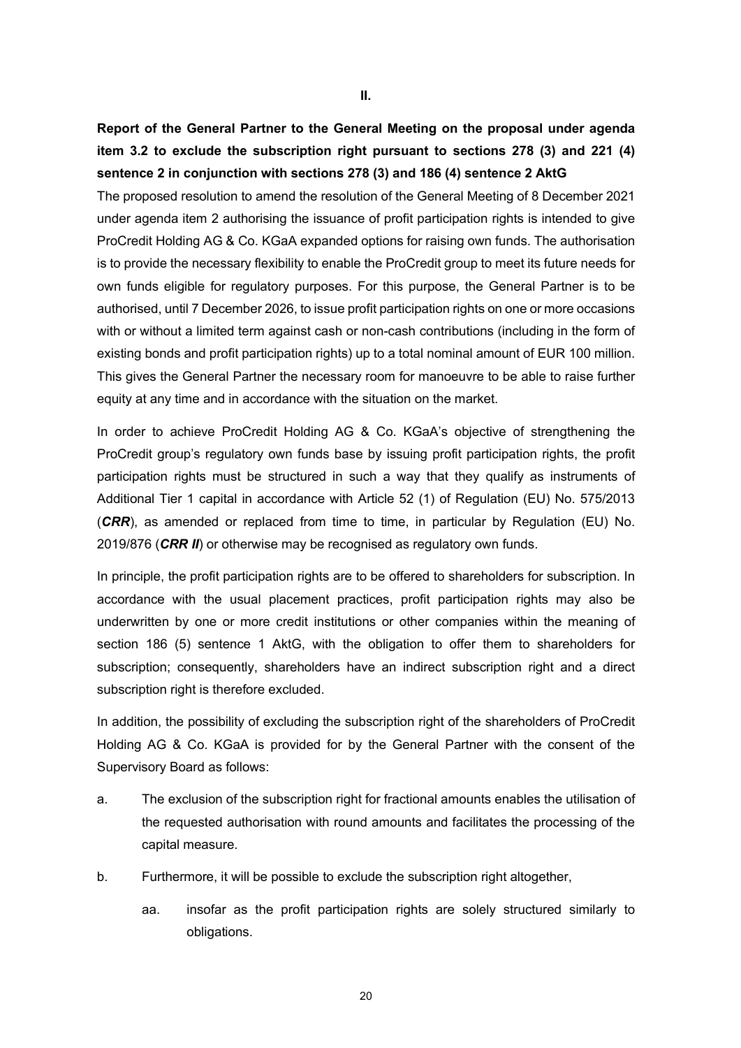**II.**

**Report of the General Partner to the General Meeting on the proposal under agenda item 3.2 to exclude the subscription right pursuant to sections 278 (3) and 221 (4) sentence 2 in conjunction with sections 278 (3) and 186 (4) sentence 2 AktG**

The proposed resolution to amend the resolution of the General Meeting of 8 December 2021 under agenda item 2 authorising the issuance of profit participation rights is intended to give ProCredit Holding AG & Co. KGaA expanded options for raising own funds. The authorisation is to provide the necessary flexibility to enable the ProCredit group to meet its future needs for own funds eligible for regulatory purposes. For this purpose, the General Partner is to be authorised, until 7 December 2026, to issue profit participation rights on one or more occasions with or without a limited term against cash or non-cash contributions (including in the form of existing bonds and profit participation rights) up to a total nominal amount of EUR 100 million. This gives the General Partner the necessary room for manoeuvre to be able to raise further equity at any time and in accordance with the situation on the market.

In order to achieve ProCredit Holding AG & Co. KGaA's objective of strengthening the ProCredit group's regulatory own funds base by issuing profit participation rights, the profit participation rights must be structured in such a way that they qualify as instruments of Additional Tier 1 capital in accordance with Article 52 (1) of Regulation (EU) No. 575/2013 (***CRR***), as amended or replaced from time to time, in particular by Regulation (EU) No. 2019/876 (***CRR II***) or otherwise may be recognised as regulatory own funds.

In principle, the profit participation rights are to be offered to shareholders for subscription. In accordance with the usual placement practices, profit participation rights may also be underwritten by one or more credit institutions or other companies within the meaning of section 186 (5) sentence 1 AktG, with the obligation to offer them to shareholders for subscription; consequently, shareholders have an indirect subscription right and a direct subscription right is therefore excluded.

In addition, the possibility of excluding the subscription right of the shareholders of ProCredit Holding AG & Co. KGaA is provided for by the General Partner with the consent of the Supervisory Board as follows:

a. The exclusion of the subscription right for fractional amounts enables the utilisation of the requested authorisation with round amounts and facilitates the processing of the capital measure.

b. Furthermore, it will be possible to exclude the subscription right altogether,

    aa. insofar as the profit participation rights are solely structured similarly to obligations.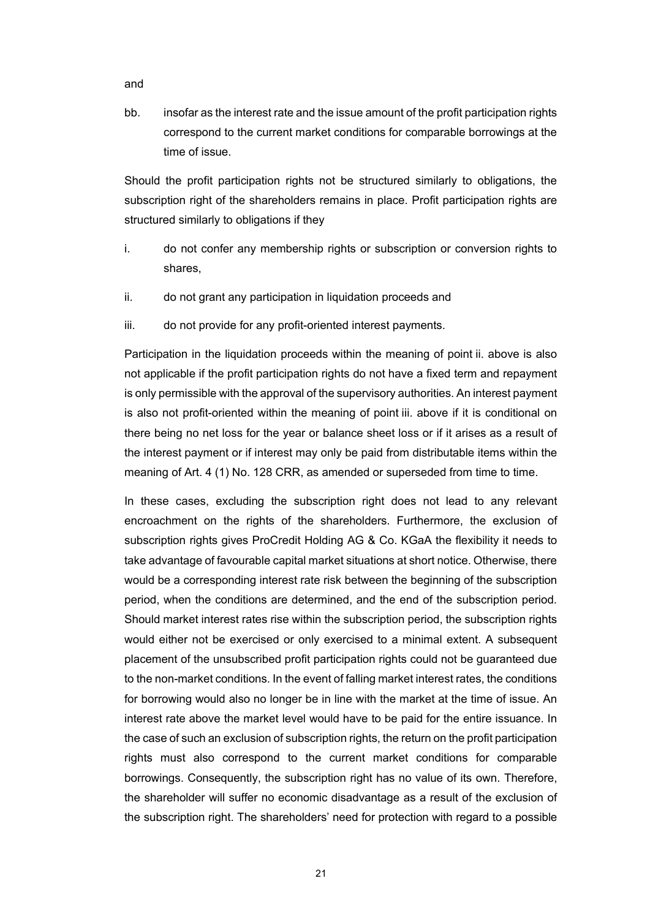and

bb. insofar as the interest rate and the issue amount of the profit participation rights correspond to the current market conditions for comparable borrowings at the time of issue.

Should the profit participation rights not be structured similarly to obligations, the subscription right of the shareholders remains in place. Profit participation rights are structured similarly to obligations if they

i. do not confer any membership rights or subscription or conversion rights to shares,

ii. do not grant any participation in liquidation proceeds and

iii. do not provide for any profit-oriented interest payments.

Participation in the liquidation proceeds within the meaning of point ii. above is also not applicable if the profit participation rights do not have a fixed term and repayment is only permissible with the approval of the supervisory authorities. An interest payment is also not profit-oriented within the meaning of point iii. above if it is conditional on there being no net loss for the year or balance sheet loss or if it arises as a result of the interest payment or if interest may only be paid from distributable items within the meaning of Art. 4 (1) No. 128 CRR, as amended or superseded from time to time.

In these cases, excluding the subscription right does not lead to any relevant encroachment on the rights of the shareholders. Furthermore, the exclusion of subscription rights gives ProCredit Holding AG & Co. KGaA the flexibility it needs to take advantage of favourable capital market situations at short notice. Otherwise, there would be a corresponding interest rate risk between the beginning of the subscription period, when the conditions are determined, and the end of the subscription period. Should market interest rates rise within the subscription period, the subscription rights would either not be exercised or only exercised to a minimal extent. A subsequent placement of the unsubscribed profit participation rights could not be guaranteed due to the non-market conditions. In the event of falling market interest rates, the conditions for borrowing would also no longer be in line with the market at the time of issue. An interest rate above the market level would have to be paid for the entire issuance. In the case of such an exclusion of subscription rights, the return on the profit participation rights must also correspond to the current market conditions for comparable borrowings. Consequently, the subscription right has no value of its own. Therefore, the shareholder will suffer no economic disadvantage as a result of the exclusion of the subscription right. The shareholders' need for protection with regard to a possible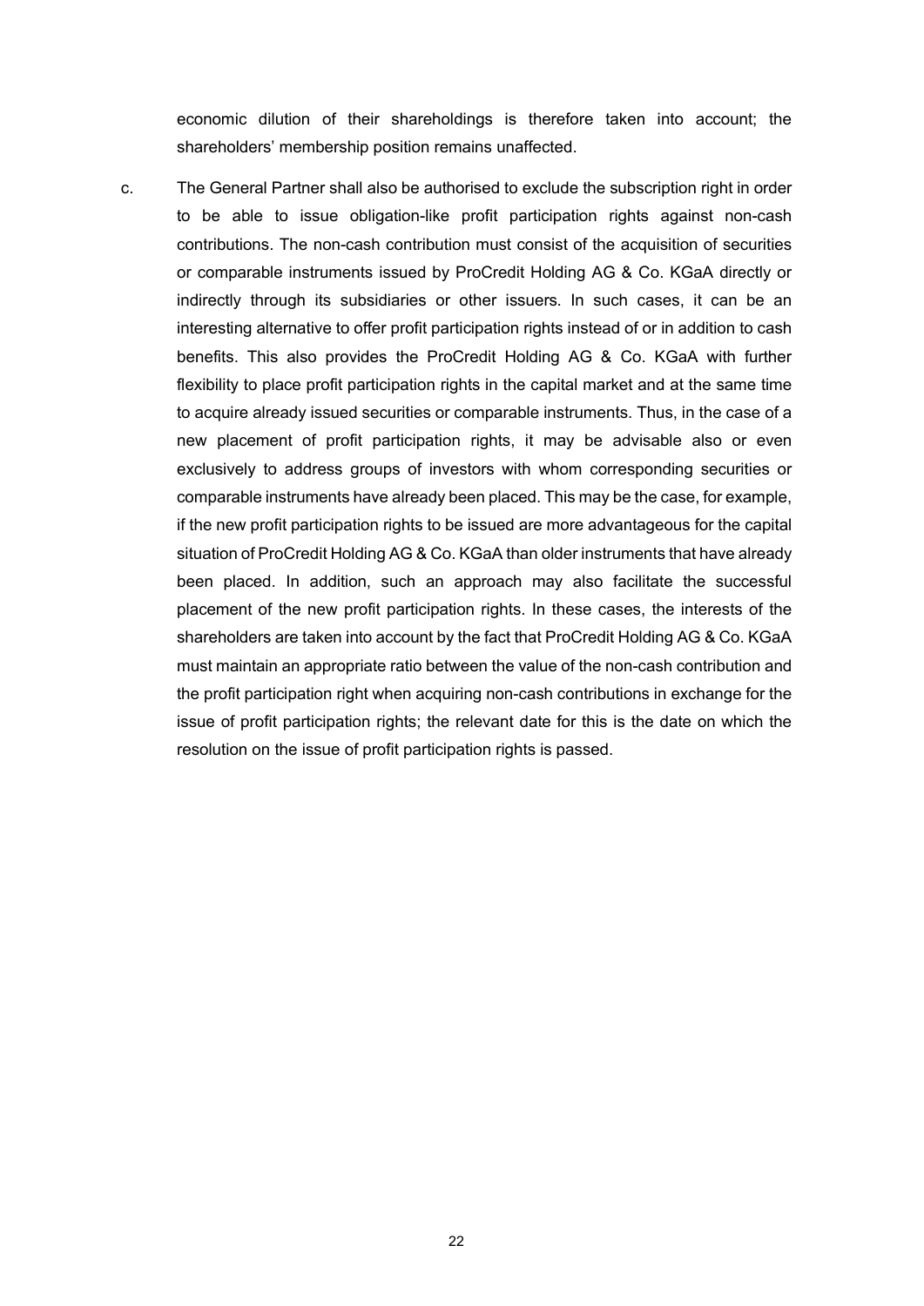economic dilution of their shareholdings is therefore taken into account; the shareholders' membership position remains unaffected.

c. The General Partner shall also be authorised to exclude the subscription right in order to be able to issue obligation-like profit participation rights against non-cash contributions. The non-cash contribution must consist of the acquisition of securities or comparable instruments issued by ProCredit Holding AG & Co. KGaA directly or indirectly through its subsidiaries or other issuers. In such cases, it can be an interesting alternative to offer profit participation rights instead of or in addition to cash benefits. This also provides the ProCredit Holding AG & Co. KGaA with further flexibility to place profit participation rights in the capital market and at the same time to acquire already issued securities or comparable instruments. Thus, in the case of a new placement of profit participation rights, it may be advisable also or even exclusively to address groups of investors with whom corresponding securities or comparable instruments have already been placed. This may be the case, for example, if the new profit participation rights to be issued are more advantageous for the capital situation of ProCredit Holding AG & Co. KGaA than older instruments that have already been placed. In addition, such an approach may also facilitate the successful placement of the new profit participation rights. In these cases, the interests of the shareholders are taken into account by the fact that ProCredit Holding AG & Co. KGaA must maintain an appropriate ratio between the value of the non-cash contribution and the profit participation right when acquiring non-cash contributions in exchange for the issue of profit participation rights; the relevant date for this is the date on which the resolution on the issue of profit participation rights is passed.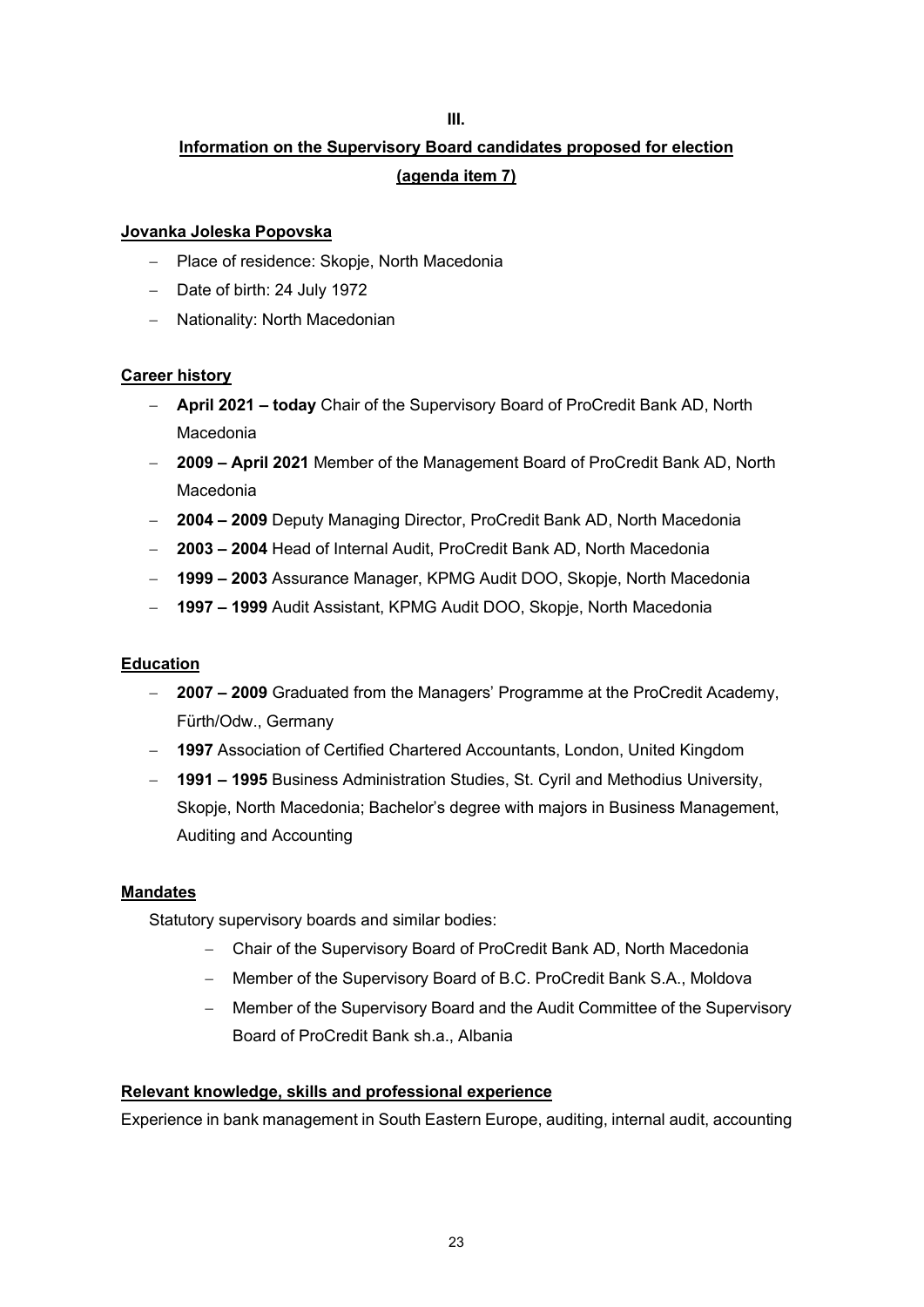**III.**

## Information on the Supervisory Board candidates proposed for election (agenda item 7)

### Jovanka Joleska Popovska

- Place of residence: Skopje, North Macedonia
- Date of birth: 24 July 1972
- Nationality: North Macedonian

### Career history

- **April 2021 – today** Chair of the Supervisory Board of ProCredit Bank AD, North Macedonia
- **2009 – April 2021** Member of the Management Board of ProCredit Bank AD, North Macedonia
- **2004 – 2009** Deputy Managing Director, ProCredit Bank AD, North Macedonia
- **2003 – 2004** Head of Internal Audit, ProCredit Bank AD, North Macedonia
- **1999 – 2003** Assurance Manager, KPMG Audit DOO, Skopje, North Macedonia
- **1997 – 1999** Audit Assistant, KPMG Audit DOO, Skopje, North Macedonia

### Education

- **2007 – 2009** Graduated from the Managers' Programme at the ProCredit Academy, Fürth/Odw., Germany
- **1997** Association of Certified Chartered Accountants, London, United Kingdom
- **1991 – 1995** Business Administration Studies, St. Cyril and Methodius University, Skopje, North Macedonia; Bachelor's degree with majors in Business Management, Auditing and Accounting

### Mandates

Statutory supervisory boards and similar bodies:

- Chair of the Supervisory Board of ProCredit Bank AD, North Macedonia
- Member of the Supervisory Board of B.C. ProCredit Bank S.A., Moldova
- Member of the Supervisory Board and the Audit Committee of the Supervisory Board of ProCredit Bank sh.a., Albania

### Relevant knowledge, skills and professional experience

Experience in bank management in South Eastern Europe, auditing, internal audit, accounting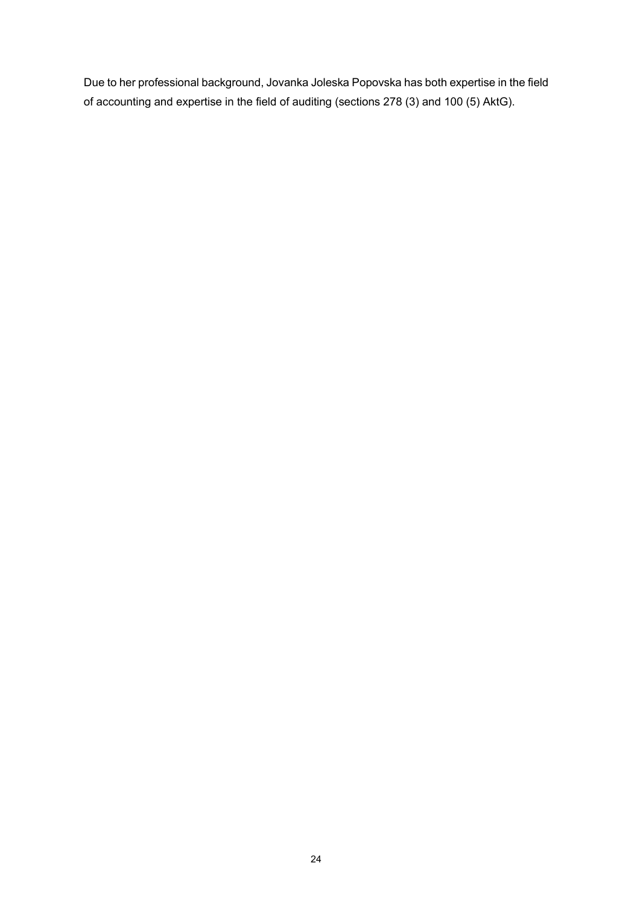Due to her professional background, Jovanka Joleska Popovska has both expertise in the field of accounting and expertise in the field of auditing (sections 278 (3) and 100 (5) AktG).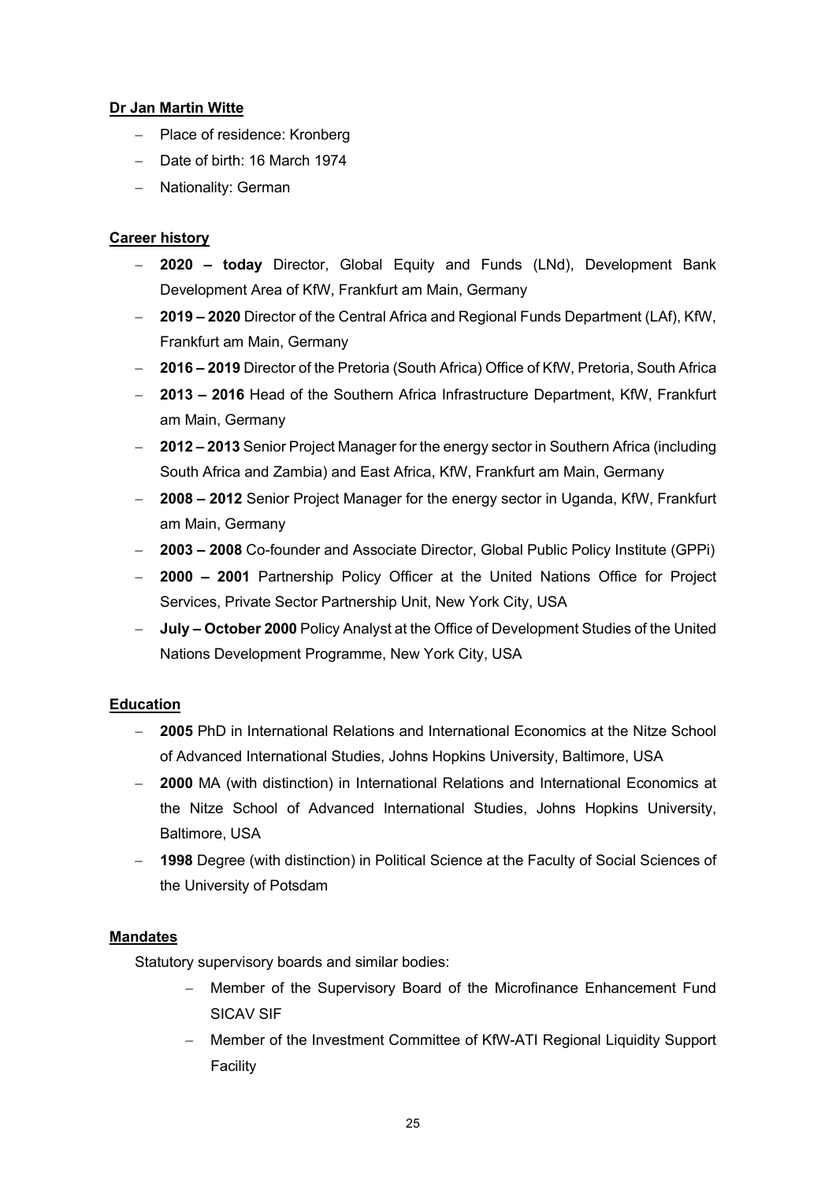**Dr Jan Martin Witte**

- Place of residence: Kronberg
- Date of birth: 16 March 1974
- Nationality: German

**Career history**

- **2020 – today** Director, Global Equity and Funds (LNd), Development Bank Development Area of KfW, Frankfurt am Main, Germany
- **2019 – 2020** Director of the Central Africa and Regional Funds Department (LAf), KfW, Frankfurt am Main, Germany
- **2016 – 2019** Director of the Pretoria (South Africa) Office of KfW, Pretoria, South Africa
- **2013 – 2016** Head of the Southern Africa Infrastructure Department, KfW, Frankfurt am Main, Germany
- **2012 – 2013** Senior Project Manager for the energy sector in Southern Africa (including South Africa and Zambia) and East Africa, KfW, Frankfurt am Main, Germany
- **2008 – 2012** Senior Project Manager for the energy sector in Uganda, KfW, Frankfurt am Main, Germany
- **2003 – 2008** Co-founder and Associate Director, Global Public Policy Institute (GPPi)
- **2000 – 2001** Partnership Policy Officer at the United Nations Office for Project Services, Private Sector Partnership Unit, New York City, USA
- **July – October 2000** Policy Analyst at the Office of Development Studies of the United Nations Development Programme, New York City, USA

**Education**

- **2005** PhD in International Relations and International Economics at the Nitze School of Advanced International Studies, Johns Hopkins University, Baltimore, USA
- **2000** MA (with distinction) in International Relations and International Economics at the Nitze School of Advanced International Studies, Johns Hopkins University, Baltimore, USA
- **1998** Degree (with distinction) in Political Science at the Faculty of Social Sciences of the University of Potsdam

**Mandates**

Statutory supervisory boards and similar bodies:

- Member of the Supervisory Board of the Microfinance Enhancement Fund SICAV SIF
- Member of the Investment Committee of KfW-ATI Regional Liquidity Support Facility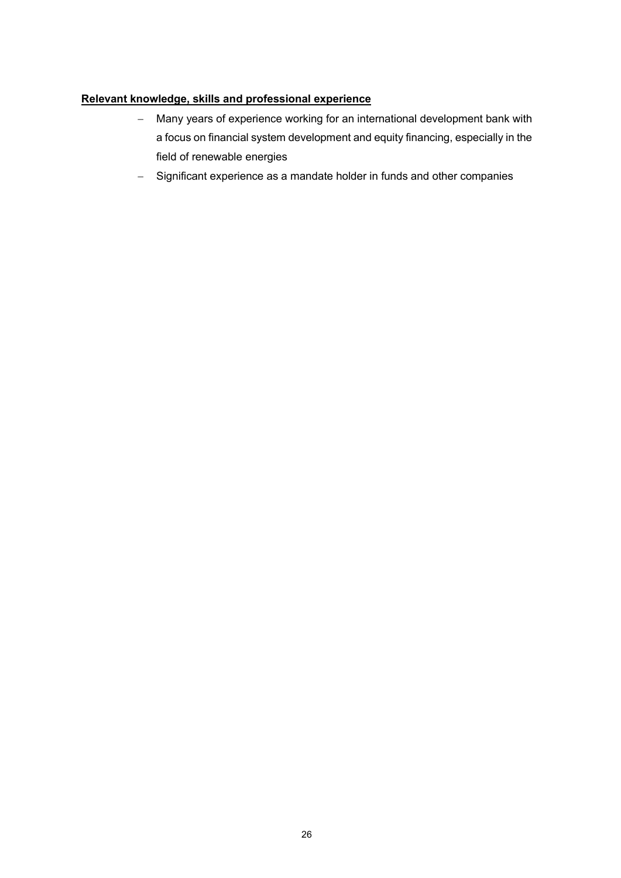**Relevant knowledge, skills and professional experience**

- Many years of experience working for an international development bank with a focus on financial system development and equity financing, especially in the field of renewable energies
- Significant experience as a mandate holder in funds and other companies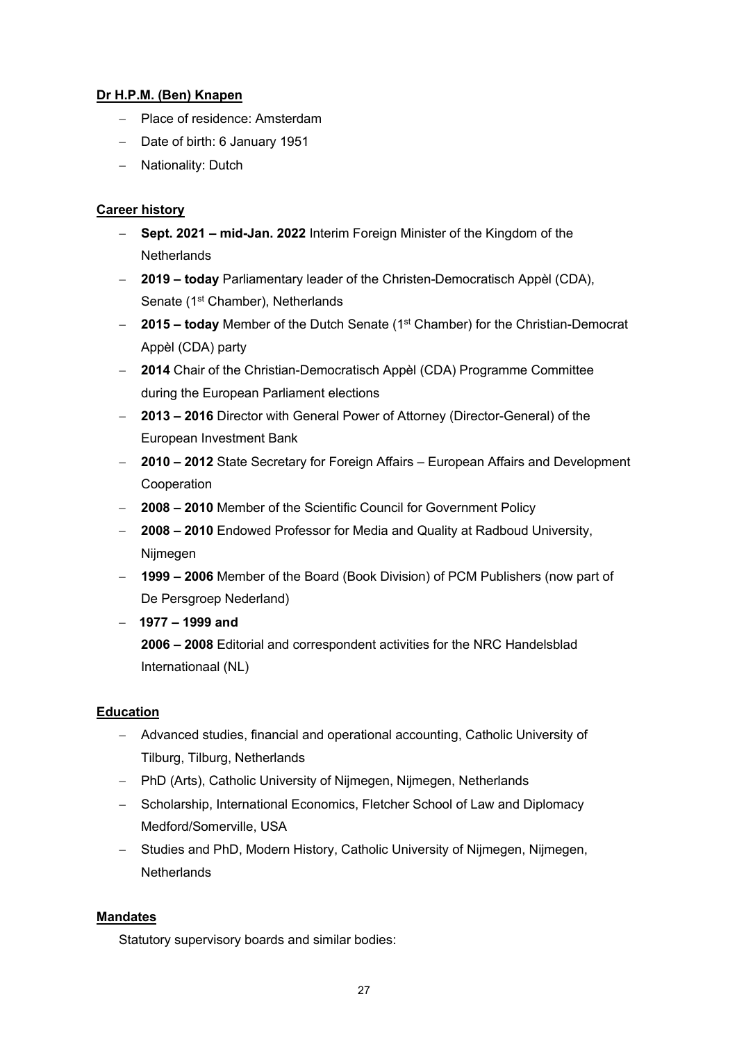**Dr H.P.M. (Ben) Knapen**

- Place of residence: Amsterdam
- Date of birth: 6 January 1951
- Nationality: Dutch

**Career history**

- **Sept. 2021 – mid-Jan. 2022** Interim Foreign Minister of the Kingdom of the Netherlands
- **2019 – today** Parliamentary leader of the Christen-Democratisch Appèl (CDA), Senate (1st Chamber), Netherlands
- **2015 – today** Member of the Dutch Senate (1st Chamber) for the Christian-Democrat Appèl (CDA) party
- **2014** Chair of the Christian-Democratisch Appèl (CDA) Programme Committee during the European Parliament elections
- **2013 – 2016** Director with General Power of Attorney (Director-General) of the European Investment Bank
- **2010 – 2012** State Secretary for Foreign Affairs – European Affairs and Development Cooperation
- **2008 – 2010** Member of the Scientific Council for Government Policy
- **2008 – 2010** Endowed Professor for Media and Quality at Radboud University, Nijmegen
- **1999 – 2006** Member of the Board (Book Division) of PCM Publishers (now part of De Persgroep Nederland)
- **1977 – 1999 and**
  **2006 – 2008** Editorial and correspondent activities for the NRC Handelsblad Internationaal (NL)

**Education**

- Advanced studies, financial and operational accounting, Catholic University of Tilburg, Tilburg, Netherlands
- PhD (Arts), Catholic University of Nijmegen, Nijmegen, Netherlands
- Scholarship, International Economics, Fletcher School of Law and Diplomacy Medford/Somerville, USA
- Studies and PhD, Modern History, Catholic University of Nijmegen, Nijmegen, Netherlands

**Mandates**

Statutory supervisory boards and similar bodies: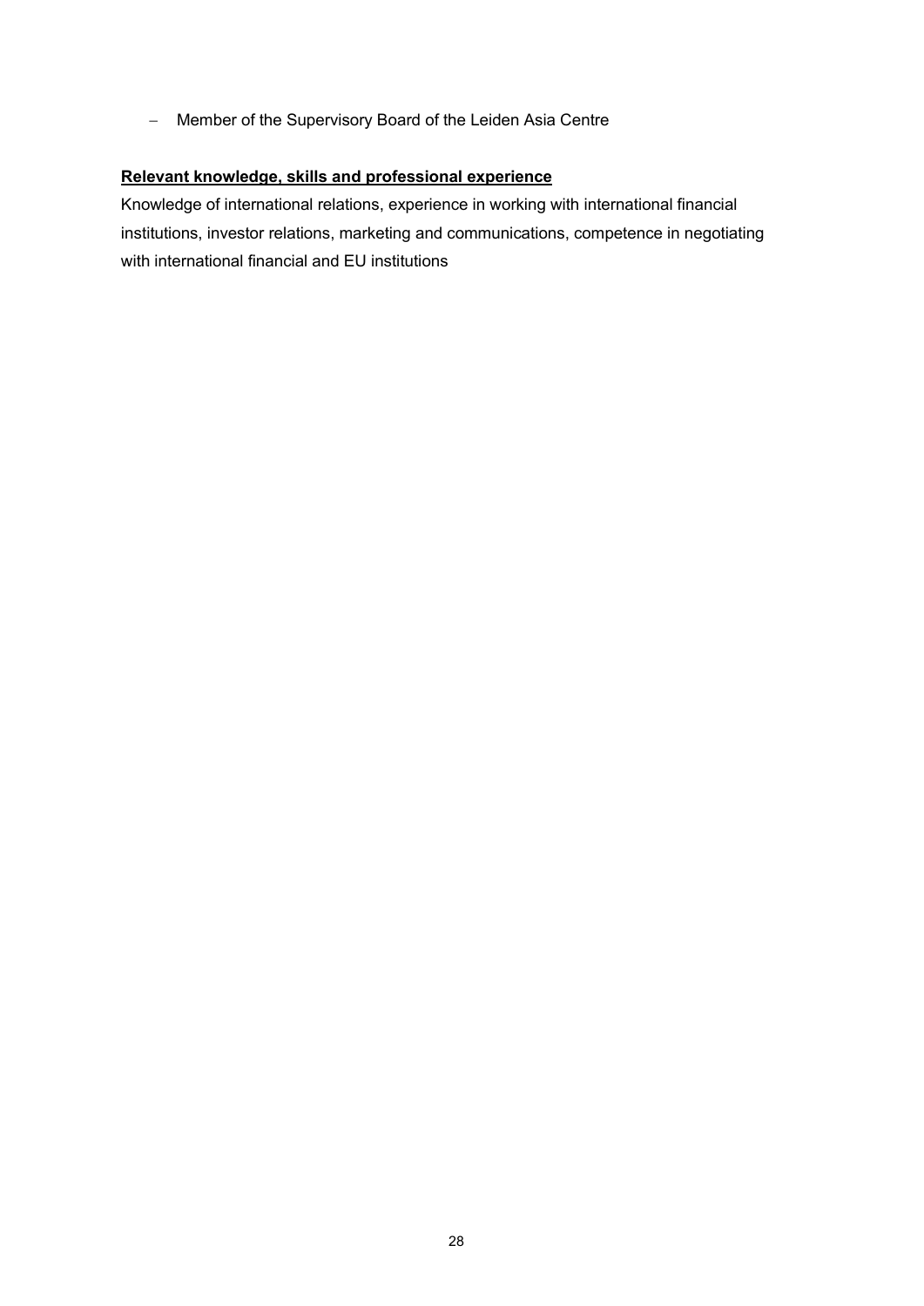- Member of the Supervisory Board of the Leiden Asia Centre

**Relevant knowledge, skills and professional experience**

Knowledge of international relations, experience in working with international financial institutions, investor relations, marketing and communications, competence in negotiating with international financial and EU institutions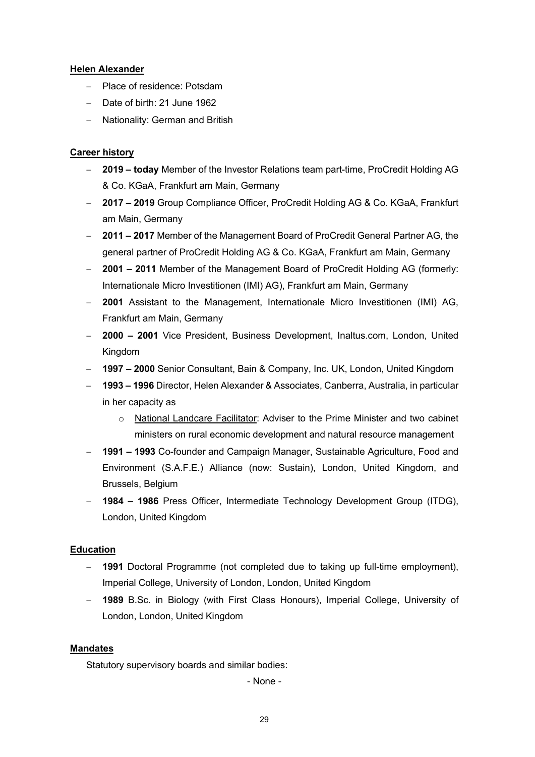**Helen Alexander**

- Place of residence: Potsdam
- Date of birth: 21 June 1962
- Nationality: German and British

**Career history**

- **2019 – today** Member of the Investor Relations team part-time, ProCredit Holding AG & Co. KGaA, Frankfurt am Main, Germany
- **2017 – 2019** Group Compliance Officer, ProCredit Holding AG & Co. KGaA, Frankfurt am Main, Germany
- **2011 – 2017** Member of the Management Board of ProCredit General Partner AG, the general partner of ProCredit Holding AG & Co. KGaA, Frankfurt am Main, Germany
- **2001 – 2011** Member of the Management Board of ProCredit Holding AG (formerly: Internationale Micro Investitionen (IMI) AG), Frankfurt am Main, Germany
- **2001** Assistant to the Management, Internationale Micro Investitionen (IMI) AG, Frankfurt am Main, Germany
- **2000 – 2001** Vice President, Business Development, Inaltus.com, London, United Kingdom
- **1997 – 2000** Senior Consultant, Bain & Company, Inc. UK, London, United Kingdom
- **1993 – 1996** Director, Helen Alexander & Associates, Canberra, Australia, in particular in her capacity as
  - National Landcare Facilitator: Adviser to the Prime Minister and two cabinet ministers on rural economic development and natural resource management
- **1991 – 1993** Co-founder and Campaign Manager, Sustainable Agriculture, Food and Environment (S.A.F.E.) Alliance (now: Sustain), London, United Kingdom, and Brussels, Belgium
- **1984 – 1986** Press Officer, Intermediate Technology Development Group (ITDG), London, United Kingdom

**Education**

- **1991** Doctoral Programme (not completed due to taking up full-time employment), Imperial College, University of London, London, United Kingdom
- **1989** B.Sc. in Biology (with First Class Honours), Imperial College, University of London, London, United Kingdom

**Mandates**

Statutory supervisory boards and similar bodies:

- None -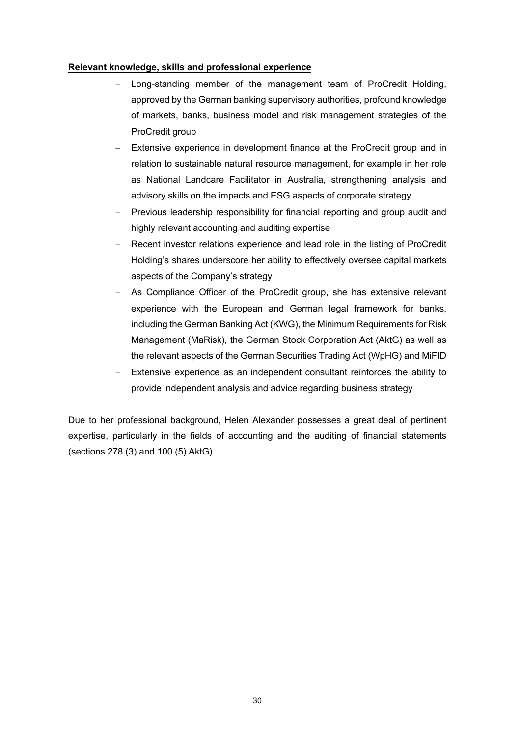**Relevant knowledge, skills and professional experience**

- Long-standing member of the management team of ProCredit Holding, approved by the German banking supervisory authorities, profound knowledge of markets, banks, business model and risk management strategies of the ProCredit group
- Extensive experience in development finance at the ProCredit group and in relation to sustainable natural resource management, for example in her role as National Landcare Facilitator in Australia, strengthening analysis and advisory skills on the impacts and ESG aspects of corporate strategy
- Previous leadership responsibility for financial reporting and group audit and highly relevant accounting and auditing expertise
- Recent investor relations experience and lead role in the listing of ProCredit Holding's shares underscore her ability to effectively oversee capital markets aspects of the Company's strategy
- As Compliance Officer of the ProCredit group, she has extensive relevant experience with the European and German legal framework for banks, including the German Banking Act (KWG), the Minimum Requirements for Risk Management (MaRisk), the German Stock Corporation Act (AktG) as well as the relevant aspects of the German Securities Trading Act (WpHG) and MiFID
- Extensive experience as an independent consultant reinforces the ability to provide independent analysis and advice regarding business strategy

Due to her professional background, Helen Alexander possesses a great deal of pertinent expertise, particularly in the fields of accounting and the auditing of financial statements (sections 278 (3) and 100 (5) AktG).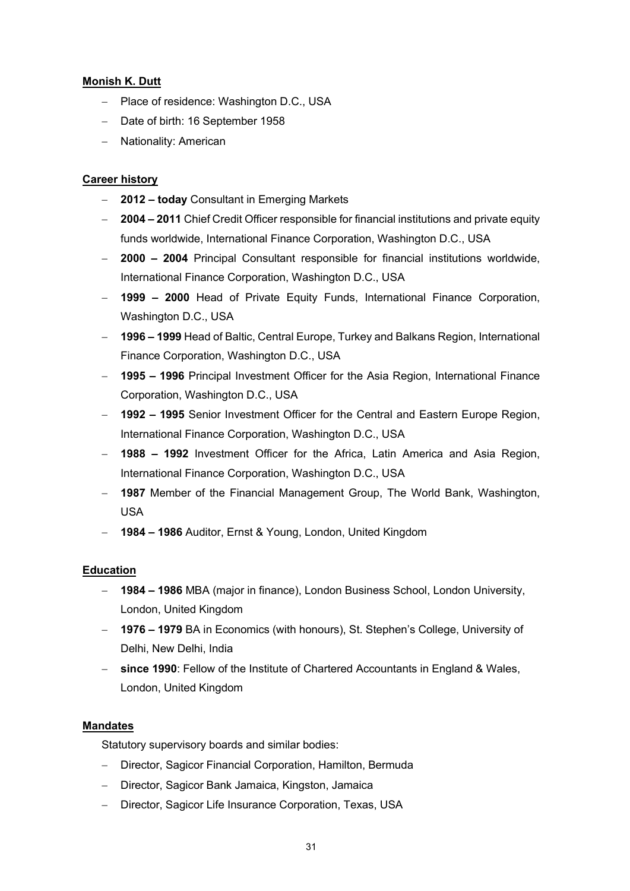**Monish K. Dutt**

- Place of residence: Washington D.C., USA
- Date of birth: 16 September 1958
- Nationality: American

**Career history**

- **2012 – today** Consultant in Emerging Markets
- **2004 – 2011** Chief Credit Officer responsible for financial institutions and private equity funds worldwide, International Finance Corporation, Washington D.C., USA
- **2000 – 2004** Principal Consultant responsible for financial institutions worldwide, International Finance Corporation, Washington D.C., USA
- **1999 – 2000** Head of Private Equity Funds, International Finance Corporation, Washington D.C., USA
- **1996 – 1999** Head of Baltic, Central Europe, Turkey and Balkans Region, International Finance Corporation, Washington D.C., USA
- **1995 – 1996** Principal Investment Officer for the Asia Region, International Finance Corporation, Washington D.C., USA
- **1992 – 1995** Senior Investment Officer for the Central and Eastern Europe Region, International Finance Corporation, Washington D.C., USA
- **1988 – 1992** Investment Officer for the Africa, Latin America and Asia Region, International Finance Corporation, Washington D.C., USA
- **1987** Member of the Financial Management Group, The World Bank, Washington, USA
- **1984 – 1986** Auditor, Ernst & Young, London, United Kingdom

**Education**

- **1984 – 1986** MBA (major in finance), London Business School, London University, London, United Kingdom
- **1976 – 1979** BA in Economics (with honours), St. Stephen's College, University of Delhi, New Delhi, India
- **since 1990**: Fellow of the Institute of Chartered Accountants in England & Wales, London, United Kingdom

**Mandates**

Statutory supervisory boards and similar bodies:

- Director, Sagicor Financial Corporation, Hamilton, Bermuda
- Director, Sagicor Bank Jamaica, Kingston, Jamaica
- Director, Sagicor Life Insurance Corporation, Texas, USA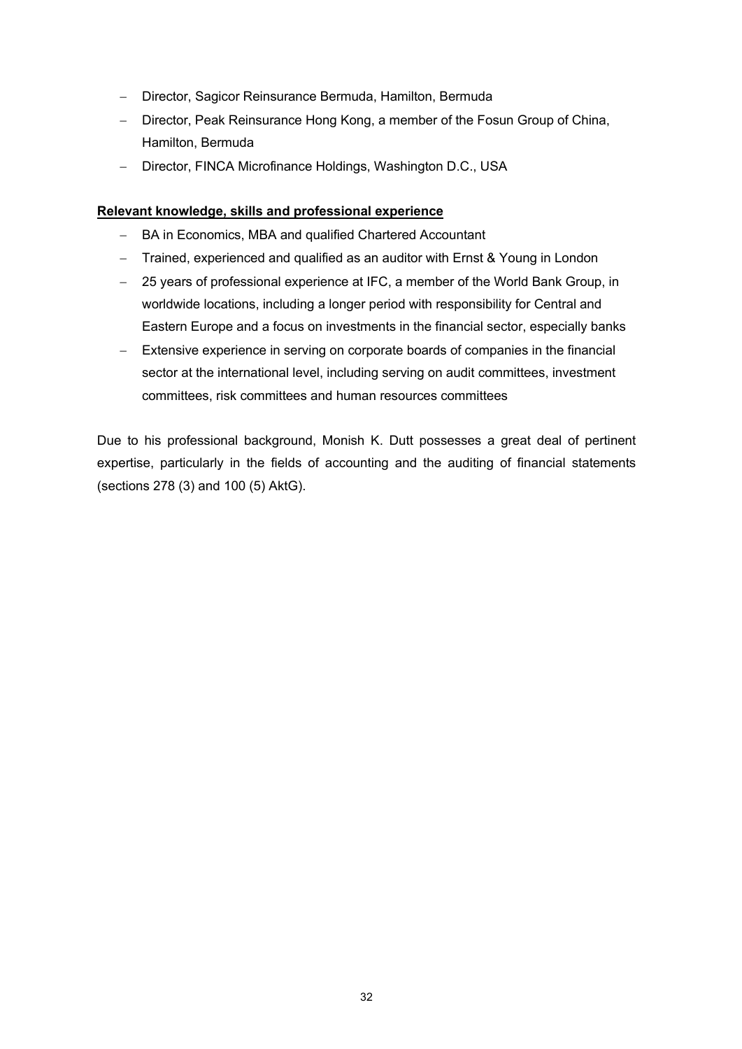- Director, Sagicor Reinsurance Bermuda, Hamilton, Bermuda
- Director, Peak Reinsurance Hong Kong, a member of the Fosun Group of China, Hamilton, Bermuda
- Director, FINCA Microfinance Holdings, Washington D.C., USA

**Relevant knowledge, skills and professional experience**

- BA in Economics, MBA and qualified Chartered Accountant
- Trained, experienced and qualified as an auditor with Ernst & Young in London
- 25 years of professional experience at IFC, a member of the World Bank Group, in worldwide locations, including a longer period with responsibility for Central and Eastern Europe and a focus on investments in the financial sector, especially banks
- Extensive experience in serving on corporate boards of companies in the financial sector at the international level, including serving on audit committees, investment committees, risk committees and human resources committees

Due to his professional background, Monish K. Dutt possesses a great deal of pertinent expertise, particularly in the fields of accounting and the auditing of financial statements (sections 278 (3) and 100 (5) AktG).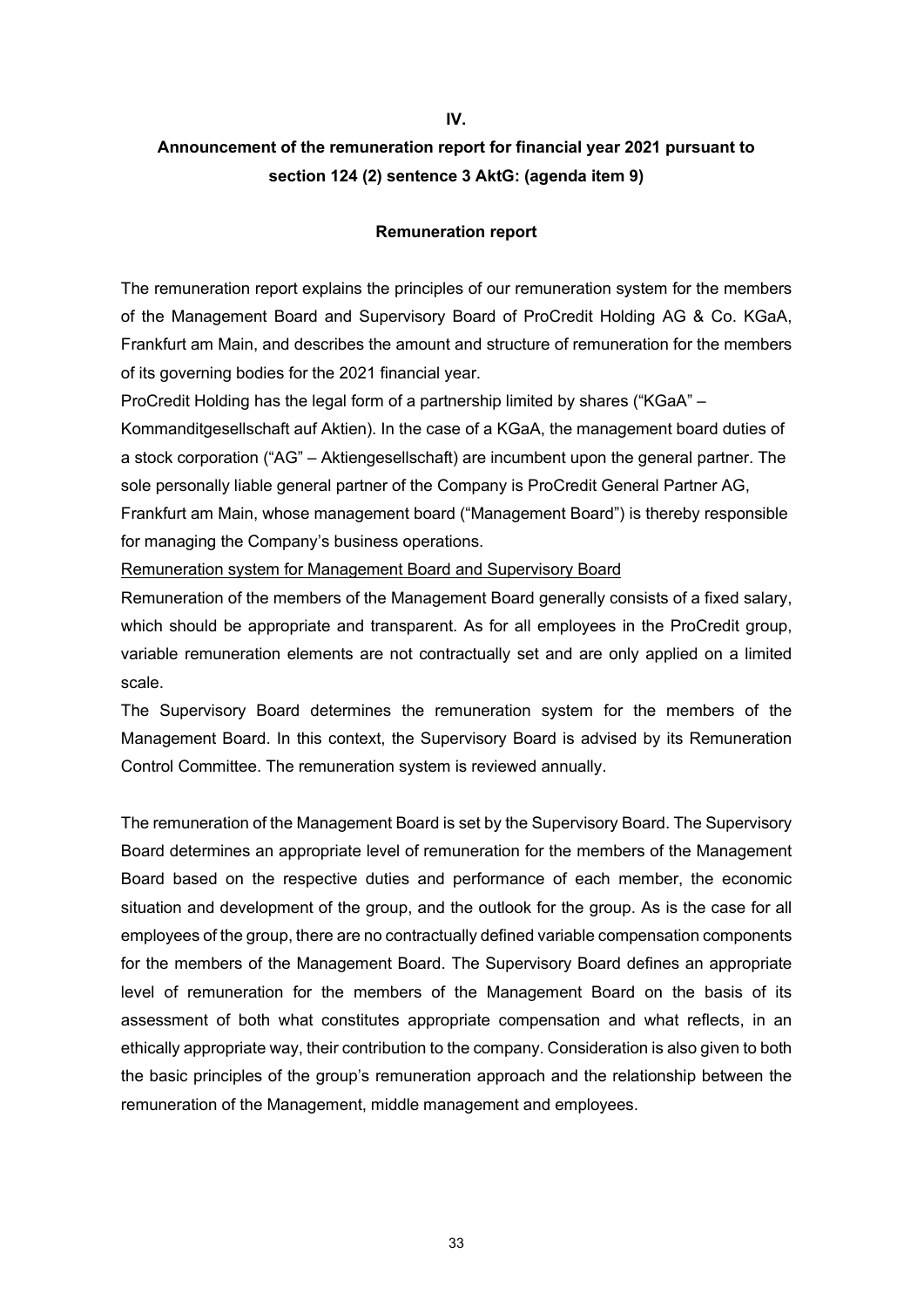**IV.**

# Announcement of the remuneration report for financial year 2021 pursuant to section 124 (2) sentence 3 AktG: (agenda item 9)

## Remuneration report

The remuneration report explains the principles of our remuneration system for the members of the Management Board and Supervisory Board of ProCredit Holding AG & Co. KGaA, Frankfurt am Main, and describes the amount and structure of remuneration for the members of its governing bodies for the 2021 financial year.

ProCredit Holding has the legal form of a partnership limited by shares ("KGaA" – Kommanditgesellschaft auf Aktien). In the case of a KGaA, the management board duties of a stock corporation ("AG" – Aktiengesellschaft) are incumbent upon the general partner. The sole personally liable general partner of the Company is ProCredit General Partner AG, Frankfurt am Main, whose management board ("Management Board") is thereby responsible for managing the Company's business operations.

Remuneration system for Management Board and Supervisory Board

Remuneration of the members of the Management Board generally consists of a fixed salary, which should be appropriate and transparent. As for all employees in the ProCredit group, variable remuneration elements are not contractually set and are only applied on a limited scale.

The Supervisory Board determines the remuneration system for the members of the Management Board. In this context, the Supervisory Board is advised by its Remuneration Control Committee. The remuneration system is reviewed annually.

The remuneration of the Management Board is set by the Supervisory Board. The Supervisory Board determines an appropriate level of remuneration for the members of the Management Board based on the respective duties and performance of each member, the economic situation and development of the group, and the outlook for the group. As is the case for all employees of the group, there are no contractually defined variable compensation components for the members of the Management Board. The Supervisory Board defines an appropriate level of remuneration for the members of the Management Board on the basis of its assessment of both what constitutes appropriate compensation and what reflects, in an ethically appropriate way, their contribution to the company. Consideration is also given to both the basic principles of the group's remuneration approach and the relationship between the remuneration of the Management, middle management and employees.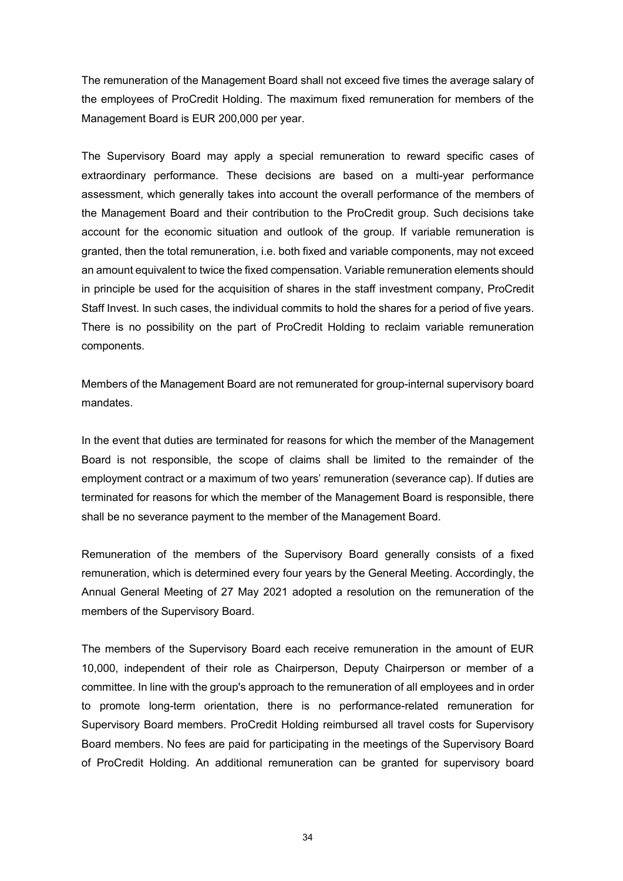The remuneration of the Management Board shall not exceed five times the average salary of the employees of ProCredit Holding. The maximum fixed remuneration for members of the Management Board is EUR 200,000 per year.

The Supervisory Board may apply a special remuneration to reward specific cases of extraordinary performance. These decisions are based on a multi-year performance assessment, which generally takes into account the overall performance of the members of the Management Board and their contribution to the ProCredit group. Such decisions take account for the economic situation and outlook of the group. If variable remuneration is granted, then the total remuneration, i.e. both fixed and variable components, may not exceed an amount equivalent to twice the fixed compensation. Variable remuneration elements should in principle be used for the acquisition of shares in the staff investment company, ProCredit Staff Invest. In such cases, the individual commits to hold the shares for a period of five years. There is no possibility on the part of ProCredit Holding to reclaim variable remuneration components.

Members of the Management Board are not remunerated for group-internal supervisory board mandates.

In the event that duties are terminated for reasons for which the member of the Management Board is not responsible, the scope of claims shall be limited to the remainder of the employment contract or a maximum of two years' remuneration (severance cap). If duties are terminated for reasons for which the member of the Management Board is responsible, there shall be no severance payment to the member of the Management Board.

Remuneration of the members of the Supervisory Board generally consists of a fixed remuneration, which is determined every four years by the General Meeting. Accordingly, the Annual General Meeting of 27 May 2021 adopted a resolution on the remuneration of the members of the Supervisory Board.

The members of the Supervisory Board each receive remuneration in the amount of EUR 10,000, independent of their role as Chairperson, Deputy Chairperson or member of a committee. In line with the group's approach to the remuneration of all employees and in order to promote long-term orientation, there is no performance-related remuneration for Supervisory Board members. ProCredit Holding reimbursed all travel costs for Supervisory Board members. No fees are paid for participating in the meetings of the Supervisory Board of ProCredit Holding. An additional remuneration can be granted for supervisory board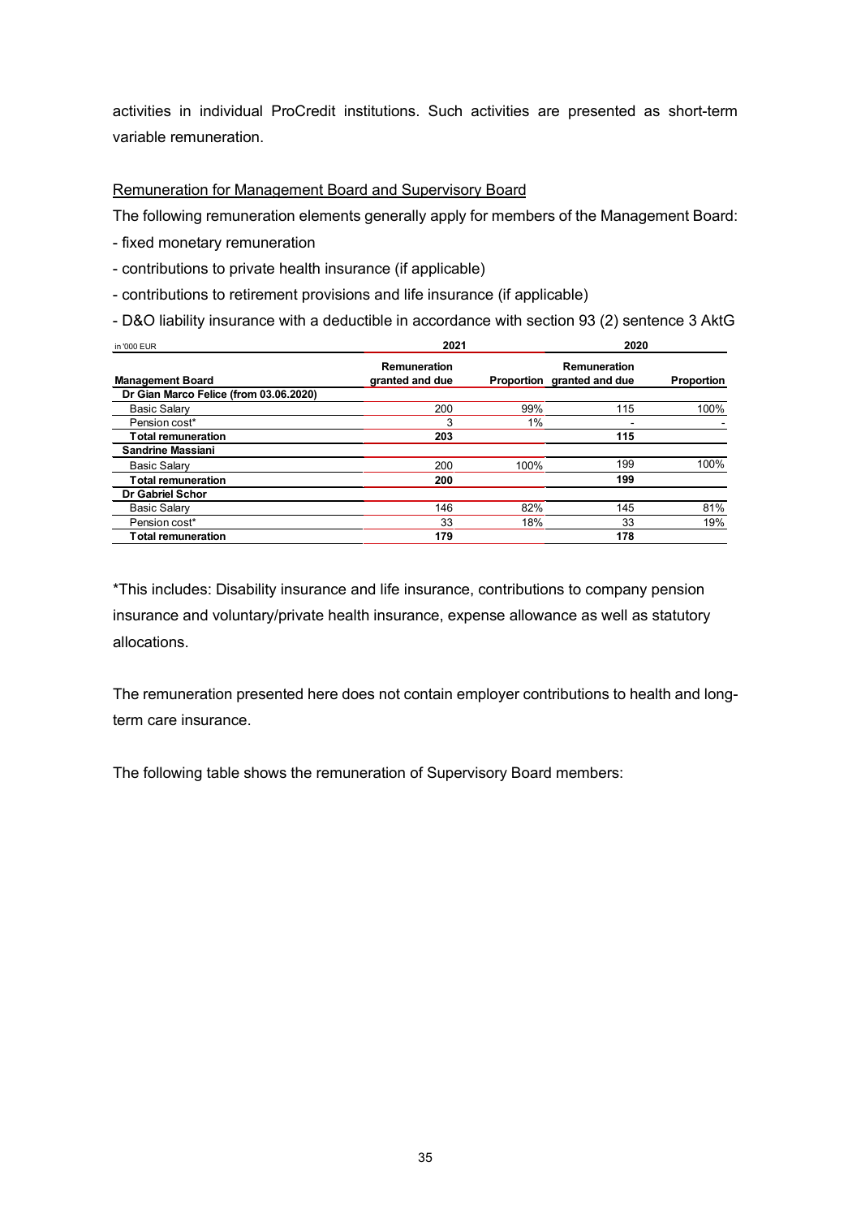activities in individual ProCredit institutions. Such activities are presented as short-term variable remuneration.

Remuneration for Management Board and Supervisory Board

The following remuneration elements generally apply for members of the Management Board:

- fixed monetary remuneration
- contributions to private health insurance (if applicable)
- contributions to retirement provisions and life insurance (if applicable)
- D&O liability insurance with a deductible in accordance with section 93 (2) sentence 3 AktG

| in '000 EUR | 2021 | | 2020 | |
|---|---|---|---|---|
| **Management Board** | **Remuneration granted and due** | **Proportion** | **Remuneration granted and due** | **Proportion** |
| **Dr Gian Marco Felice (from 03.06.2020)** | | | | |
| Basic Salary | 200 | 99% | 115 | 100% |
| Pension cost* | 3 | 1% | - | - |
| **Total remuneration** | **203** | | **115** | |
| **Sandrine Massiani** | | | | |
| Basic Salary | 200 | 100% | 199 | 100% |
| **Total remuneration** | **200** | | **199** | |
| **Dr Gabriel Schor** | | | | |
| Basic Salary | 146 | 82% | 145 | 81% |
| Pension cost* | 33 | 18% | 33 | 19% |
| **Total remuneration** | **179** | | **178** | |

*This includes: Disability insurance and life insurance, contributions to company pension insurance and voluntary/private health insurance, expense allowance as well as statutory allocations.

The remuneration presented here does not contain employer contributions to health and long-term care insurance.

The following table shows the remuneration of Supervisory Board members: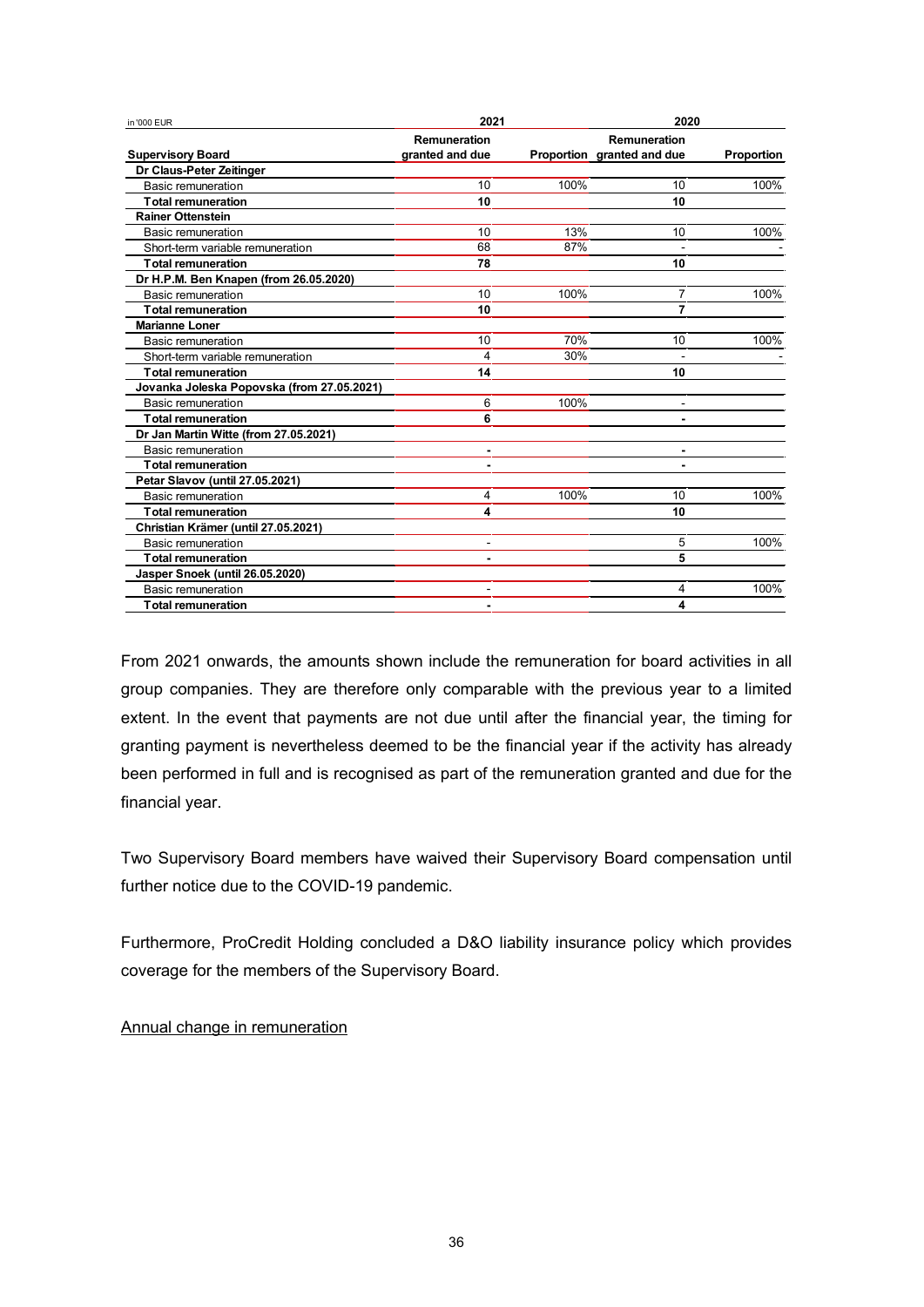| in '000 EUR | 2021 | | 2020 | |
|---|---|---|---|---|
| **Supervisory Board** | **Remuneration granted and due** | **Proportion** | **Remuneration granted and due** | **Proportion** |
| **Dr Claus-Peter Zeitinger** | | | | |
| Basic remuneration | 10 | 100% | 10 | 100% |
| **Total remuneration** | **10** | | **10** | |
| **Rainer Ottenstein** | | | | |
| Basic remuneration | 10 | 13% | 10 | 100% |
| Short-term variable remuneration | 68 | 87% | - | - |
| **Total remuneration** | **78** | | **10** | |
| **Dr H.P.M. Ben Knapen (from 26.05.2020)** | | | | |
| Basic remuneration | 10 | 100% | 7 | 100% |
| **Total remuneration** | **10** | | **7** | |
| **Marianne Loner** | | | | |
| Basic remuneration | 10 | 70% | 10 | 100% |
| Short-term variable remuneration | 4 | 30% | - | - |
| **Total remuneration** | **14** | | **10** | |
| **Jovanka Joleska Popovska (from 27.05.2021)** | | | | |
| Basic remuneration | 6 | 100% | - | |
| **Total remuneration** | **6** | | **-** | |
| **Dr Jan Martin Witte (from 27.05.2021)** | | | | |
| Basic remuneration | - | | - | |
| **Total remuneration** | **-** | | **-** | |
| **Petar Slavov (until 27.05.2021)** | | | | |
| Basic remuneration | 4 | 100% | 10 | 100% |
| **Total remuneration** | **4** | | **10** | |
| **Christian Krämer (until 27.05.2021)** | | | | |
| Basic remuneration | - | | 5 | 100% |
| **Total remuneration** | **-** | | **5** | |
| **Jasper Snoek (until 26.05.2020)** | | | | |
| Basic remuneration | - | | 4 | 100% |
| **Total remuneration** | **-** | | **4** | |

From 2021 onwards, the amounts shown include the remuneration for board activities in all group companies. They are therefore only comparable with the previous year to a limited extent. In the event that payments are not due until after the financial year, the timing for granting payment is nevertheless deemed to be the financial year if the activity has already been performed in full and is recognised as part of the remuneration granted and due for the financial year.

Two Supervisory Board members have waived their Supervisory Board compensation until further notice due to the COVID-19 pandemic.

Furthermore, ProCredit Holding concluded a D&O liability insurance policy which provides coverage for the members of the Supervisory Board.

Annual change in remuneration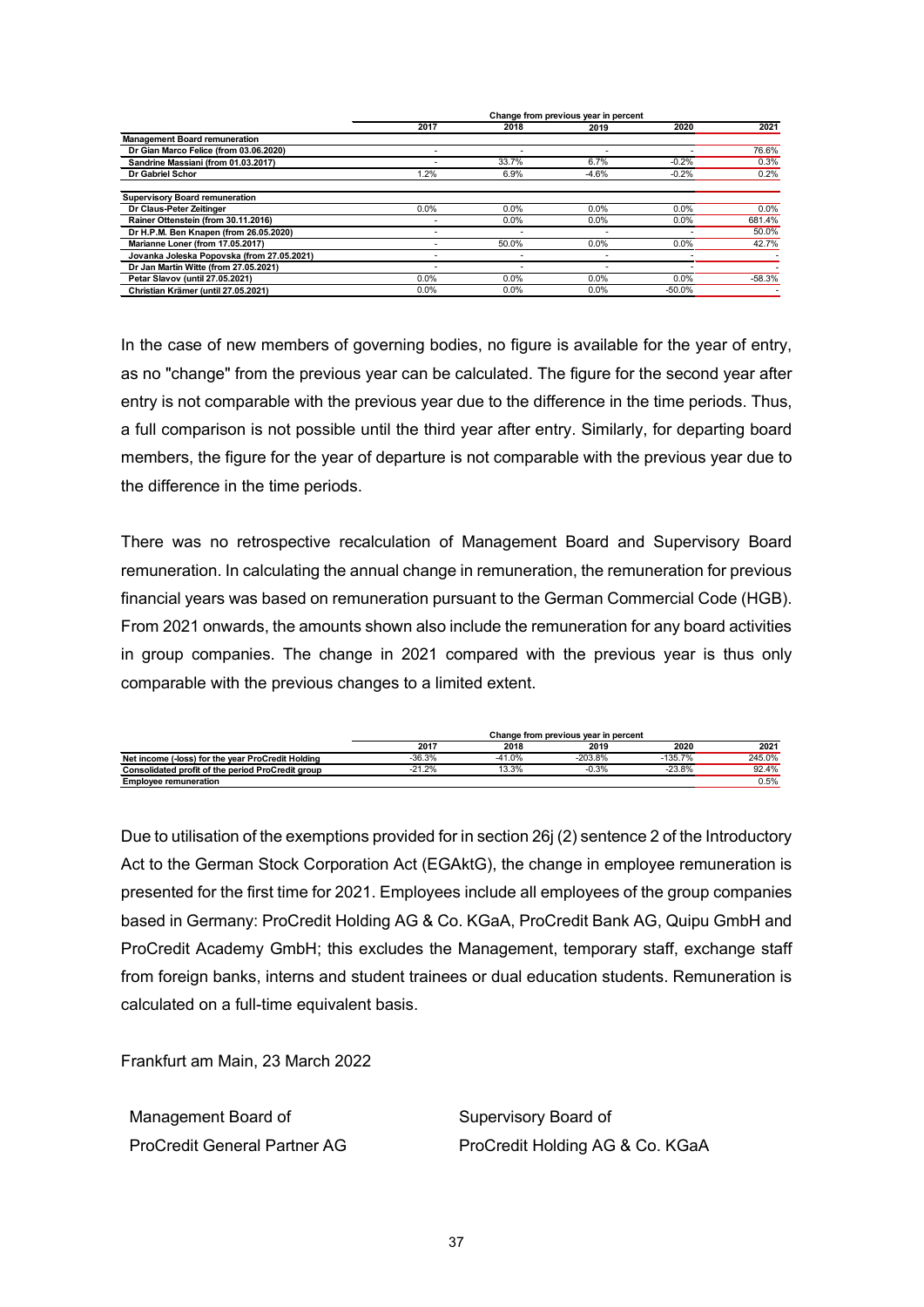| | Change from previous year in percent | | | | |
|---|---|---|---|---|---|
| | 2017 | 2018 | 2019 | 2020 | 2021 |
| **Management Board remuneration** | | | | | |
| Dr Gian Marco Felice (from 03.06.2020) | - | - | - | - | 76.6% |
| Sandrine Massiani (from 01.03.2017) | - | 33.7% | 6.7% | -0.2% | 0.3% |
| Dr Gabriel Schor | 1.2% | 6.9% | -4.6% | -0.2% | 0.2% |
| | | | | | |
| **Supervisory Board remuneration** | | | | | |
| Dr Claus-Peter Zeitinger | 0.0% | 0.0% | 0.0% | 0.0% | 0.0% |
| Rainer Ottenstein (from 30.11.2016) | - | 0.0% | 0.0% | 0.0% | 681.4% |
| Dr H.P.M. Ben Knapen (from 26.05.2020) | - | - | - | - | 50.0% |
| Marianne Loner (from 17.05.2017) | - | 50.0% | 0.0% | 0.0% | 42.7% |
| Jovanka Joleska Popovska (from 27.05.2021) | - | - | - | - | - |
| Dr Jan Martin Witte (from 27.05.2021) | - | - | - | - | - |
| Petar Slavov (until 27.05.2021) | 0.0% | 0.0% | 0.0% | 0.0% | -58.3% |
| Christian Krämer (until 27.05.2021) | 0.0% | 0.0% | 0.0% | -50.0% | - |

In the case of new members of governing bodies, no figure is available for the year of entry, as no "change" from the previous year can be calculated. The figure for the second year after entry is not comparable with the previous year due to the difference in the time periods. Thus, a full comparison is not possible until the third year after entry. Similarly, for departing board members, the figure for the year of departure is not comparable with the previous year due to the difference in the time periods.

There was no retrospective recalculation of Management Board and Supervisory Board remuneration. In calculating the annual change in remuneration, the remuneration for previous financial years was based on remuneration pursuant to the German Commercial Code (HGB). From 2021 onwards, the amounts shown also include the remuneration for any board activities in group companies. The change in 2021 compared with the previous year is thus only comparable with the previous changes to a limited extent.

| | Change from previous year in percent | | | | |
|---|---|---|---|---|---|
| | 2017 | 2018 | 2019 | 2020 | 2021 |
| Net income (-loss) for the year ProCredit Holding | -36.3% | -41.0% | -203.8% | -135.7% | 245.0% |
| Consolidated profit of the period ProCredit group | -21.2% | 13.3% | -0.3% | -23.8% | 92.4% |
| Employee remuneration | | | | | 0.5% |

Due to utilisation of the exemptions provided for in section 26j (2) sentence 2 of the Introductory Act to the German Stock Corporation Act (EGAktG), the change in employee remuneration is presented for the first time for 2021. Employees include all employees of the group companies based in Germany: ProCredit Holding AG & Co. KGaA, ProCredit Bank AG, Quipu GmbH and ProCredit Academy GmbH; this excludes the Management, temporary staff, exchange staff from foreign banks, interns and student trainees or dual education students. Remuneration is calculated on a full-time equivalent basis.

Frankfurt am Main, 23 March 2022

Management Board of
ProCredit General Partner AG

Supervisory Board of
ProCredit Holding AG & Co. KGaA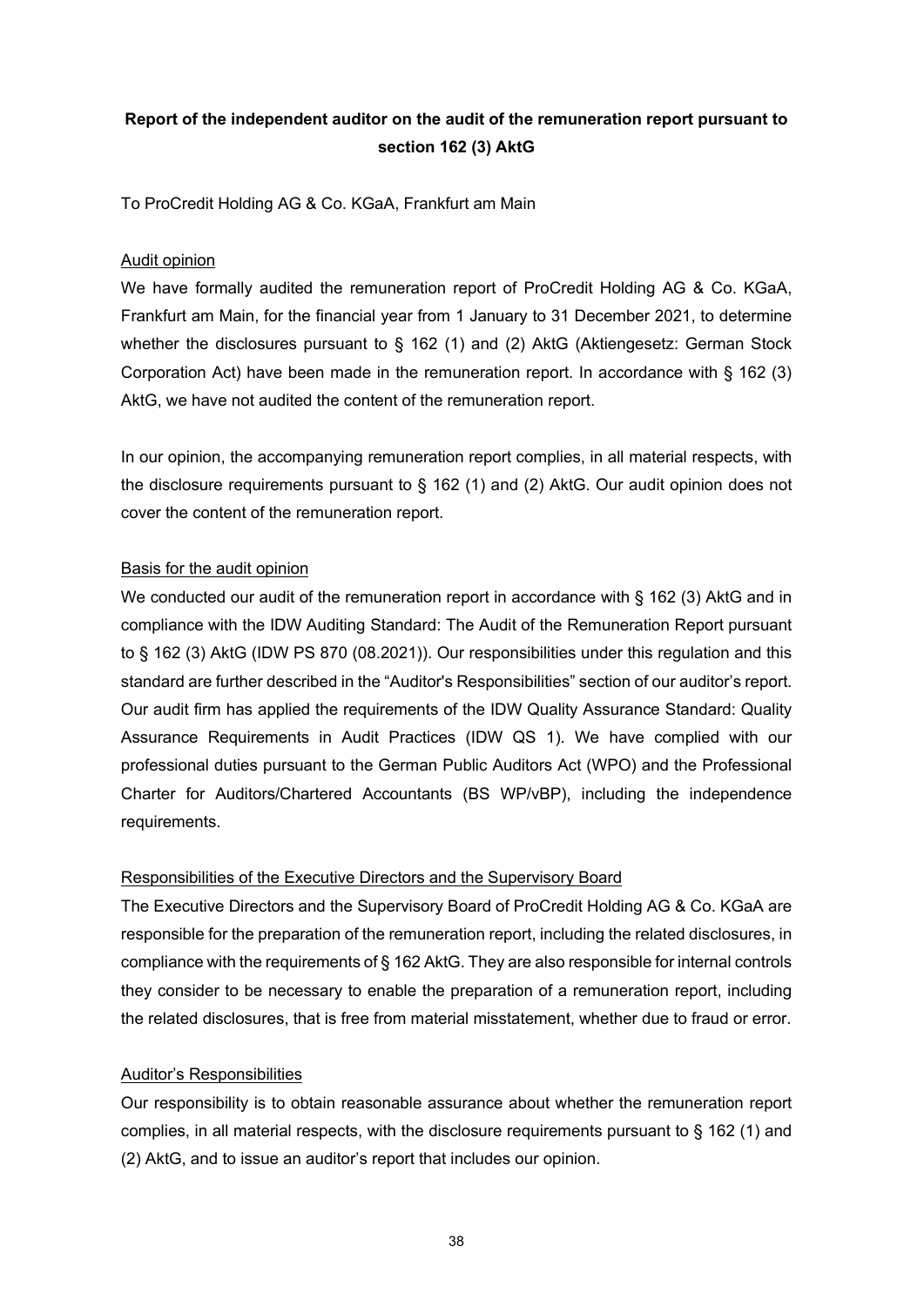## Report of the independent auditor on the audit of the remuneration report pursuant to section 162 (3) AktG

To ProCredit Holding AG & Co. KGaA, Frankfurt am Main

### Audit opinion

We have formally audited the remuneration report of ProCredit Holding AG & Co. KGaA, Frankfurt am Main, for the financial year from 1 January to 31 December 2021, to determine whether the disclosures pursuant to § 162 (1) and (2) AktG (Aktiengesetz: German Stock Corporation Act) have been made in the remuneration report. In accordance with § 162 (3) AktG, we have not audited the content of the remuneration report.

In our opinion, the accompanying remuneration report complies, in all material respects, with the disclosure requirements pursuant to § 162 (1) and (2) AktG. Our audit opinion does not cover the content of the remuneration report.

### Basis for the audit opinion

We conducted our audit of the remuneration report in accordance with § 162 (3) AktG and in compliance with the IDW Auditing Standard: The Audit of the Remuneration Report pursuant to § 162 (3) AktG (IDW PS 870 (08.2021)). Our responsibilities under this regulation and this standard are further described in the "Auditor's Responsibilities" section of our auditor's report. Our audit firm has applied the requirements of the IDW Quality Assurance Standard: Quality Assurance Requirements in Audit Practices (IDW QS 1). We have complied with our professional duties pursuant to the German Public Auditors Act (WPO) and the Professional Charter for Auditors/Chartered Accountants (BS WP/vBP), including the independence requirements.

### Responsibilities of the Executive Directors and the Supervisory Board

The Executive Directors and the Supervisory Board of ProCredit Holding AG & Co. KGaA are responsible for the preparation of the remuneration report, including the related disclosures, in compliance with the requirements of § 162 AktG. They are also responsible for internal controls they consider to be necessary to enable the preparation of a remuneration report, including the related disclosures, that is free from material misstatement, whether due to fraud or error.

### Auditor's Responsibilities

Our responsibility is to obtain reasonable assurance about whether the remuneration report complies, in all material respects, with the disclosure requirements pursuant to § 162 (1) and (2) AktG, and to issue an auditor's report that includes our opinion.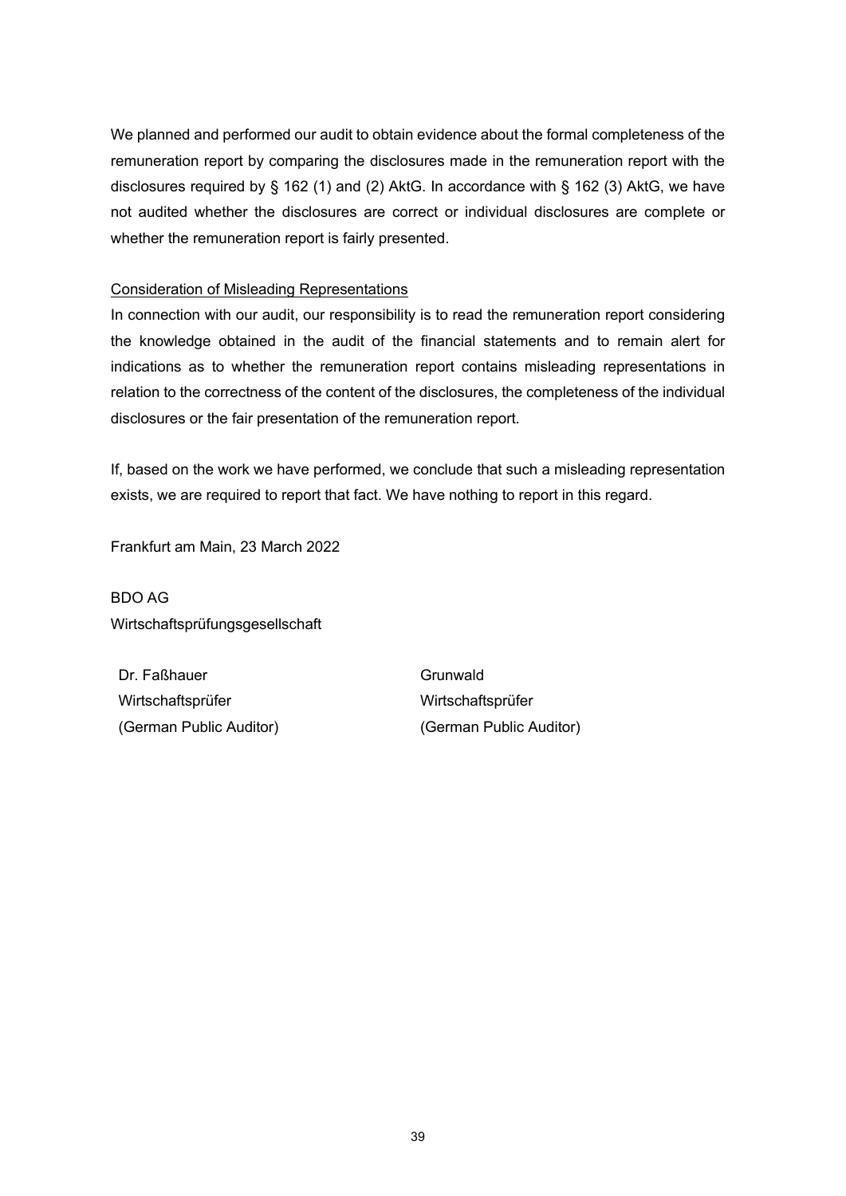We planned and performed our audit to obtain evidence about the formal completeness of the remuneration report by comparing the disclosures made in the remuneration report with the disclosures required by § 162 (1) and (2) AktG. In accordance with § 162 (3) AktG, we have not audited whether the disclosures are correct or individual disclosures are complete or whether the remuneration report is fairly presented.

Consideration of Misleading Representations

In connection with our audit, our responsibility is to read the remuneration report considering the knowledge obtained in the audit of the financial statements and to remain alert for indications as to whether the remuneration report contains misleading representations in relation to the correctness of the content of the disclosures, the completeness of the individual disclosures or the fair presentation of the remuneration report.

If, based on the work we have performed, we conclude that such a misleading representation exists, we are required to report that fact. We have nothing to report in this regard.

Frankfurt am Main, 23 March 2022

BDO AG
Wirtschaftsprüfungsgesellschaft

| | |
|---|---|
| Dr. Faßhauer | Grunwald |
| Wirtschaftsprüfer | Wirtschaftsprüfer |
| (German Public Auditor) | (German Public Auditor) |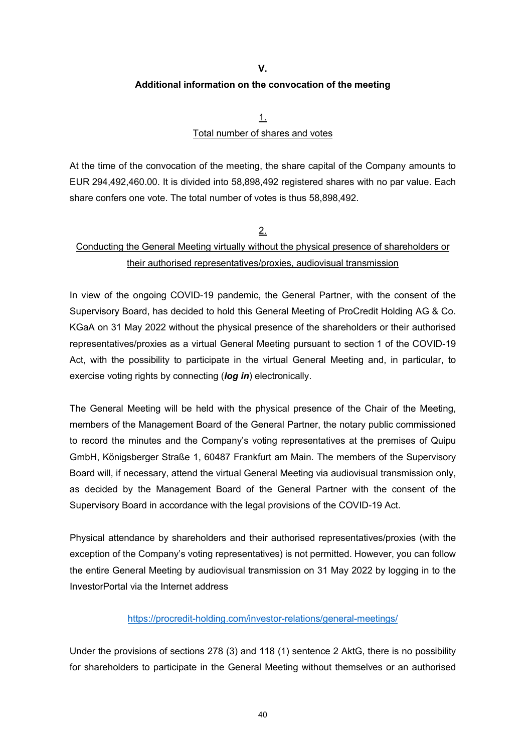# V.

## Additional information on the convocation of the meeting

### 1.
### Total number of shares and votes

At the time of the convocation of the meeting, the share capital of the Company amounts to EUR 294,492,460.00. It is divided into 58,898,492 registered shares with no par value. Each share confers one vote. The total number of votes is thus 58,898,492.

### 2.
### Conducting the General Meeting virtually without the physical presence of shareholders or their authorised representatives/proxies, audiovisual transmission

In view of the ongoing COVID-19 pandemic, the General Partner, with the consent of the Supervisory Board, has decided to hold this General Meeting of ProCredit Holding AG & Co. KGaA on 31 May 2022 without the physical presence of the shareholders or their authorised representatives/proxies as a virtual General Meeting pursuant to section 1 of the COVID-19 Act, with the possibility to participate in the virtual General Meeting and, in particular, to exercise voting rights by connecting (***log in***) electronically.

The General Meeting will be held with the physical presence of the Chair of the Meeting, members of the Management Board of the General Partner, the notary public commissioned to record the minutes and the Company's voting representatives at the premises of Quipu GmbH, Königsberger Straße 1, 60487 Frankfurt am Main. The members of the Supervisory Board will, if necessary, attend the virtual General Meeting via audiovisual transmission only, as decided by the Management Board of the General Partner with the consent of the Supervisory Board in accordance with the legal provisions of the COVID-19 Act.

Physical attendance by shareholders and their authorised representatives/proxies (with the exception of the Company's voting representatives) is not permitted. However, you can follow the entire General Meeting by audiovisual transmission on 31 May 2022 by logging in to the InvestorPortal via the Internet address

https://procredit-holding.com/investor-relations/general-meetings/

Under the provisions of sections 278 (3) and 118 (1) sentence 2 AktG, there is no possibility for shareholders to participate in the General Meeting without themselves or an authorised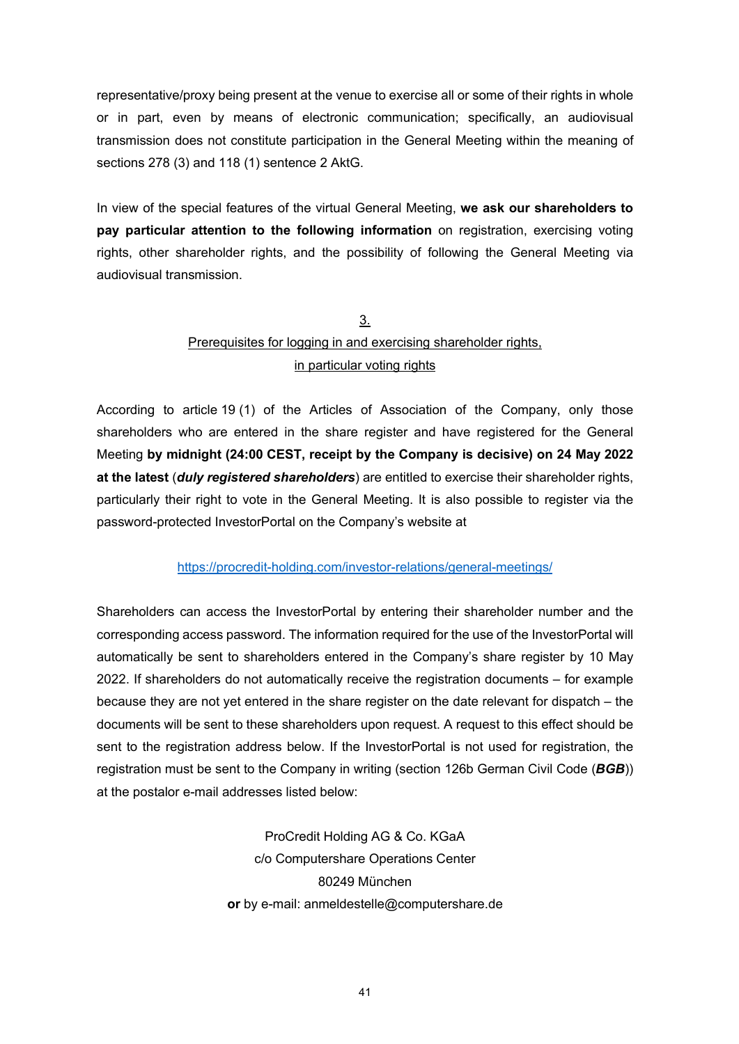representative/proxy being present at the venue to exercise all or some of their rights in whole or in part, even by means of electronic communication; specifically, an audiovisual transmission does not constitute participation in the General Meeting within the meaning of sections 278 (3) and 118 (1) sentence 2 AktG.

In view of the special features of the virtual General Meeting, **we ask our shareholders to pay particular attention to the following information** on registration, exercising voting rights, other shareholder rights, and the possibility of following the General Meeting via audiovisual transmission.

## 3.
## Prerequisites for logging in and exercising shareholder rights, in particular voting rights

According to article 19 (1) of the Articles of Association of the Company, only those shareholders who are entered in the share register and have registered for the General Meeting **by midnight (24:00 CEST, receipt by the Company is decisive) on 24 May 2022 at the latest** (***duly registered shareholders***) are entitled to exercise their shareholder rights, particularly their right to vote in the General Meeting. It is also possible to register via the password-protected InvestorPortal on the Company's website at

https://procredit-holding.com/investor-relations/general-meetings/

Shareholders can access the InvestorPortal by entering their shareholder number and the corresponding access password. The information required for the use of the InvestorPortal will automatically be sent to shareholders entered in the Company's share register by 10 May 2022. If shareholders do not automatically receive the registration documents – for example because they are not yet entered in the share register on the date relevant for dispatch – the documents will be sent to these shareholders upon request. A request to this effect should be sent to the registration address below. If the InvestorPortal is not used for registration, the registration must be sent to the Company in writing (section 126b German Civil Code (***BGB***)) at the postalor e-mail addresses listed below:

ProCredit Holding AG & Co. KGaA
c/o Computershare Operations Center
80249 München
**or** by e-mail: anmeldestelle@computershare.de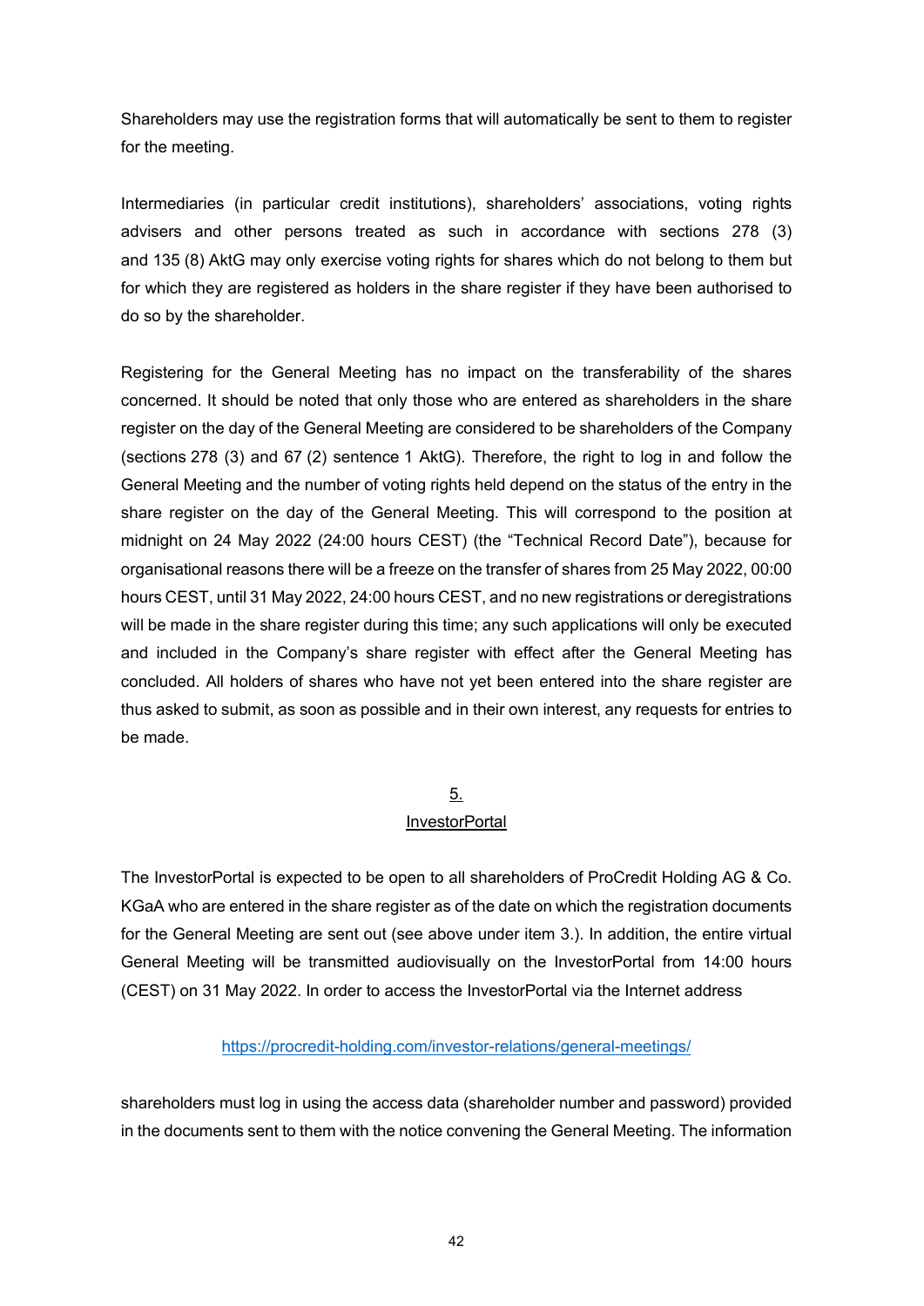Shareholders may use the registration forms that will automatically be sent to them to register for the meeting.

Intermediaries (in particular credit institutions), shareholders' associations, voting rights advisers and other persons treated as such in accordance with sections 278 (3) and 135 (8) AktG may only exercise voting rights for shares which do not belong to them but for which they are registered as holders in the share register if they have been authorised to do so by the shareholder.

Registering for the General Meeting has no impact on the transferability of the shares concerned. It should be noted that only those who are entered as shareholders in the share register on the day of the General Meeting are considered to be shareholders of the Company (sections 278 (3) and 67 (2) sentence 1 AktG). Therefore, the right to log in and follow the General Meeting and the number of voting rights held depend on the status of the entry in the share register on the day of the General Meeting. This will correspond to the position at midnight on 24 May 2022 (24:00 hours CEST) (the "Technical Record Date"), because for organisational reasons there will be a freeze on the transfer of shares from 25 May 2022, 00:00 hours CEST, until 31 May 2022, 24:00 hours CEST, and no new registrations or deregistrations will be made in the share register during this time; any such applications will only be executed and included in the Company's share register with effect after the General Meeting has concluded. All holders of shares who have not yet been entered into the share register are thus asked to submit, as soon as possible and in their own interest, any requests for entries to be made.

## 5. InvestorPortal

The InvestorPortal is expected to be open to all shareholders of ProCredit Holding AG & Co. KGaA who are entered in the share register as of the date on which the registration documents for the General Meeting are sent out (see above under item 3.). In addition, the entire virtual General Meeting will be transmitted audiovisually on the InvestorPortal from 14:00 hours (CEST) on 31 May 2022. In order to access the InvestorPortal via the Internet address

https://procredit-holding.com/investor-relations/general-meetings/

shareholders must log in using the access data (shareholder number and password) provided in the documents sent to them with the notice convening the General Meeting. The information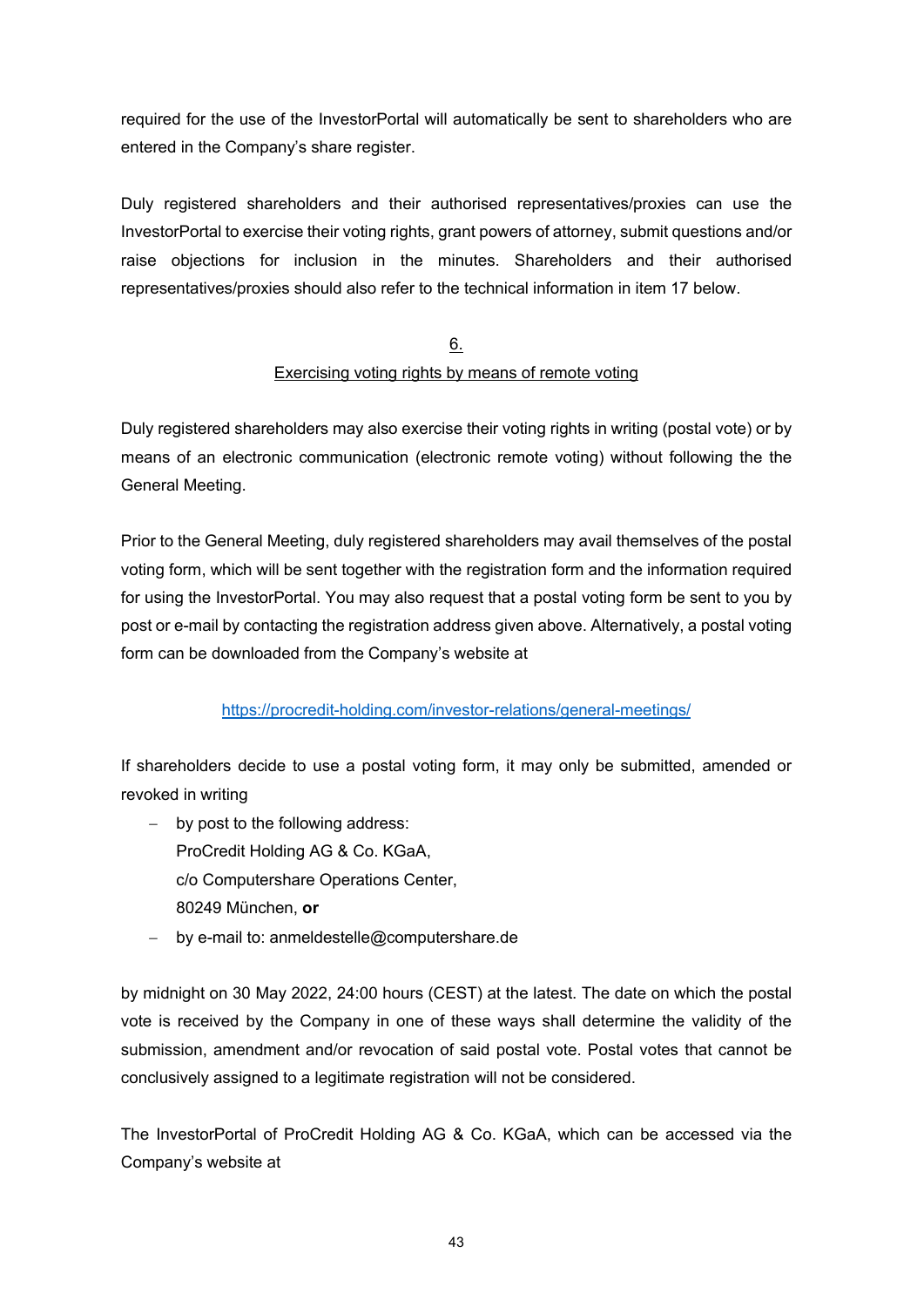required for the use of the InvestorPortal will automatically be sent to shareholders who are entered in the Company's share register.

Duly registered shareholders and their authorised representatives/proxies can use the InvestorPortal to exercise their voting rights, grant powers of attorney, submit questions and/or raise objections for inclusion in the minutes. Shareholders and their authorised representatives/proxies should also refer to the technical information in item 17 below.

## 6. Exercising voting rights by means of remote voting

Duly registered shareholders may also exercise their voting rights in writing (postal vote) or by means of an electronic communication (electronic remote voting) without following the the General Meeting.

Prior to the General Meeting, duly registered shareholders may avail themselves of the postal voting form, which will be sent together with the registration form and the information required for using the InvestorPortal. You may also request that a postal voting form be sent to you by post or e-mail by contacting the registration address given above. Alternatively, a postal voting form can be downloaded from the Company's website at

https://procredit-holding.com/investor-relations/general-meetings/

If shareholders decide to use a postal voting form, it may only be submitted, amended or revoked in writing

- by post to the following address:
  ProCredit Holding AG & Co. KGaA,
  c/o Computershare Operations Center,
  80249 München, **or**
- by e-mail to: anmeldestelle@computershare.de

by midnight on 30 May 2022, 24:00 hours (CEST) at the latest. The date on which the postal vote is received by the Company in one of these ways shall determine the validity of the submission, amendment and/or revocation of said postal vote. Postal votes that cannot be conclusively assigned to a legitimate registration will not be considered.

The InvestorPortal of ProCredit Holding AG & Co. KGaA, which can be accessed via the Company's website at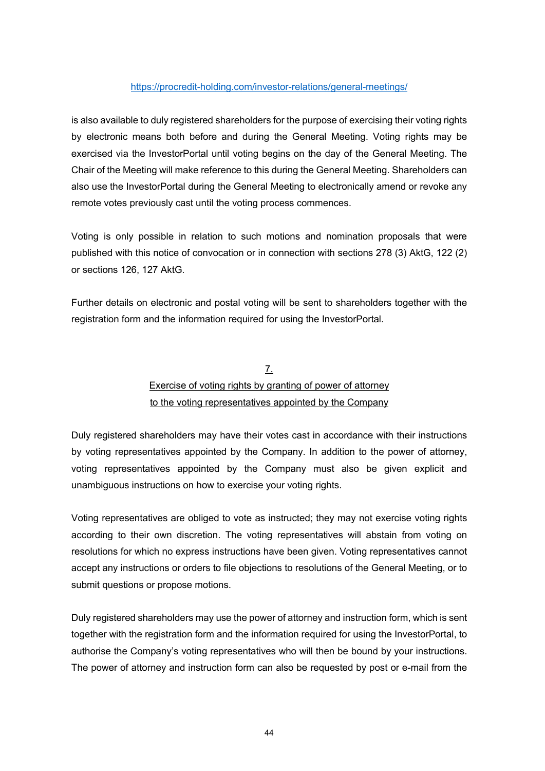https://procredit-holding.com/investor-relations/general-meetings/

is also available to duly registered shareholders for the purpose of exercising their voting rights by electronic means both before and during the General Meeting. Voting rights may be exercised via the InvestorPortal until voting begins on the day of the General Meeting. The Chair of the Meeting will make reference to this during the General Meeting. Shareholders can also use the InvestorPortal during the General Meeting to electronically amend or revoke any remote votes previously cast until the voting process commences.

Voting is only possible in relation to such motions and nomination proposals that were published with this notice of convocation or in connection with sections 278 (3) AktG, 122 (2) or sections 126, 127 AktG.

Further details on electronic and postal voting will be sent to shareholders together with the registration form and the information required for using the InvestorPortal.

## 7.
## Exercise of voting rights by granting of power of attorney to the voting representatives appointed by the Company

Duly registered shareholders may have their votes cast in accordance with their instructions by voting representatives appointed by the Company. In addition to the power of attorney, voting representatives appointed by the Company must also be given explicit and unambiguous instructions on how to exercise your voting rights.

Voting representatives are obliged to vote as instructed; they may not exercise voting rights according to their own discretion. The voting representatives will abstain from voting on resolutions for which no express instructions have been given. Voting representatives cannot accept any instructions or orders to file objections to resolutions of the General Meeting, or to submit questions or propose motions.

Duly registered shareholders may use the power of attorney and instruction form, which is sent together with the registration form and the information required for using the InvestorPortal, to authorise the Company's voting representatives who will then be bound by your instructions. The power of attorney and instruction form can also be requested by post or e-mail from the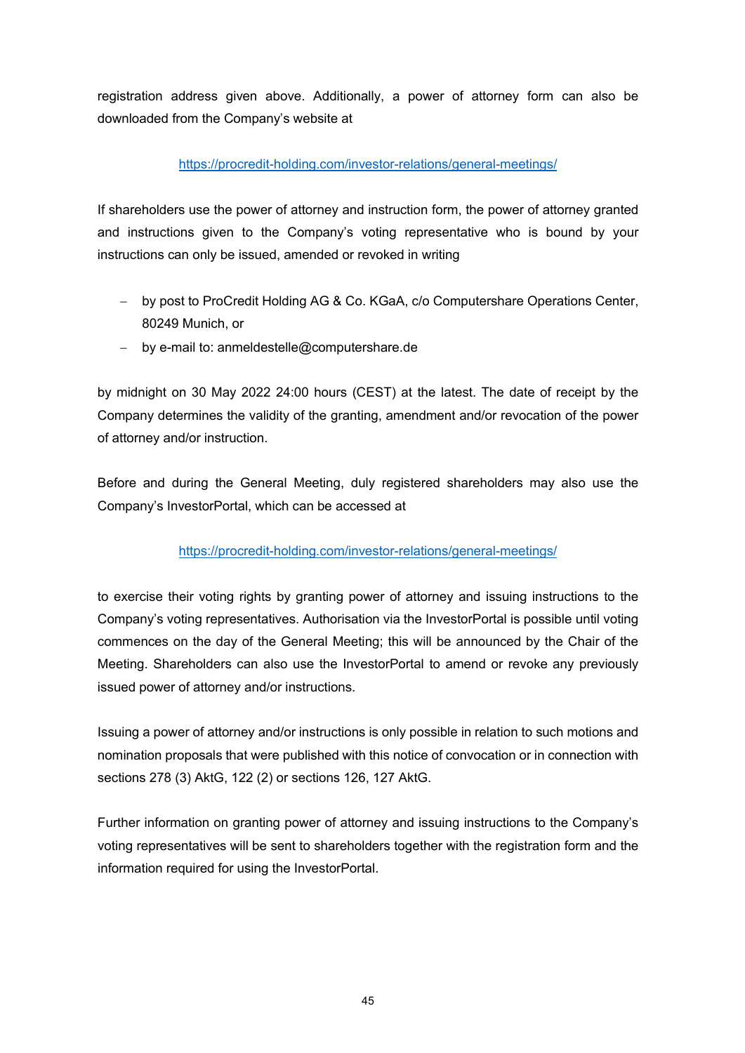registration address given above. Additionally, a power of attorney form can also be downloaded from the Company's website at

https://procredit-holding.com/investor-relations/general-meetings/

If shareholders use the power of attorney and instruction form, the power of attorney granted and instructions given to the Company's voting representative who is bound by your instructions can only be issued, amended or revoked in writing

- by post to ProCredit Holding AG & Co. KGaA, c/o Computershare Operations Center, 80249 Munich, or
- by e-mail to: anmeldestelle@computershare.de

by midnight on 30 May 2022 24:00 hours (CEST) at the latest. The date of receipt by the Company determines the validity of the granting, amendment and/or revocation of the power of attorney and/or instruction.

Before and during the General Meeting, duly registered shareholders may also use the Company's InvestorPortal, which can be accessed at

https://procredit-holding.com/investor-relations/general-meetings/

to exercise their voting rights by granting power of attorney and issuing instructions to the Company's voting representatives. Authorisation via the InvestorPortal is possible until voting commences on the day of the General Meeting; this will be announced by the Chair of the Meeting. Shareholders can also use the InvestorPortal to amend or revoke any previously issued power of attorney and/or instructions.

Issuing a power of attorney and/or instructions is only possible in relation to such motions and nomination proposals that were published with this notice of convocation or in connection with sections 278 (3) AktG, 122 (2) or sections 126, 127 AktG.

Further information on granting power of attorney and issuing instructions to the Company's voting representatives will be sent to shareholders together with the registration form and the information required for using the InvestorPortal.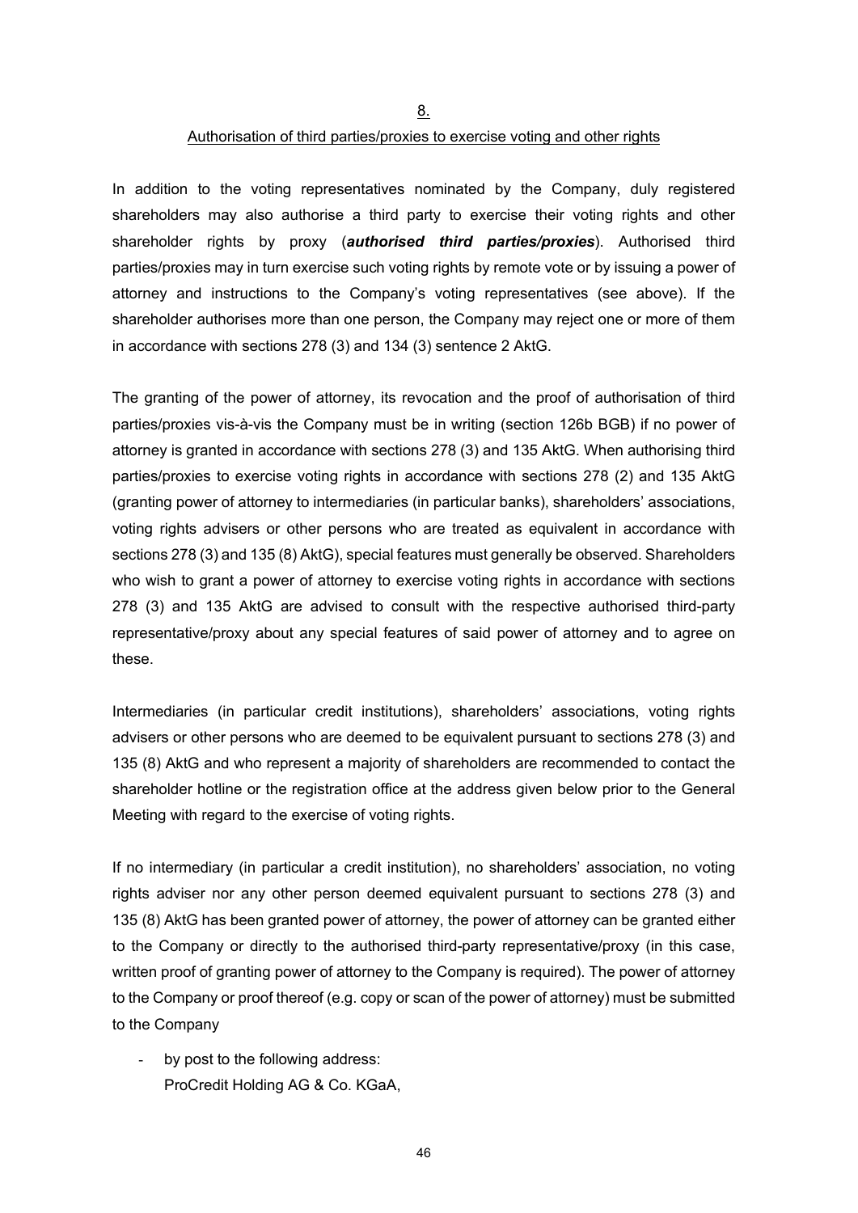8.

## Authorisation of third parties/proxies to exercise voting and other rights

In addition to the voting representatives nominated by the Company, duly registered shareholders may also authorise a third party to exercise their voting rights and other shareholder rights by proxy (***authorised third parties/proxies***). Authorised third parties/proxies may in turn exercise such voting rights by remote vote or by issuing a power of attorney and instructions to the Company's voting representatives (see above). If the shareholder authorises more than one person, the Company may reject one or more of them in accordance with sections 278 (3) and 134 (3) sentence 2 AktG.

The granting of the power of attorney, its revocation and the proof of authorisation of third parties/proxies vis-à-vis the Company must be in writing (section 126b BGB) if no power of attorney is granted in accordance with sections 278 (3) and 135 AktG. When authorising third parties/proxies to exercise voting rights in accordance with sections 278 (2) and 135 AktG (granting power of attorney to intermediaries (in particular banks), shareholders' associations, voting rights advisers or other persons who are treated as equivalent in accordance with sections 278 (3) and 135 (8) AktG), special features must generally be observed. Shareholders who wish to grant a power of attorney to exercise voting rights in accordance with sections 278 (3) and 135 AktG are advised to consult with the respective authorised third-party representative/proxy about any special features of said power of attorney and to agree on these.

Intermediaries (in particular credit institutions), shareholders' associations, voting rights advisers or other persons who are deemed to be equivalent pursuant to sections 278 (3) and 135 (8) AktG and who represent a majority of shareholders are recommended to contact the shareholder hotline or the registration office at the address given below prior to the General Meeting with regard to the exercise of voting rights.

If no intermediary (in particular a credit institution), no shareholders' association, no voting rights adviser nor any other person deemed equivalent pursuant to sections 278 (3) and 135 (8) AktG has been granted power of attorney, the power of attorney can be granted either to the Company or directly to the authorised third-party representative/proxy (in this case, written proof of granting power of attorney to the Company is required). The power of attorney to the Company or proof thereof (e.g. copy or scan of the power of attorney) must be submitted to the Company

- by post to the following address:
  ProCredit Holding AG & Co. KGaA,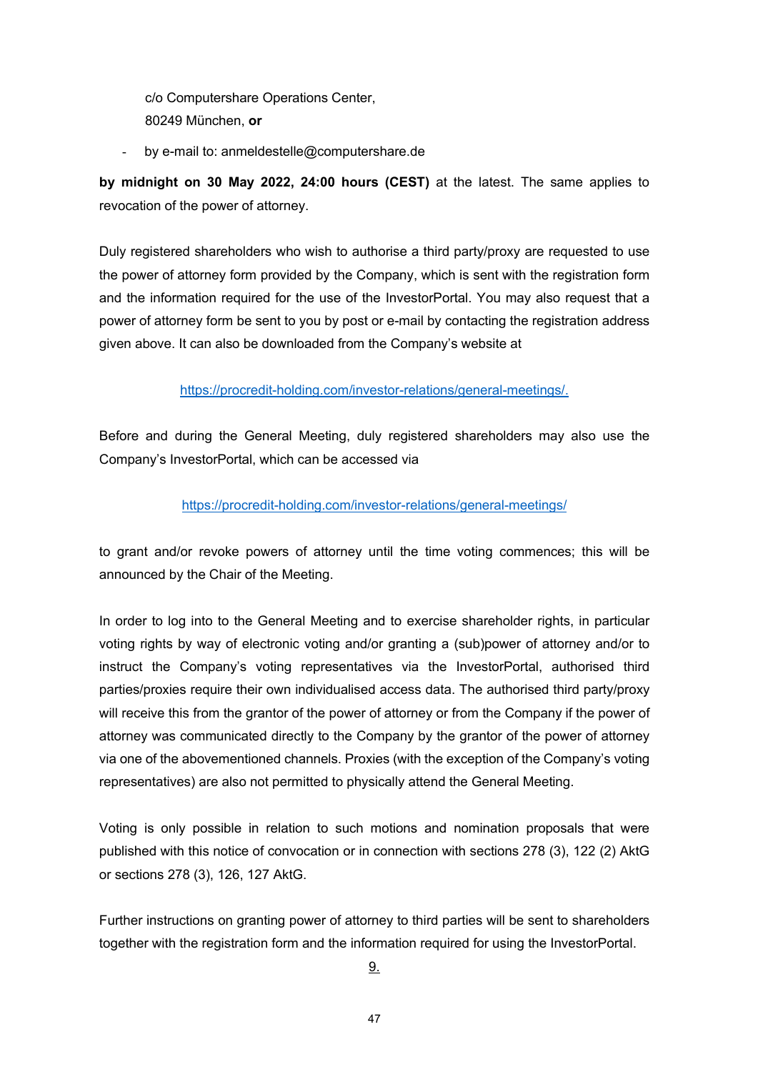c/o Computershare Operations Center,
80249 München, **or**

- by e-mail to: anmeldestelle@computershare.de

**by midnight on 30 May 2022, 24:00 hours (CEST)** at the latest. The same applies to revocation of the power of attorney.

Duly registered shareholders who wish to authorise a third party/proxy are requested to use the power of attorney form provided by the Company, which is sent with the registration form and the information required for the use of the InvestorPortal. You may also request that a power of attorney form be sent to you by post or e-mail by contacting the registration address given above. It can also be downloaded from the Company's website at

https://procredit-holding.com/investor-relations/general-meetings/.

Before and during the General Meeting, duly registered shareholders may also use the Company's InvestorPortal, which can be accessed via

https://procredit-holding.com/investor-relations/general-meetings/

to grant and/or revoke powers of attorney until the time voting commences; this will be announced by the Chair of the Meeting.

In order to log into to the General Meeting and to exercise shareholder rights, in particular voting rights by way of electronic voting and/or granting a (sub)power of attorney and/or to instruct the Company's voting representatives via the InvestorPortal, authorised third parties/proxies require their own individualised access data. The authorised third party/proxy will receive this from the grantor of the power of attorney or from the Company if the power of attorney was communicated directly to the Company by the grantor of the power of attorney via one of the abovementioned channels. Proxies (with the exception of the Company's voting representatives) are also not permitted to physically attend the General Meeting.

Voting is only possible in relation to such motions and nomination proposals that were published with this notice of convocation or in connection with sections 278 (3), 122 (2) AktG or sections 278 (3), 126, 127 AktG.

Further instructions on granting power of attorney to third parties will be sent to shareholders together with the registration form and the information required for using the InvestorPortal.

9.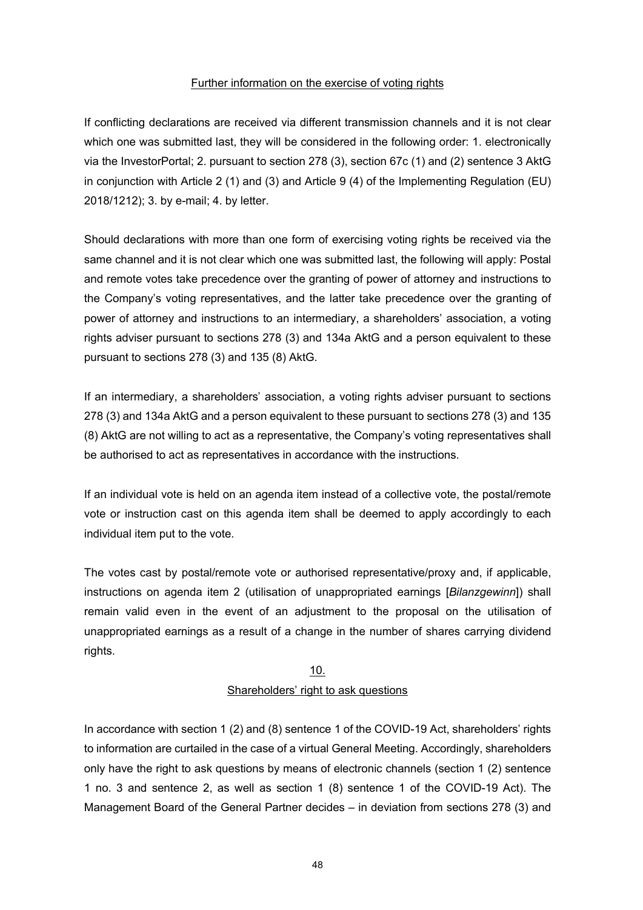### Further information on the exercise of voting rights

If conflicting declarations are received via different transmission channels and it is not clear which one was submitted last, they will be considered in the following order: 1. electronically via the InvestorPortal; 2. pursuant to section 278 (3), section 67c (1) and (2) sentence 3 AktG in conjunction with Article 2 (1) and (3) and Article 9 (4) of the Implementing Regulation (EU) 2018/1212); 3. by e-mail; 4. by letter.

Should declarations with more than one form of exercising voting rights be received via the same channel and it is not clear which one was submitted last, the following will apply: Postal and remote votes take precedence over the granting of power of attorney and instructions to the Company's voting representatives, and the latter take precedence over the granting of power of attorney and instructions to an intermediary, a shareholders' association, a voting rights adviser pursuant to sections 278 (3) and 134a AktG and a person equivalent to these pursuant to sections 278 (3) and 135 (8) AktG.

If an intermediary, a shareholders' association, a voting rights adviser pursuant to sections 278 (3) and 134a AktG and a person equivalent to these pursuant to sections 278 (3) and 135 (8) AktG are not willing to act as a representative, the Company's voting representatives shall be authorised to act as representatives in accordance with the instructions.

If an individual vote is held on an agenda item instead of a collective vote, the postal/remote vote or instruction cast on this agenda item shall be deemed to apply accordingly to each individual item put to the vote.

The votes cast by postal/remote vote or authorised representative/proxy and, if applicable, instructions on agenda item 2 (utilisation of unappropriated earnings [*Bilanzgewinn*]) shall remain valid even in the event of an adjustment to the proposal on the utilisation of unappropriated earnings as a result of a change in the number of shares carrying dividend rights.

## 10.
## Shareholders' right to ask questions

In accordance with section 1 (2) and (8) sentence 1 of the COVID-19 Act, shareholders' rights to information are curtailed in the case of a virtual General Meeting. Accordingly, shareholders only have the right to ask questions by means of electronic channels (section 1 (2) sentence 1 no. 3 and sentence 2, as well as section 1 (8) sentence 1 of the COVID-19 Act). The Management Board of the General Partner decides – in deviation from sections 278 (3) and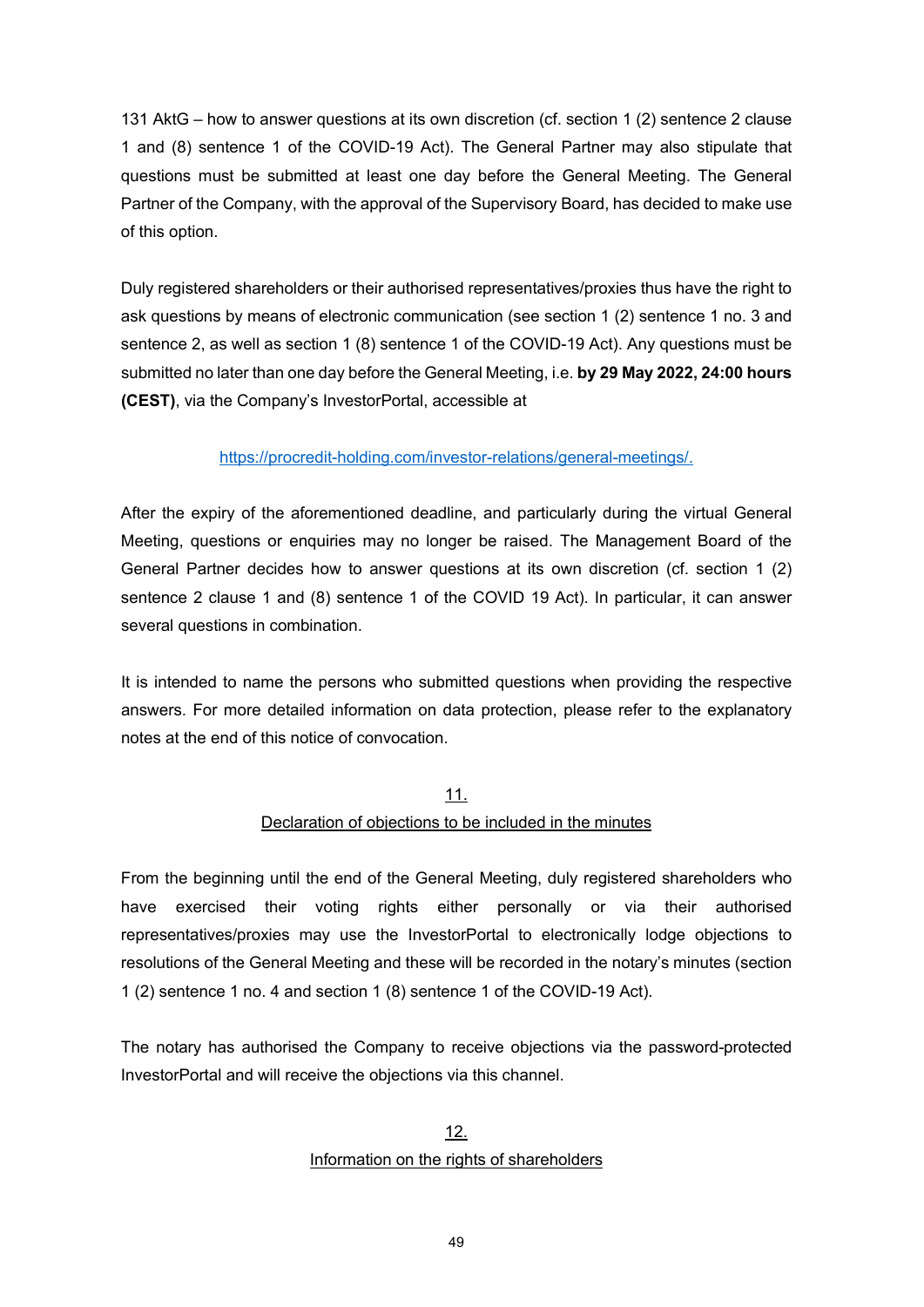131 AktG – how to answer questions at its own discretion (cf. section 1 (2) sentence 2 clause 1 and (8) sentence 1 of the COVID-19 Act). The General Partner may also stipulate that questions must be submitted at least one day before the General Meeting. The General Partner of the Company, with the approval of the Supervisory Board, has decided to make use of this option.

Duly registered shareholders or their authorised representatives/proxies thus have the right to ask questions by means of electronic communication (see section 1 (2) sentence 1 no. 3 and sentence 2, as well as section 1 (8) sentence 1 of the COVID-19 Act). Any questions must be submitted no later than one day before the General Meeting, i.e. **by 29 May 2022, 24:00 hours (CEST)**, via the Company's InvestorPortal, accessible at

https://procredit-holding.com/investor-relations/general-meetings/.

After the expiry of the aforementioned deadline, and particularly during the virtual General Meeting, questions or enquiries may no longer be raised. The Management Board of the General Partner decides how to answer questions at its own discretion (cf. section 1 (2) sentence 2 clause 1 and (8) sentence 1 of the COVID 19 Act). In particular, it can answer several questions in combination.

It is intended to name the persons who submitted questions when providing the respective answers. For more detailed information on data protection, please refer to the explanatory notes at the end of this notice of convocation.

## 11.
## Declaration of objections to be included in the minutes

From the beginning until the end of the General Meeting, duly registered shareholders who have exercised their voting rights either personally or via their authorised representatives/proxies may use the InvestorPortal to electronically lodge objections to resolutions of the General Meeting and these will be recorded in the notary's minutes (section 1 (2) sentence 1 no. 4 and section 1 (8) sentence 1 of the COVID-19 Act).

The notary has authorised the Company to receive objections via the password-protected InvestorPortal and will receive the objections via this channel.

## 12.
## Information on the rights of shareholders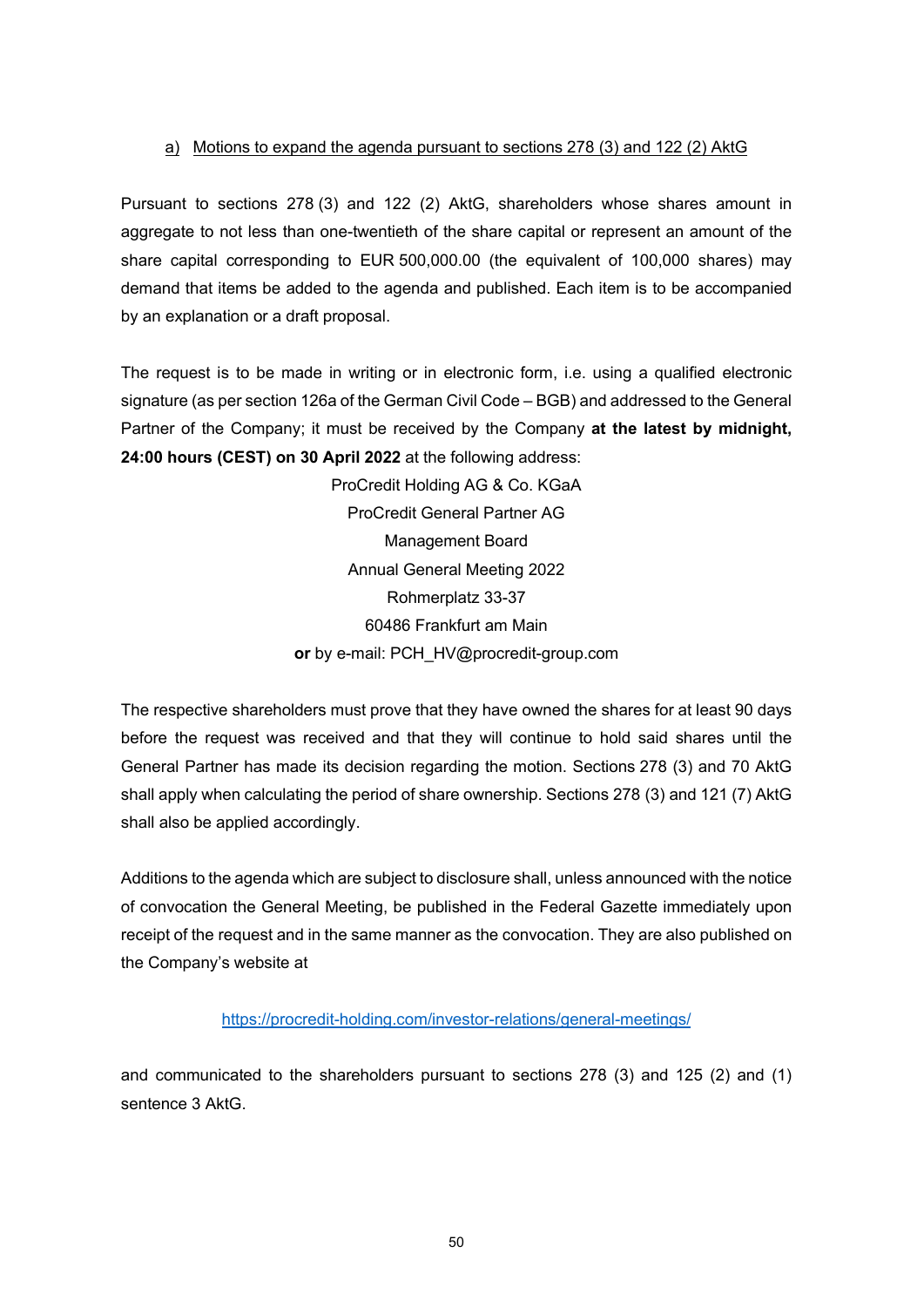### a) Motions to expand the agenda pursuant to sections 278 (3) and 122 (2) AktG

Pursuant to sections 278 (3) and 122 (2) AktG, shareholders whose shares amount in aggregate to not less than one-twentieth of the share capital or represent an amount of the share capital corresponding to EUR 500,000.00 (the equivalent of 100,000 shares) may demand that items be added to the agenda and published. Each item is to be accompanied by an explanation or a draft proposal.

The request is to be made in writing or in electronic form, i.e. using a qualified electronic signature (as per section 126a of the German Civil Code – BGB) and addressed to the General Partner of the Company; it must be received by the Company **at the latest by midnight, 24:00 hours (CEST) on 30 April 2022** at the following address:

ProCredit Holding AG & Co. KGaA
ProCredit General Partner AG
Management Board
Annual General Meeting 2022
Rohmerplatz 33-37
60486 Frankfurt am Main
**or** by e-mail: PCH_HV@procredit-group.com

The respective shareholders must prove that they have owned the shares for at least 90 days before the request was received and that they will continue to hold said shares until the General Partner has made its decision regarding the motion. Sections 278 (3) and 70 AktG shall apply when calculating the period of share ownership. Sections 278 (3) and 121 (7) AktG shall also be applied accordingly.

Additions to the agenda which are subject to disclosure shall, unless announced with the notice of convocation the General Meeting, be published in the Federal Gazette immediately upon receipt of the request and in the same manner as the convocation. They are also published on the Company's website at

https://procredit-holding.com/investor-relations/general-meetings/

and communicated to the shareholders pursuant to sections 278 (3) and 125 (2) and (1) sentence 3 AktG.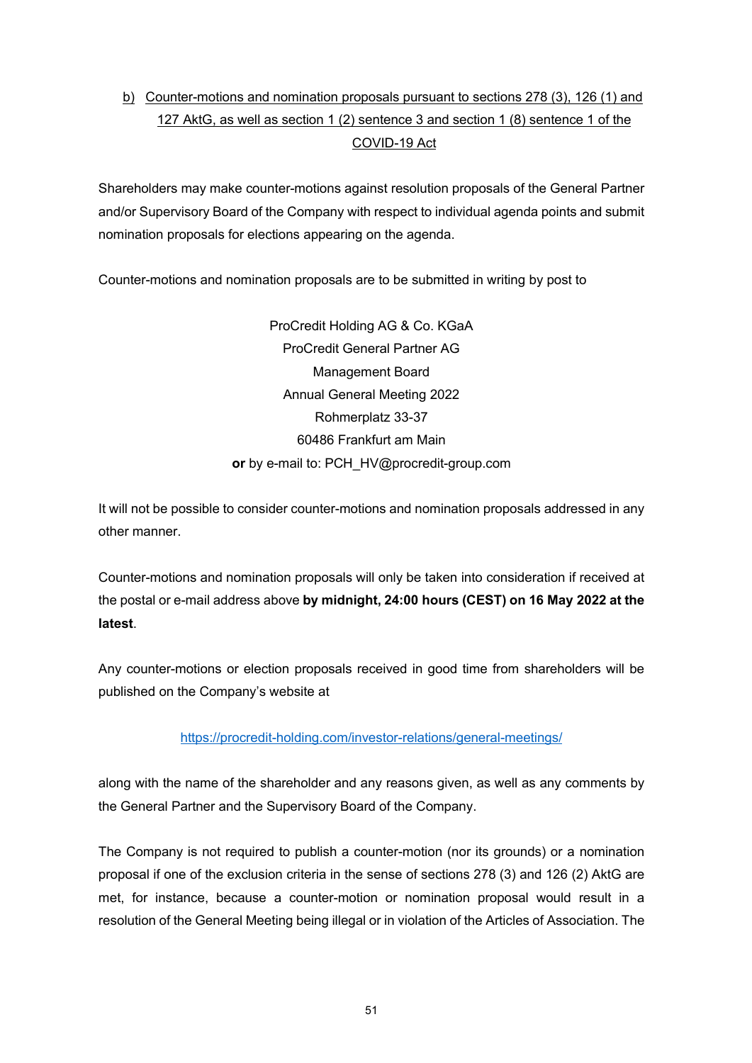### b) Counter-motions and nomination proposals pursuant to sections 278 (3), 126 (1) and 127 AktG, as well as section 1 (2) sentence 3 and section 1 (8) sentence 1 of the COVID-19 Act

Shareholders may make counter-motions against resolution proposals of the General Partner and/or Supervisory Board of the Company with respect to individual agenda points and submit nomination proposals for elections appearing on the agenda.

Counter-motions and nomination proposals are to be submitted in writing by post to

ProCredit Holding AG & Co. KGaA
ProCredit General Partner AG
Management Board
Annual General Meeting 2022
Rohmerplatz 33-37
60486 Frankfurt am Main
**or** by e-mail to: PCH_HV@procredit-group.com

It will not be possible to consider counter-motions and nomination proposals addressed in any other manner.

Counter-motions and nomination proposals will only be taken into consideration if received at the postal or e-mail address above **by midnight, 24:00 hours (CEST) on 16 May 2022 at the latest**.

Any counter-motions or election proposals received in good time from shareholders will be published on the Company's website at

https://procredit-holding.com/investor-relations/general-meetings/

along with the name of the shareholder and any reasons given, as well as any comments by the General Partner and the Supervisory Board of the Company.

The Company is not required to publish a counter-motion (nor its grounds) or a nomination proposal if one of the exclusion criteria in the sense of sections 278 (3) and 126 (2) AktG are met, for instance, because a counter-motion or nomination proposal would result in a resolution of the General Meeting being illegal or in violation of the Articles of Association. The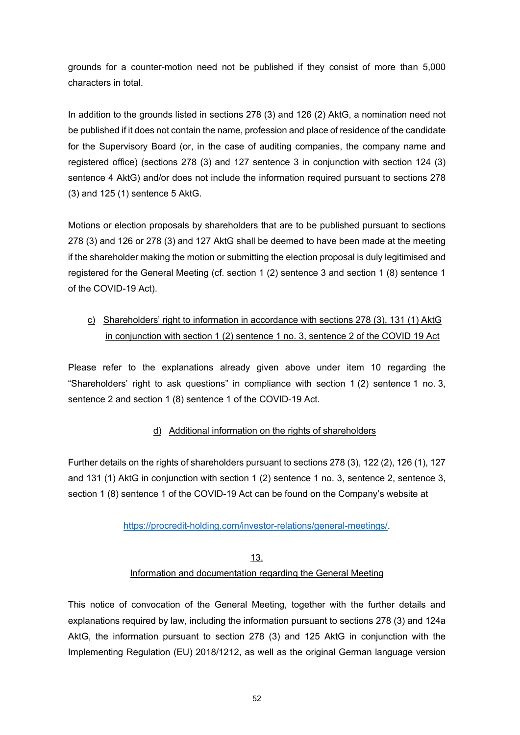grounds for a counter-motion need not be published if they consist of more than 5,000 characters in total.

In addition to the grounds listed in sections 278 (3) and 126 (2) AktG, a nomination need not be published if it does not contain the name, profession and place of residence of the candidate for the Supervisory Board (or, in the case of auditing companies, the company name and registered office) (sections 278 (3) and 127 sentence 3 in conjunction with section 124 (3) sentence 4 AktG) and/or does not include the information required pursuant to sections 278 (3) and 125 (1) sentence 5 AktG.

Motions or election proposals by shareholders that are to be published pursuant to sections 278 (3) and 126 or 278 (3) and 127 AktG shall be deemed to have been made at the meeting if the shareholder making the motion or submitting the election proposal is duly legitimised and registered for the General Meeting (cf. section 1 (2) sentence 3 and section 1 (8) sentence 1 of the COVID-19 Act).

### c) Shareholders' right to information in accordance with sections 278 (3), 131 (1) AktG in conjunction with section 1 (2) sentence 1 no. 3, sentence 2 of the COVID 19 Act

Please refer to the explanations already given above under item 10 regarding the "Shareholders' right to ask questions" in compliance with section 1 (2) sentence 1 no. 3, sentence 2 and section 1 (8) sentence 1 of the COVID-19 Act.

### d) Additional information on the rights of shareholders

Further details on the rights of shareholders pursuant to sections 278 (3), 122 (2), 126 (1), 127 and 131 (1) AktG in conjunction with section 1 (2) sentence 1 no. 3, sentence 2, sentence 3, section 1 (8) sentence 1 of the COVID-19 Act can be found on the Company's website at

https://procredit-holding.com/investor-relations/general-meetings/.

## 13.
## Information and documentation regarding the General Meeting

This notice of convocation of the General Meeting, together with the further details and explanations required by law, including the information pursuant to sections 278 (3) and 124a AktG, the information pursuant to section 278 (3) and 125 AktG in conjunction with the Implementing Regulation (EU) 2018/1212, as well as the original German language version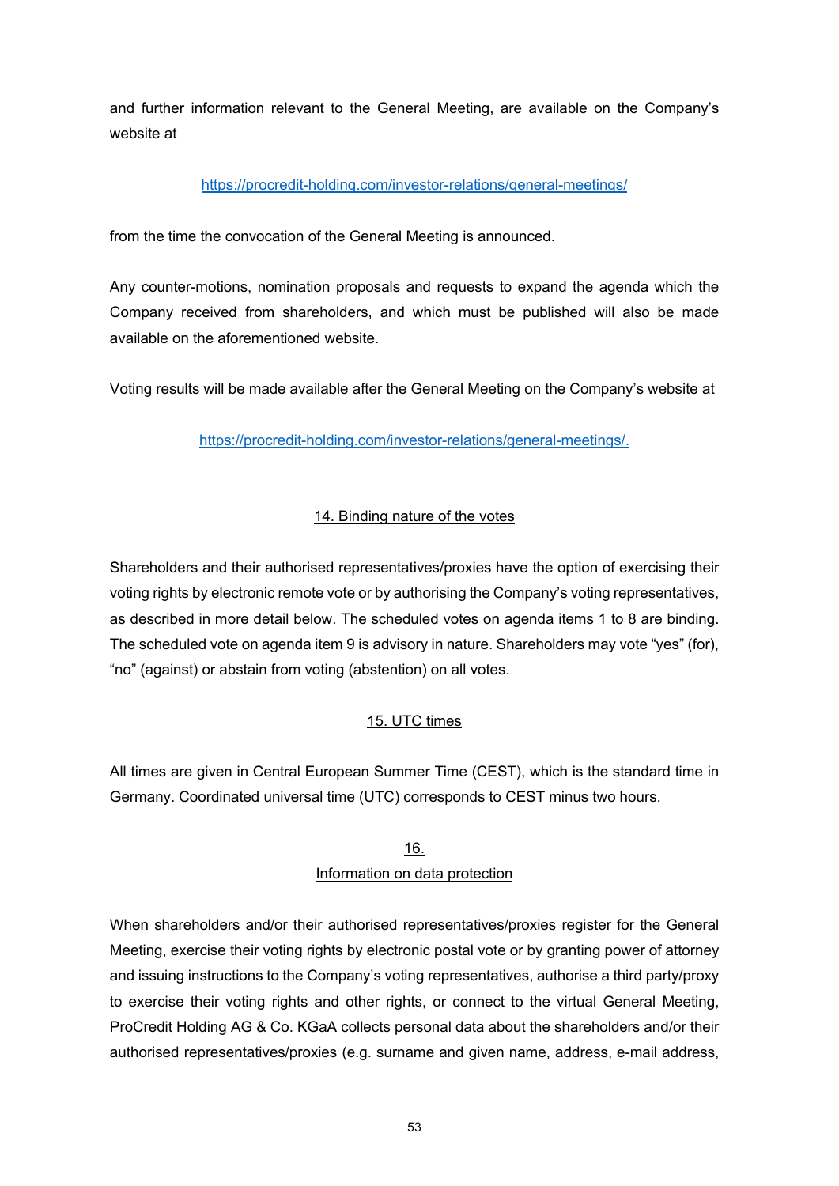and further information relevant to the General Meeting, are available on the Company's website at

https://procredit-holding.com/investor-relations/general-meetings/

from the time the convocation of the General Meeting is announced.

Any counter-motions, nomination proposals and requests to expand the agenda which the Company received from shareholders, and which must be published will also be made available on the aforementioned website.

Voting results will be made available after the General Meeting on the Company's website at

https://procredit-holding.com/investor-relations/general-meetings/.

## 14. Binding nature of the votes

Shareholders and their authorised representatives/proxies have the option of exercising their voting rights by electronic remote vote or by authorising the Company's voting representatives, as described in more detail below. The scheduled votes on agenda items 1 to 8 are binding. The scheduled vote on agenda item 9 is advisory in nature. Shareholders may vote "yes" (for), "no" (against) or abstain from voting (abstention) on all votes.

## 15. UTC times

All times are given in Central European Summer Time (CEST), which is the standard time in Germany. Coordinated universal time (UTC) corresponds to CEST minus two hours.

## 16. Information on data protection

When shareholders and/or their authorised representatives/proxies register for the General Meeting, exercise their voting rights by electronic postal vote or by granting power of attorney and issuing instructions to the Company's voting representatives, authorise a third party/proxy to exercise their voting rights and other rights, or connect to the virtual General Meeting, ProCredit Holding AG & Co. KGaA collects personal data about the shareholders and/or their authorised representatives/proxies (e.g. surname and given name, address, e-mail address,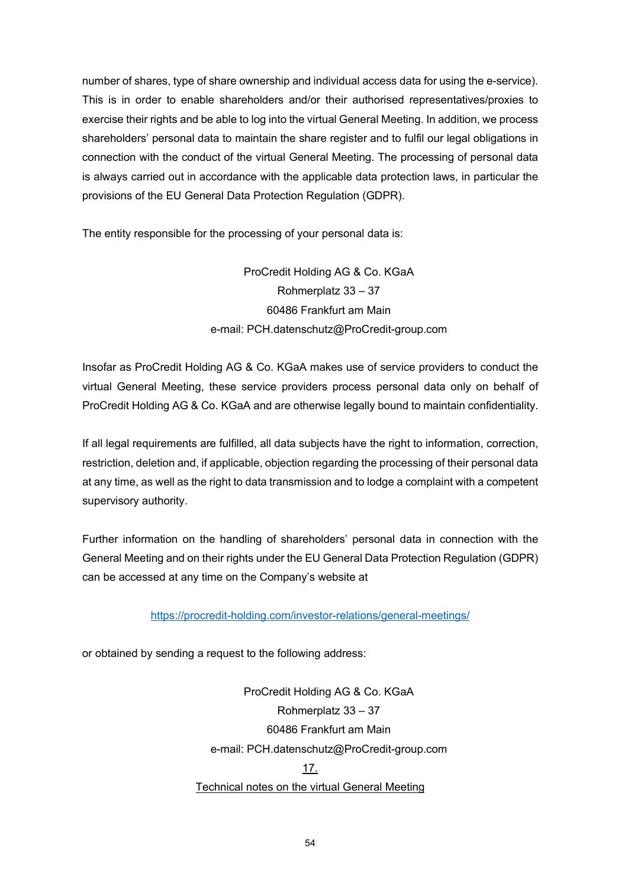number of shares, type of share ownership and individual access data for using the e-service). This is in order to enable shareholders and/or their authorised representatives/proxies to exercise their rights and be able to log into the virtual General Meeting. In addition, we process shareholders' personal data to maintain the share register and to fulfil our legal obligations in connection with the conduct of the virtual General Meeting. The processing of personal data is always carried out in accordance with the applicable data protection laws, in particular the provisions of the EU General Data Protection Regulation (GDPR).

The entity responsible for the processing of your personal data is:

ProCredit Holding AG & Co. KGaA
Rohmerplatz 33 – 37
60486 Frankfurt am Main
e-mail: PCH.datenschutz@ProCredit-group.com

Insofar as ProCredit Holding AG & Co. KGaA makes use of service providers to conduct the virtual General Meeting, these service providers process personal data only on behalf of ProCredit Holding AG & Co. KGaA and are otherwise legally bound to maintain confidentiality.

If all legal requirements are fulfilled, all data subjects have the right to information, correction, restriction, deletion and, if applicable, objection regarding the processing of their personal data at any time, as well as the right to data transmission and to lodge a complaint with a competent supervisory authority.

Further information on the handling of shareholders' personal data in connection with the General Meeting and on their rights under the EU General Data Protection Regulation (GDPR) can be accessed at any time on the Company's website at

https://procredit-holding.com/investor-relations/general-meetings/

or obtained by sending a request to the following address:

ProCredit Holding AG & Co. KGaA
Rohmerplatz 33 – 37
60486 Frankfurt am Main
e-mail: PCH.datenschutz@ProCredit-group.com

## 17.
## Technical notes on the virtual General Meeting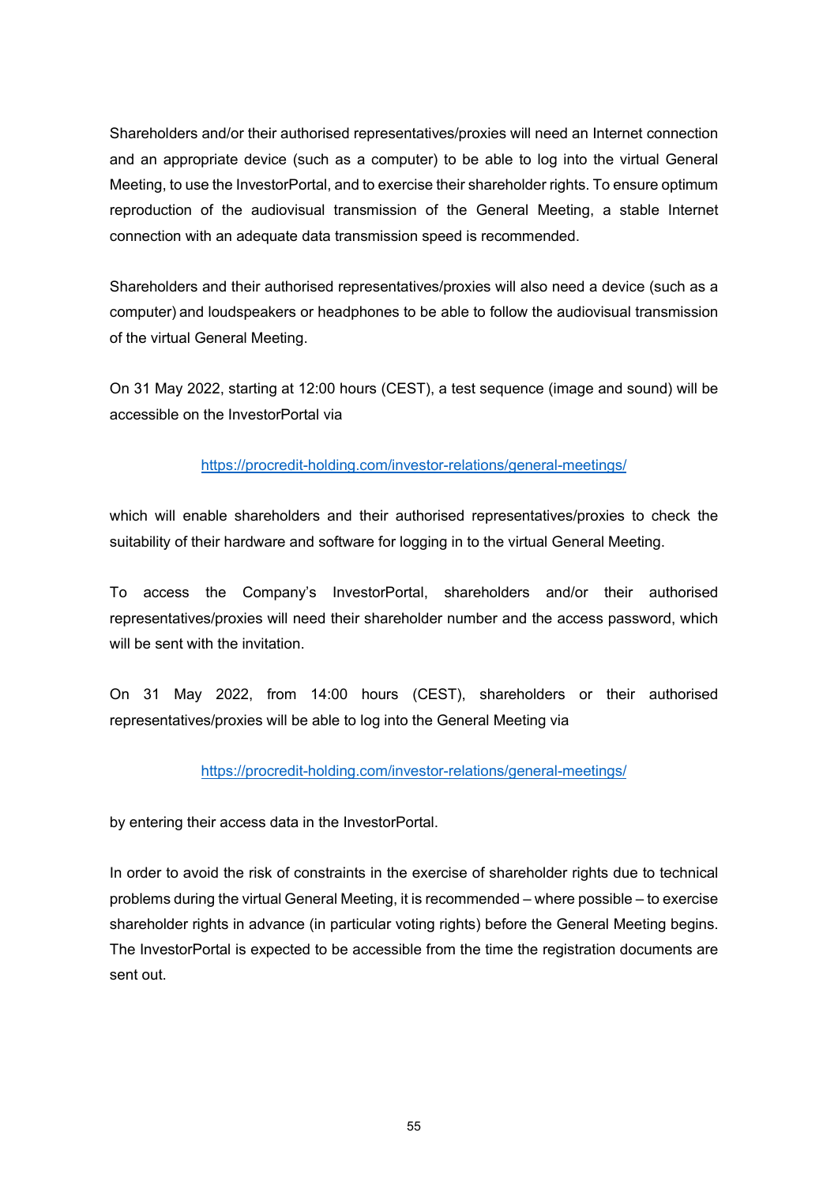Shareholders and/or their authorised representatives/proxies will need an Internet connection and an appropriate device (such as a computer) to be able to log into the virtual General Meeting, to use the InvestorPortal, and to exercise their shareholder rights. To ensure optimum reproduction of the audiovisual transmission of the General Meeting, a stable Internet connection with an adequate data transmission speed is recommended.

Shareholders and their authorised representatives/proxies will also need a device (such as a computer) and loudspeakers or headphones to be able to follow the audiovisual transmission of the virtual General Meeting.

On 31 May 2022, starting at 12:00 hours (CEST), a test sequence (image and sound) will be accessible on the InvestorPortal via

https://procredit-holding.com/investor-relations/general-meetings/

which will enable shareholders and their authorised representatives/proxies to check the suitability of their hardware and software for logging in to the virtual General Meeting.

To access the Company's InvestorPortal, shareholders and/or their authorised representatives/proxies will need their shareholder number and the access password, which will be sent with the invitation.

On 31 May 2022, from 14:00 hours (CEST), shareholders or their authorised representatives/proxies will be able to log into the General Meeting via

https://procredit-holding.com/investor-relations/general-meetings/

by entering their access data in the InvestorPortal.

In order to avoid the risk of constraints in the exercise of shareholder rights due to technical problems during the virtual General Meeting, it is recommended – where possible – to exercise shareholder rights in advance (in particular voting rights) before the General Meeting begins. The InvestorPortal is expected to be accessible from the time the registration documents are sent out.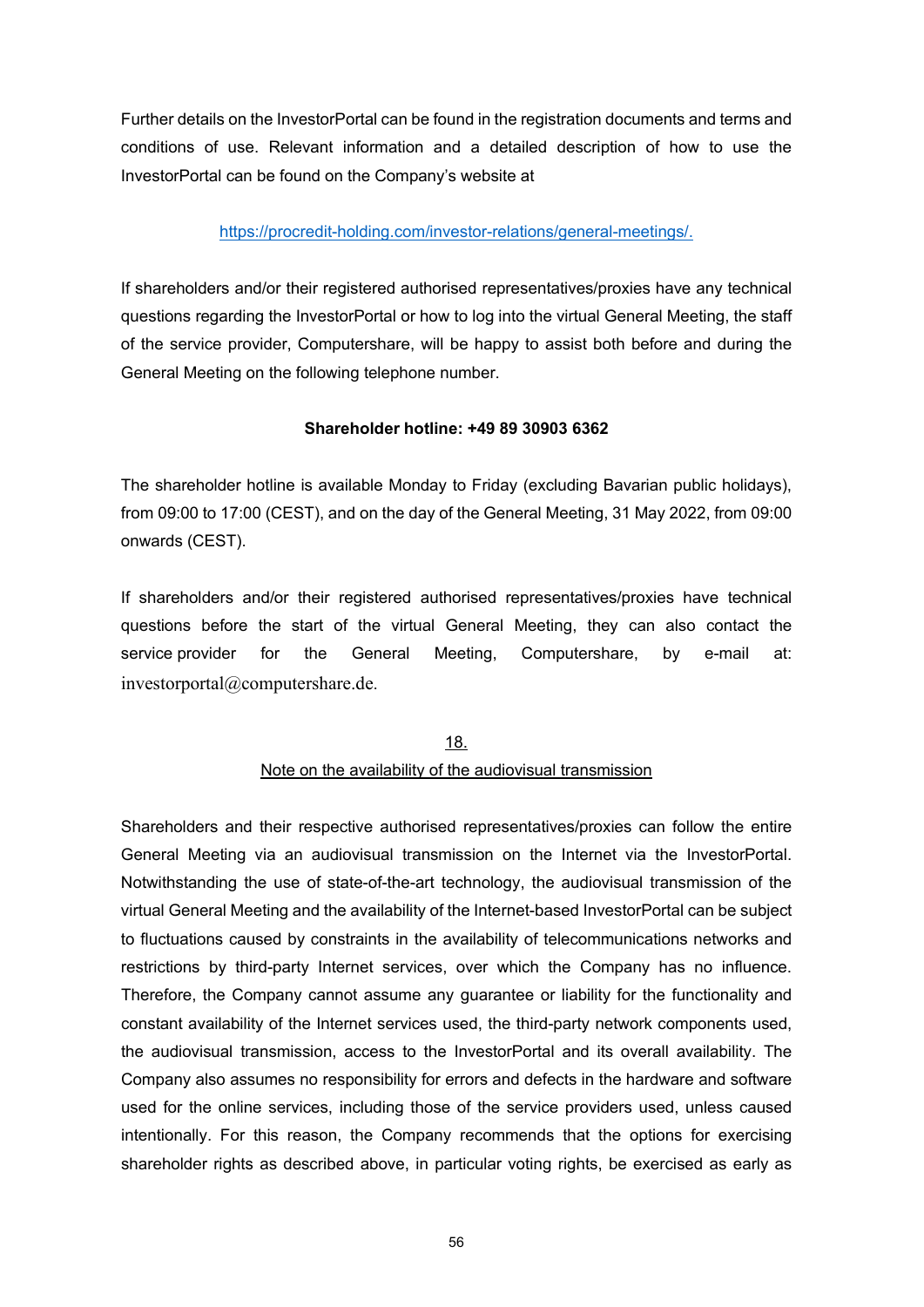Further details on the InvestorPortal can be found in the registration documents and terms and conditions of use. Relevant information and a detailed description of how to use the InvestorPortal can be found on the Company's website at

https://procredit-holding.com/investor-relations/general-meetings/.

If shareholders and/or their registered authorised representatives/proxies have any technical questions regarding the InvestorPortal or how to log into the virtual General Meeting, the staff of the service provider, Computershare, will be happy to assist both before and during the General Meeting on the following telephone number.

**Shareholder hotline: +49 89 30903 6362**

The shareholder hotline is available Monday to Friday (excluding Bavarian public holidays), from 09:00 to 17:00 (CEST), and on the day of the General Meeting, 31 May 2022, from 09:00 onwards (CEST).

If shareholders and/or their registered authorised representatives/proxies have technical questions before the start of the virtual General Meeting, they can also contact the service provider for the General Meeting, Computershare, by e-mail at: investorportal@computershare.de.

## 18. Note on the availability of the audiovisual transmission

Shareholders and their respective authorised representatives/proxies can follow the entire General Meeting via an audiovisual transmission on the Internet via the InvestorPortal. Notwithstanding the use of state-of-the-art technology, the audiovisual transmission of the virtual General Meeting and the availability of the Internet-based InvestorPortal can be subject to fluctuations caused by constraints in the availability of telecommunications networks and restrictions by third-party Internet services, over which the Company has no influence. Therefore, the Company cannot assume any guarantee or liability for the functionality and constant availability of the Internet services used, the third-party network components used, the audiovisual transmission, access to the InvestorPortal and its overall availability. The Company also assumes no responsibility for errors and defects in the hardware and software used for the online services, including those of the service providers used, unless caused intentionally. For this reason, the Company recommends that the options for exercising shareholder rights as described above, in particular voting rights, be exercised as early as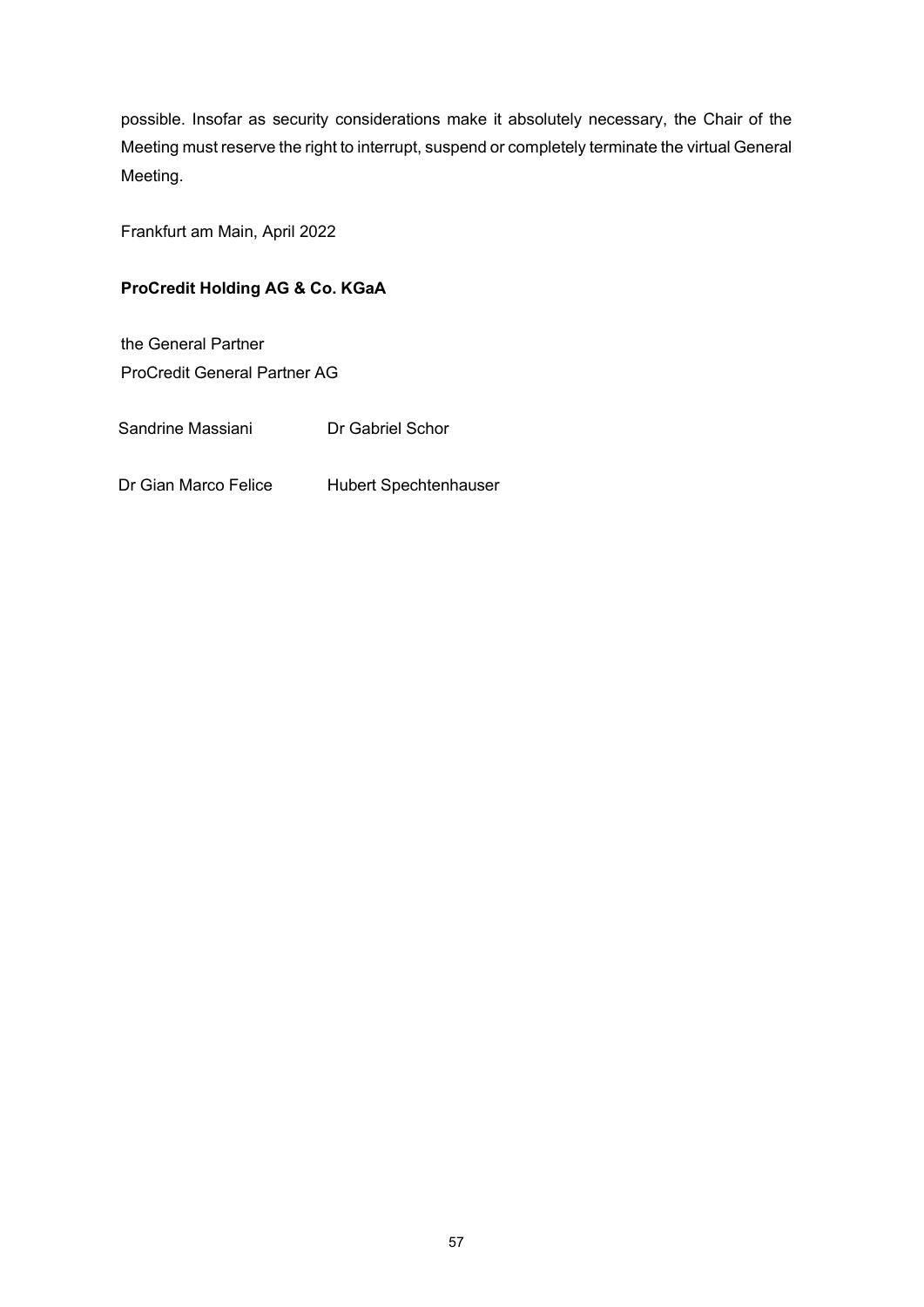possible. Insofar as security considerations make it absolutely necessary, the Chair of the Meeting must reserve the right to interrupt, suspend or completely terminate the virtual General Meeting.

Frankfurt am Main, April 2022

**ProCredit Holding AG & Co. KGaA**

the General Partner
ProCredit General Partner AG

| | |
|---|---|
| Sandrine Massiani | Dr Gabriel Schor |
| Dr Gian Marco Felice | Hubert Spechtenhauser |